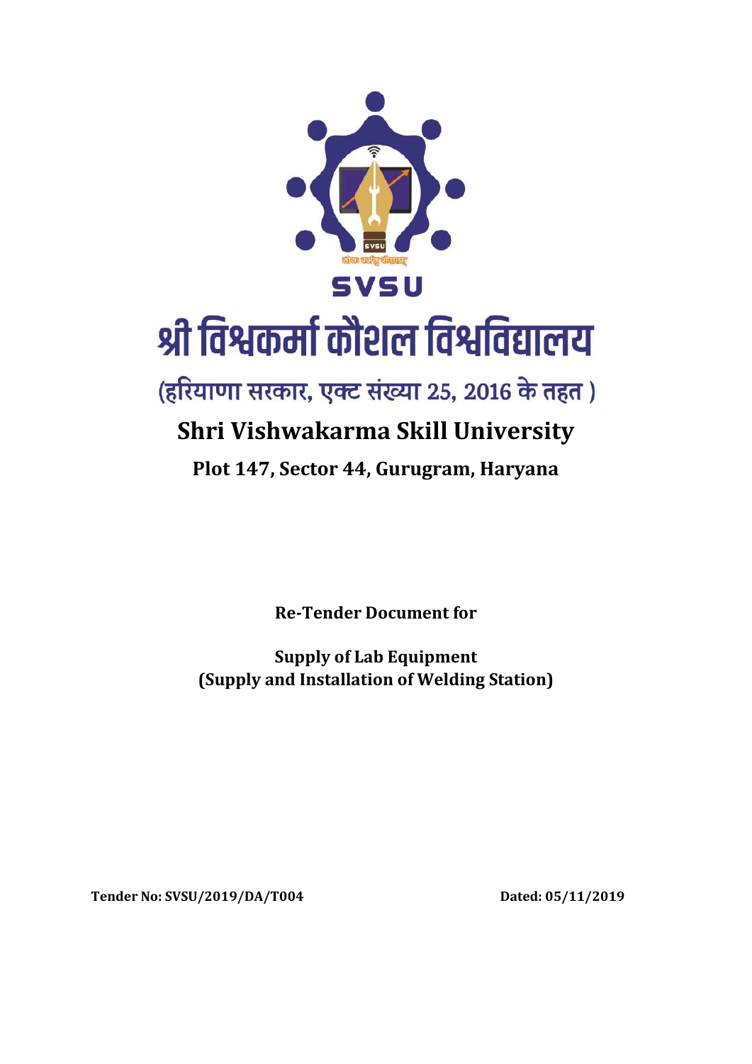SVSU

# श्री विश्वकर्मा कौशल विश्वविद्यालय

(हरियाणा सरकार, एक्ट संख्या 25, 2016 के तहत )

## Shri Vishwakarma Skill University

**Plot 147, Sector 44, Gurugram, Haryana**

**Re-Tender Document for**

**Supply of Lab Equipment**
**(Supply and Installation of Welding Station)**

**Tender No: SVSU/2019/DA/T004** **Dated: 05/11/2019**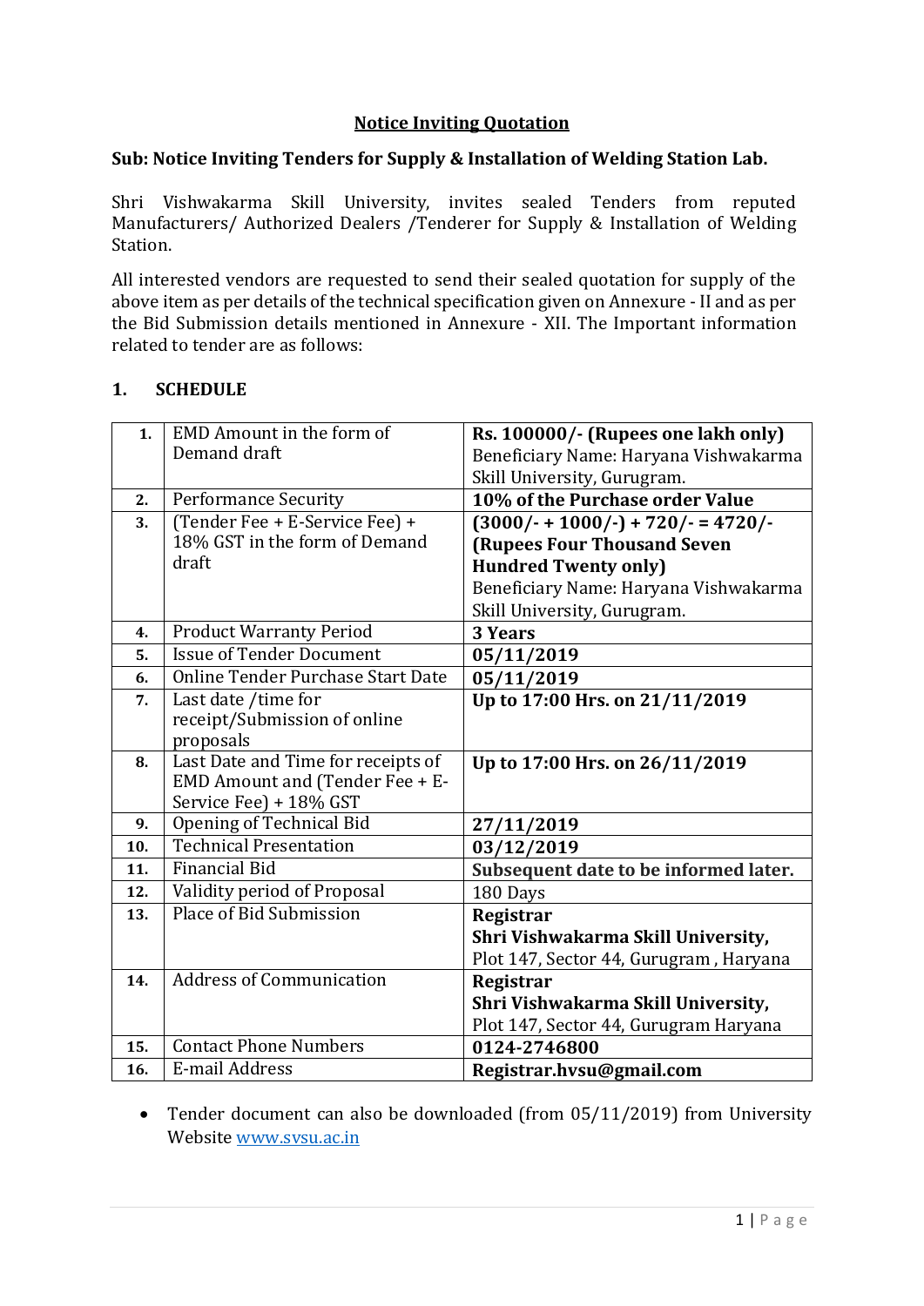## Notice Inviting Quotation

**Sub: Notice Inviting Tenders for Supply & Installation of Welding Station Lab.**

Shri Vishwakarma Skill University, invites sealed Tenders from reputed Manufacturers/ Authorized Dealers /Tenderer for Supply & Installation of Welding Station.

All interested vendors are requested to send their sealed quotation for supply of the above item as per details of the technical specification given on Annexure - II and as per the Bid Submission details mentioned in Annexure - XII. The Important information related to tender are as follows:

### 1. SCHEDULE

| | | |
|---|---|---|
| **1.** | EMD Amount in the form of Demand draft | **Rs. 100000/- (Rupees one lakh only)** Beneficiary Name: Haryana Vishwakarma Skill University, Gurugram. |
| **2.** | Performance Security | **10% of the Purchase order Value** |
| **3.** | (Tender Fee + E-Service Fee) + 18% GST in the form of Demand draft | **(3000/- + 1000/-) + 720/- = 4720/- (Rupees Four Thousand Seven Hundred Twenty only)** Beneficiary Name: Haryana Vishwakarma Skill University, Gurugram. |
| **4.** | Product Warranty Period | **3 Years** |
| **5.** | Issue of Tender Document | **05/11/2019** |
| **6.** | Online Tender Purchase Start Date | **05/11/2019** |
| **7.** | Last date /time for receipt/Submission of online proposals | **Up to 17:00 Hrs. on 21/11/2019** |
| **8.** | Last Date and Time for receipts of EMD Amount and (Tender Fee + E-Service Fee) + 18% GST | **Up to 17:00 Hrs. on 26/11/2019** |
| **9.** | Opening of Technical Bid | **27/11/2019** |
| **10.** | Technical Presentation | **03/12/2019** |
| **11.** | Financial Bid | **Subsequent date to be informed later.** |
| **12.** | Validity period of Proposal | 180 Days |
| **13.** | Place of Bid Submission | **Registrar** **Shri Vishwakarma Skill University,** Plot 147, Sector 44, Gurugram , Haryana |
| **14.** | Address of Communication | **Registrar** **Shri Vishwakarma Skill University,** Plot 147, Sector 44, Gurugram Haryana |
| **15.** | Contact Phone Numbers | **0124-2746800** |
| **16.** | E-mail Address | **Registrar.hvsu@gmail.com** |

- Tender document can also be downloaded (from 05/11/2019) from University Website www.svsu.ac.in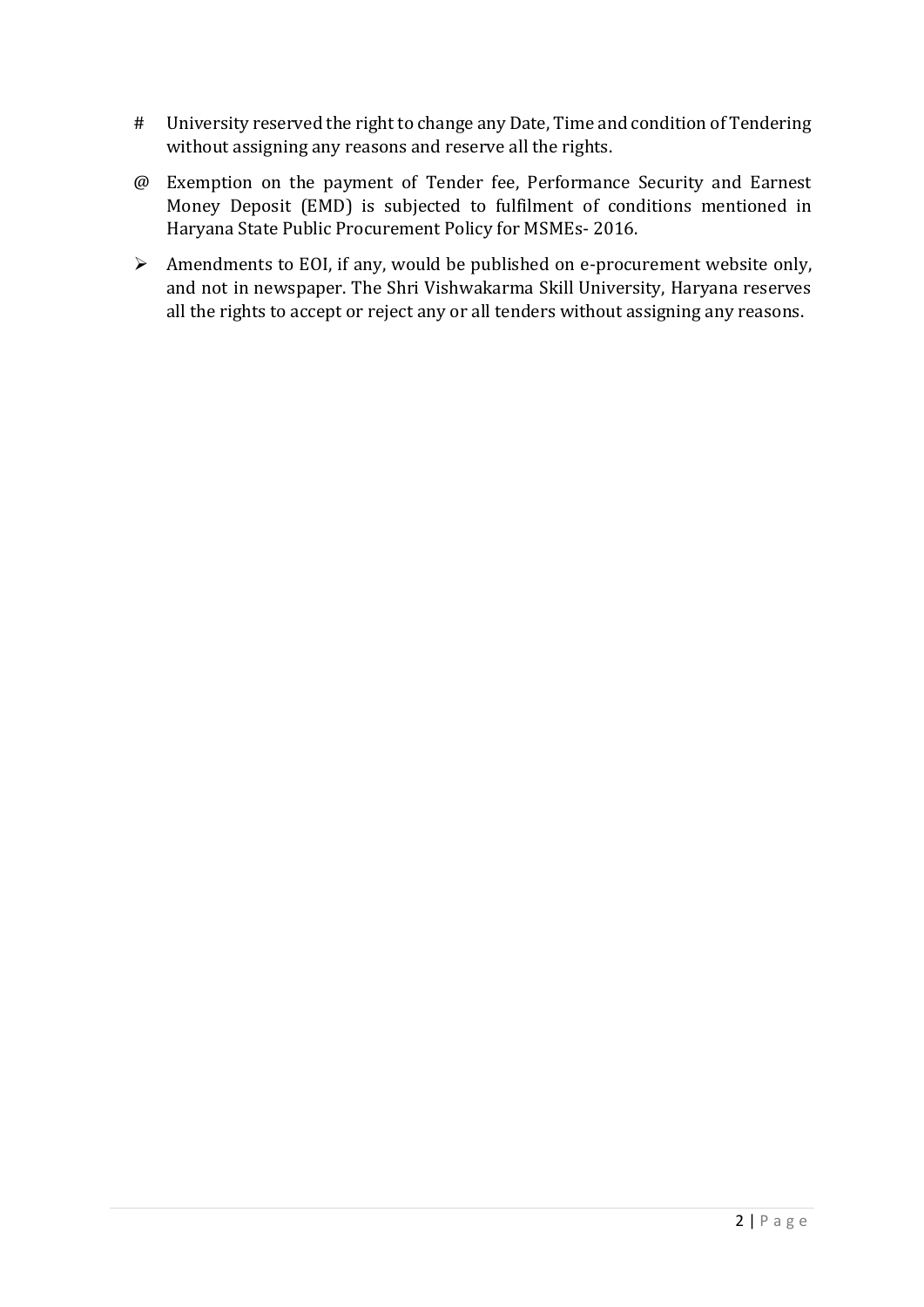# University reserved the right to change any Date, Time and condition of Tendering without assigning any reasons and reserve all the rights.

@ Exemption on the payment of Tender fee, Performance Security and Earnest Money Deposit (EMD) is subjected to fulfilment of conditions mentioned in Haryana State Public Procurement Policy for MSMEs- 2016.

- Amendments to EOI, if any, would be published on e-procurement website only, and not in newspaper. The Shri Vishwakarma Skill University, Haryana reserves all the rights to accept or reject any or all tenders without assigning any reasons.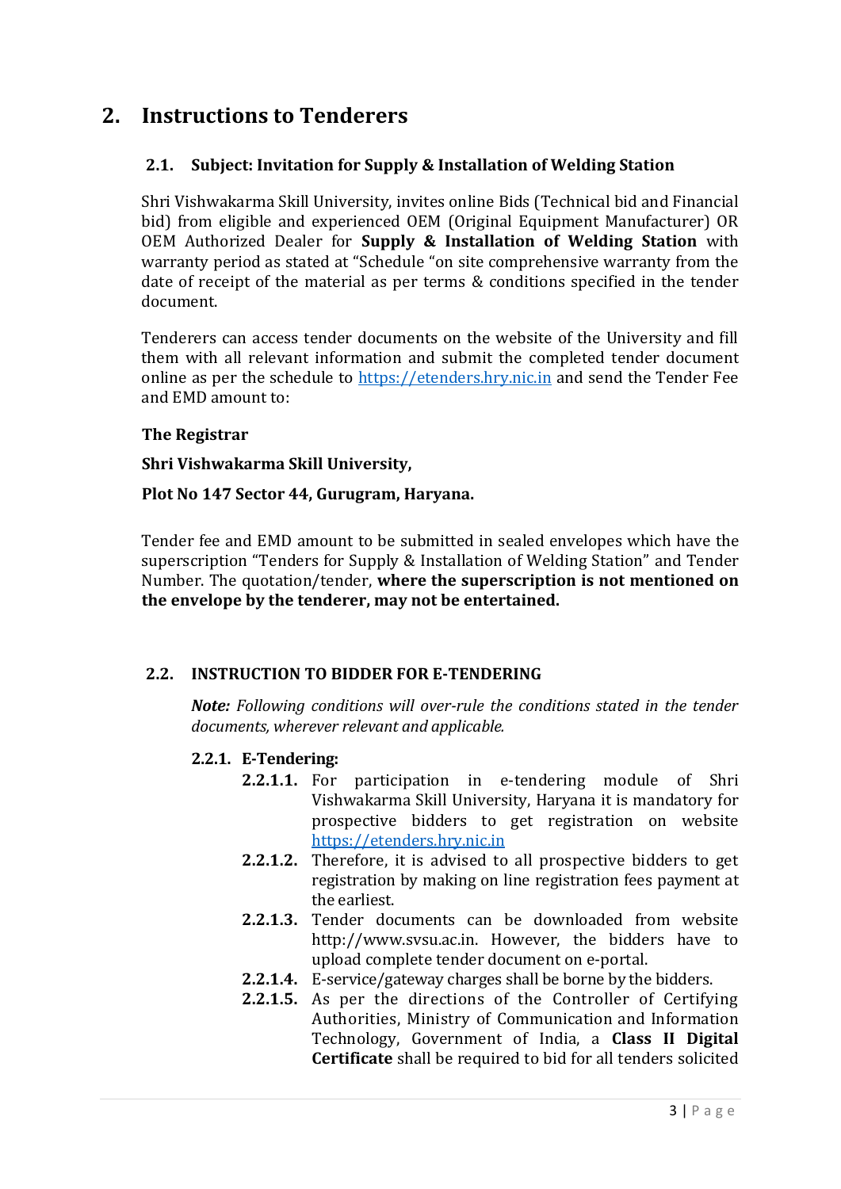# 2. Instructions to Tenderers

## 2.1. Subject: Invitation for Supply & Installation of Welding Station

Shri Vishwakarma Skill University, invites online Bids (Technical bid and Financial bid) from eligible and experienced OEM (Original Equipment Manufacturer) OR OEM Authorized Dealer for **Supply & Installation of Welding Station** with warranty period as stated at "Schedule "on site comprehensive warranty from the date of receipt of the material as per terms & conditions specified in the tender document.

Tenderers can access tender documents on the website of the University and fill them with all relevant information and submit the completed tender document online as per the schedule to https://etenders.hry.nic.in and send the Tender Fee and EMD amount to:

**The Registrar**

**Shri Vishwakarma Skill University,**

**Plot No 147 Sector 44, Gurugram, Haryana.**

Tender fee and EMD amount to be submitted in sealed envelopes which have the superscription "Tenders for Supply & Installation of Welding Station" and Tender Number. The quotation/tender, **where the superscription is not mentioned on the envelope by the tenderer, may not be entertained.**

## 2.2. INSTRUCTION TO BIDDER FOR E-TENDERING

***Note:*** *Following conditions will over-rule the conditions stated in the tender documents, wherever relevant and applicable.*

### 2.2.1. E-Tendering:

- **2.2.1.1.** For participation in e-tendering module of Shri Vishwakarma Skill University, Haryana it is mandatory for prospective bidders to get registration on website https://etenders.hry.nic.in
- **2.2.1.2.** Therefore, it is advised to all prospective bidders to get registration by making on line registration fees payment at the earliest.
- **2.2.1.3.** Tender documents can be downloaded from website http://www.svsu.ac.in. However, the bidders have to upload complete tender document on e-portal.
- **2.2.1.4.** E-service/gateway charges shall be borne by the bidders.
- **2.2.1.5.** As per the directions of the Controller of Certifying Authorities, Ministry of Communication and Information Technology, Government of India, a **Class II Digital Certificate** shall be required to bid for all tenders solicited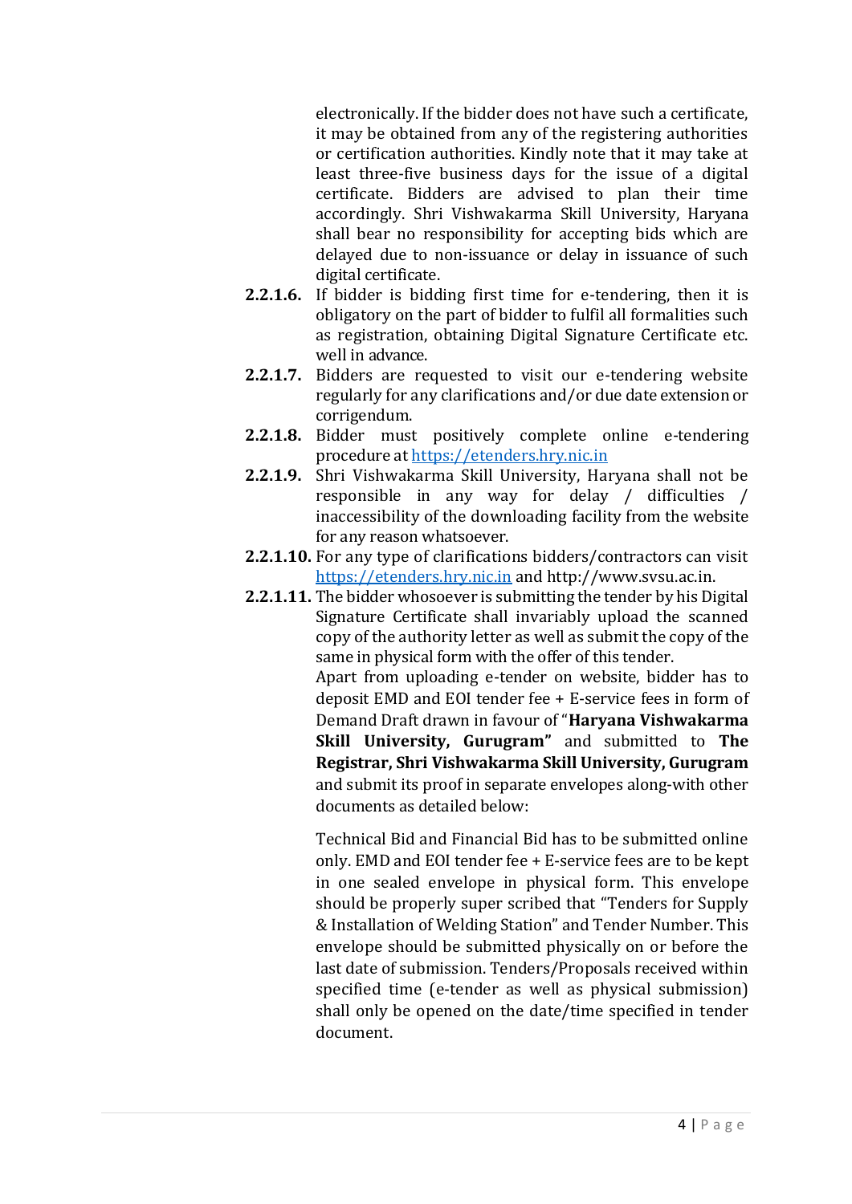electronically. If the bidder does not have such a certificate, it may be obtained from any of the registering authorities or certification authorities. Kindly note that it may take at least three-five business days for the issue of a digital certificate. Bidders are advised to plan their time accordingly. Shri Vishwakarma Skill University, Haryana shall bear no responsibility for accepting bids which are delayed due to non-issuance or delay in issuance of such digital certificate.

**2.2.1.6.** If bidder is bidding first time for e-tendering, then it is obligatory on the part of bidder to fulfil all formalities such as registration, obtaining Digital Signature Certificate etc. well in advance.

**2.2.1.7.** Bidders are requested to visit our e-tendering website regularly for any clarifications and/or due date extension or corrigendum.

**2.2.1.8.** Bidder must positively complete online e-tendering procedure at https://etenders.hry.nic.in

**2.2.1.9.** Shri Vishwakarma Skill University, Haryana shall not be responsible in any way for delay / difficulties / inaccessibility of the downloading facility from the website for any reason whatsoever.

**2.2.1.10.** For any type of clarifications bidders/contractors can visit https://etenders.hry.nic.in and http://www.svsu.ac.in.

**2.2.1.11.** The bidder whosoever is submitting the tender by his Digital Signature Certificate shall invariably upload the scanned copy of the authority letter as well as submit the copy of the same in physical form with the offer of this tender.

Apart from uploading e-tender on website, bidder has to deposit EMD and EOI tender fee + E-service fees in form of Demand Draft drawn in favour of "**Haryana Vishwakarma Skill University, Gurugram"** and submitted to **The Registrar, Shri Vishwakarma Skill University, Gurugram** and submit its proof in separate envelopes along-with other documents as detailed below:

Technical Bid and Financial Bid has to be submitted online only. EMD and EOI tender fee + E-service fees are to be kept in one sealed envelope in physical form. This envelope should be properly super scribed that "Tenders for Supply & Installation of Welding Station" and Tender Number. This envelope should be submitted physically on or before the last date of submission. Tenders/Proposals received within specified time (e-tender as well as physical submission) shall only be opened on the date/time specified in tender document.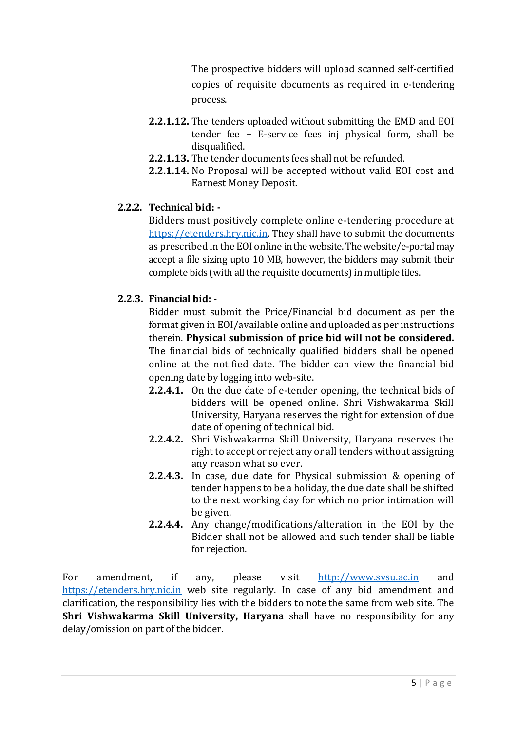The prospective bidders will upload scanned self-certified copies of requisite documents as required in e-tendering process.

**2.2.1.12.** The tenders uploaded without submitting the EMD and EOI tender fee + E-service fees inj physical form, shall be disqualified.

**2.2.1.13.** The tender documents fees shall not be refunded.

**2.2.1.14.** No Proposal will be accepted without valid EOI cost and Earnest Money Deposit.

**2.2.2. Technical bid: -**

Bidders must positively complete online e-tendering procedure at https://etenders.hry.nic.in. They shall have to submit the documents as prescribed in the EOI online in the website. The website/e-portal may accept a file sizing upto 10 MB, however, the bidders may submit their complete bids (with all the requisite documents) in multiple files.

**2.2.3. Financial bid: -**

Bidder must submit the Price/Financial bid document as per the format given in EOI/available online and uploaded as per instructions therein. **Physical submission of price bid will not be considered.** The financial bids of technically qualified bidders shall be opened online at the notified date. The bidder can view the financial bid opening date by logging into web-site.

**2.2.4.1.** On the due date of e-tender opening, the technical bids of bidders will be opened online. Shri Vishwakarma Skill University, Haryana reserves the right for extension of due date of opening of technical bid.

**2.2.4.2.** Shri Vishwakarma Skill University, Haryana reserves the right to accept or reject any or all tenders without assigning any reason what so ever.

**2.2.4.3.** In case, due date for Physical submission & opening of tender happens to be a holiday, the due date shall be shifted to the next working day for which no prior intimation will be given.

**2.2.4.4.** Any change/modifications/alteration in the EOI by the Bidder shall not be allowed and such tender shall be liable for rejection.

For amendment, if any, please visit http://www.svsu.ac.in and https://etenders.hry.nic.in web site regularly. In case of any bid amendment and clarification, the responsibility lies with the bidders to note the same from web site. The **Shri Vishwakarma Skill University, Haryana** shall have no responsibility for any delay/omission on part of the bidder.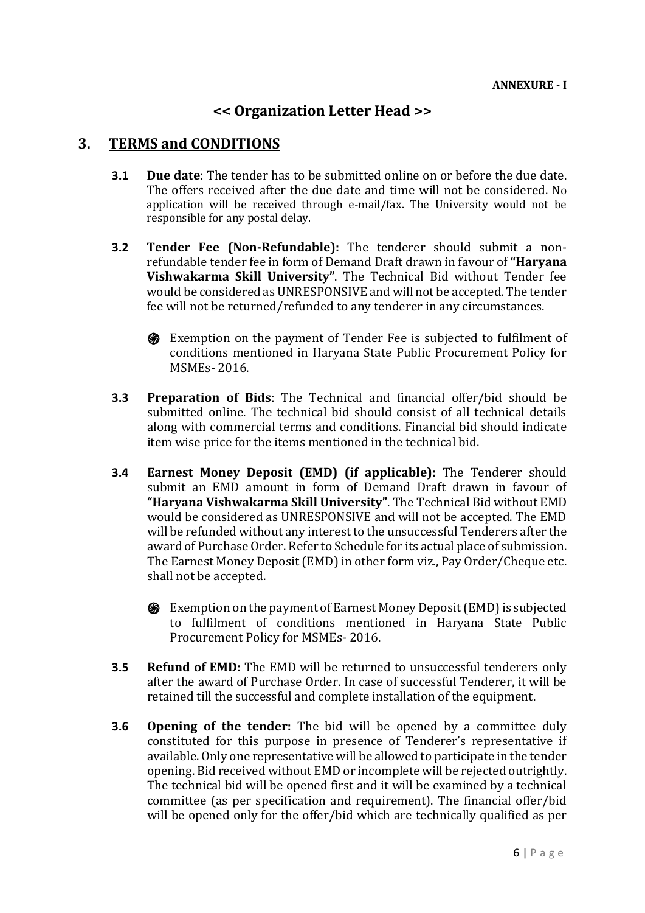**ANNEXURE - I**

## << Organization Letter Head >>

## 3. TERMS and CONDITIONS

**3.1 Due date**: The tender has to be submitted online on or before the due date. The offers received after the due date and time will not be considered. No application will be received through e-mail/fax. The University would not be responsible for any postal delay.

**3.2 Tender Fee (Non-Refundable):** The tenderer should submit a non-refundable tender fee in form of Demand Draft drawn in favour of **"Haryana Vishwakarma Skill University"**. The Technical Bid without Tender fee would be considered as UNRESPONSIVE and will not be accepted. The tender fee will not be returned/refunded to any tenderer in any circumstances.

- Exemption on the payment of Tender Fee is subjected to fulfilment of conditions mentioned in Haryana State Public Procurement Policy for MSMEs- 2016.

**3.3 Preparation of Bids**: The Technical and financial offer/bid should be submitted online. The technical bid should consist of all technical details along with commercial terms and conditions. Financial bid should indicate item wise price for the items mentioned in the technical bid.

**3.4 Earnest Money Deposit (EMD) (if applicable):** The Tenderer should submit an EMD amount in form of Demand Draft drawn in favour of **"Haryana Vishwakarma Skill University"**. The Technical Bid without EMD would be considered as UNRESPONSIVE and will not be accepted. The EMD will be refunded without any interest to the unsuccessful Tenderers after the award of Purchase Order. Refer to Schedule for its actual place of submission. The Earnest Money Deposit (EMD) in other form viz., Pay Order/Cheque etc. shall not be accepted.

- Exemption on the payment of Earnest Money Deposit (EMD) is subjected to fulfilment of conditions mentioned in Haryana State Public Procurement Policy for MSMEs- 2016.

**3.5 Refund of EMD:** The EMD will be returned to unsuccessful tenderers only after the award of Purchase Order. In case of successful Tenderer, it will be retained till the successful and complete installation of the equipment.

**3.6 Opening of the tender:** The bid will be opened by a committee duly constituted for this purpose in presence of Tenderer's representative if available. Only one representative will be allowed to participate in the tender opening. Bid received without EMD or incomplete will be rejected outrightly. The technical bid will be opened first and it will be examined by a technical committee (as per specification and requirement). The financial offer/bid will be opened only for the offer/bid which are technically qualified as per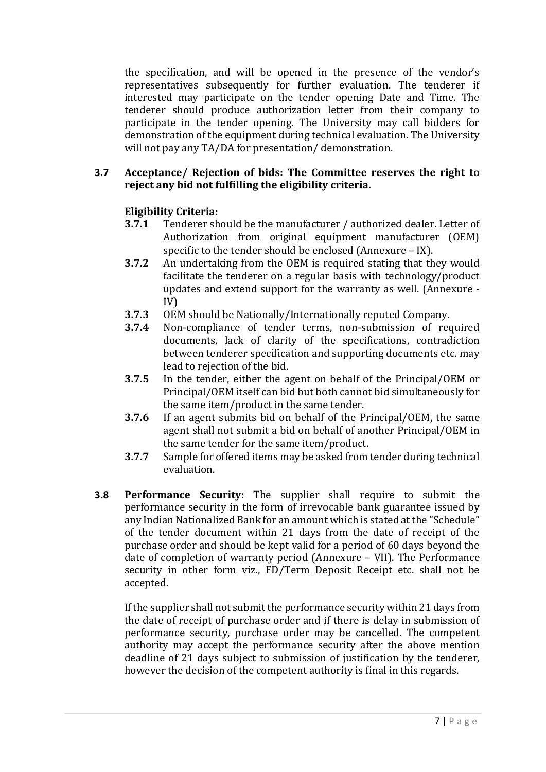the specification, and will be opened in the presence of the vendor's representatives subsequently for further evaluation. The tenderer if interested may participate on the tender opening Date and Time. The tenderer should produce authorization letter from their company to participate in the tender opening. The University may call bidders for demonstration of the equipment during technical evaluation. The University will not pay any TA/DA for presentation/ demonstration.

**3.7 Acceptance/ Rejection of bids: The Committee reserves the right to reject any bid not fulfilling the eligibility criteria.**

**Eligibility Criteria:**

- **3.7.1** Tenderer should be the manufacturer / authorized dealer. Letter of Authorization from original equipment manufacturer (OEM) specific to the tender should be enclosed (Annexure – IX).
- **3.7.2** An undertaking from the OEM is required stating that they would facilitate the tenderer on a regular basis with technology/product updates and extend support for the warranty as well. (Annexure - IV)
- **3.7.3** OEM should be Nationally/Internationally reputed Company.
- **3.7.4** Non-compliance of tender terms, non-submission of required documents, lack of clarity of the specifications, contradiction between tenderer specification and supporting documents etc. may lead to rejection of the bid.
- **3.7.5** In the tender, either the agent on behalf of the Principal/OEM or Principal/OEM itself can bid but both cannot bid simultaneously for the same item/product in the same tender.
- **3.7.6** If an agent submits bid on behalf of the Principal/OEM, the same agent shall not submit a bid on behalf of another Principal/OEM in the same tender for the same item/product.
- **3.7.7** Sample for offered items may be asked from tender during technical evaluation.

**3.8 Performance Security:** The supplier shall require to submit the performance security in the form of irrevocable bank guarantee issued by any Indian Nationalized Bank for an amount which is stated at the "Schedule" of the tender document within 21 days from the date of receipt of the purchase order and should be kept valid for a period of 60 days beyond the date of completion of warranty period (Annexure – VII). The Performance security in other form viz., FD/Term Deposit Receipt etc. shall not be accepted.

If the supplier shall not submit the performance security within 21 days from the date of receipt of purchase order and if there is delay in submission of performance security, purchase order may be cancelled. The competent authority may accept the performance security after the above mention deadline of 21 days subject to submission of justification by the tenderer, however the decision of the competent authority is final in this regards.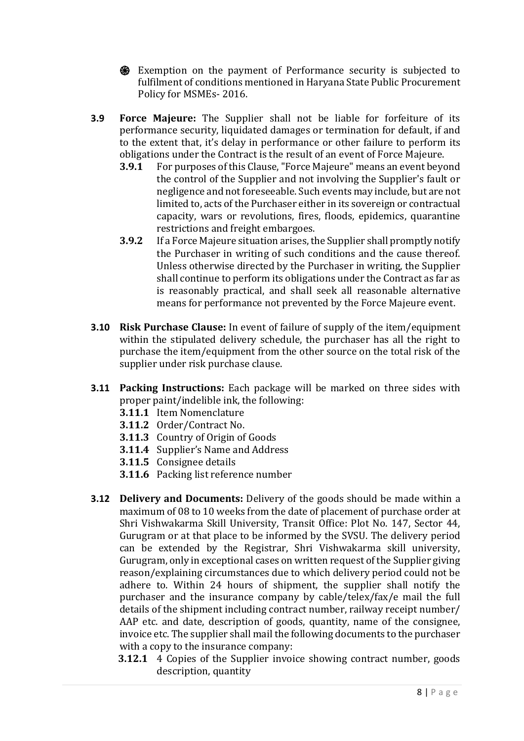- Exemption on the payment of Performance security is subjected to fulfilment of conditions mentioned in Haryana State Public Procurement Policy for MSMEs- 2016.

**3.9 Force Majeure:** The Supplier shall not be liable for forfeiture of its performance security, liquidated damages or termination for default, if and to the extent that, it's delay in performance or other failure to perform its obligations under the Contract is the result of an event of Force Majeure.

**3.9.1** For purposes of this Clause, "Force Majeure" means an event beyond the control of the Supplier and not involving the Supplier's fault or negligence and not foreseeable. Such events may include, but are not limited to, acts of the Purchaser either in its sovereign or contractual capacity, wars or revolutions, fires, floods, epidemics, quarantine restrictions and freight embargoes.

**3.9.2** If a Force Majeure situation arises, the Supplier shall promptly notify the Purchaser in writing of such conditions and the cause thereof. Unless otherwise directed by the Purchaser in writing, the Supplier shall continue to perform its obligations under the Contract as far as is reasonably practical, and shall seek all reasonable alternative means for performance not prevented by the Force Majeure event.

**3.10 Risk Purchase Clause:** In event of failure of supply of the item/equipment within the stipulated delivery schedule, the purchaser has all the right to purchase the item/equipment from the other source on the total risk of the supplier under risk purchase clause.

**3.11 Packing Instructions:** Each package will be marked on three sides with proper paint/indelible ink, the following:

**3.11.1** Item Nomenclature

**3.11.2** Order/Contract No.

**3.11.3** Country of Origin of Goods

**3.11.4** Supplier's Name and Address

**3.11.5** Consignee details

**3.11.6** Packing list reference number

**3.12 Delivery and Documents:** Delivery of the goods should be made within a maximum of 08 to 10 weeks from the date of placement of purchase order at Shri Vishwakarma Skill University, Transit Office: Plot No. 147, Sector 44, Gurugram or at that place to be informed by the SVSU. The delivery period can be extended by the Registrar, Shri Vishwakarma skill university, Gurugram, only in exceptional cases on written request of the Supplier giving reason/explaining circumstances due to which delivery period could not be adhere to. Within 24 hours of shipment, the supplier shall notify the purchaser and the insurance company by cable/telex/fax/e mail the full details of the shipment including contract number, railway receipt number/ AAP etc. and date, description of goods, quantity, name of the consignee, invoice etc. The supplier shall mail the following documents to the purchaser with a copy to the insurance company:

**3.12.1** 4 Copies of the Supplier invoice showing contract number, goods description, quantity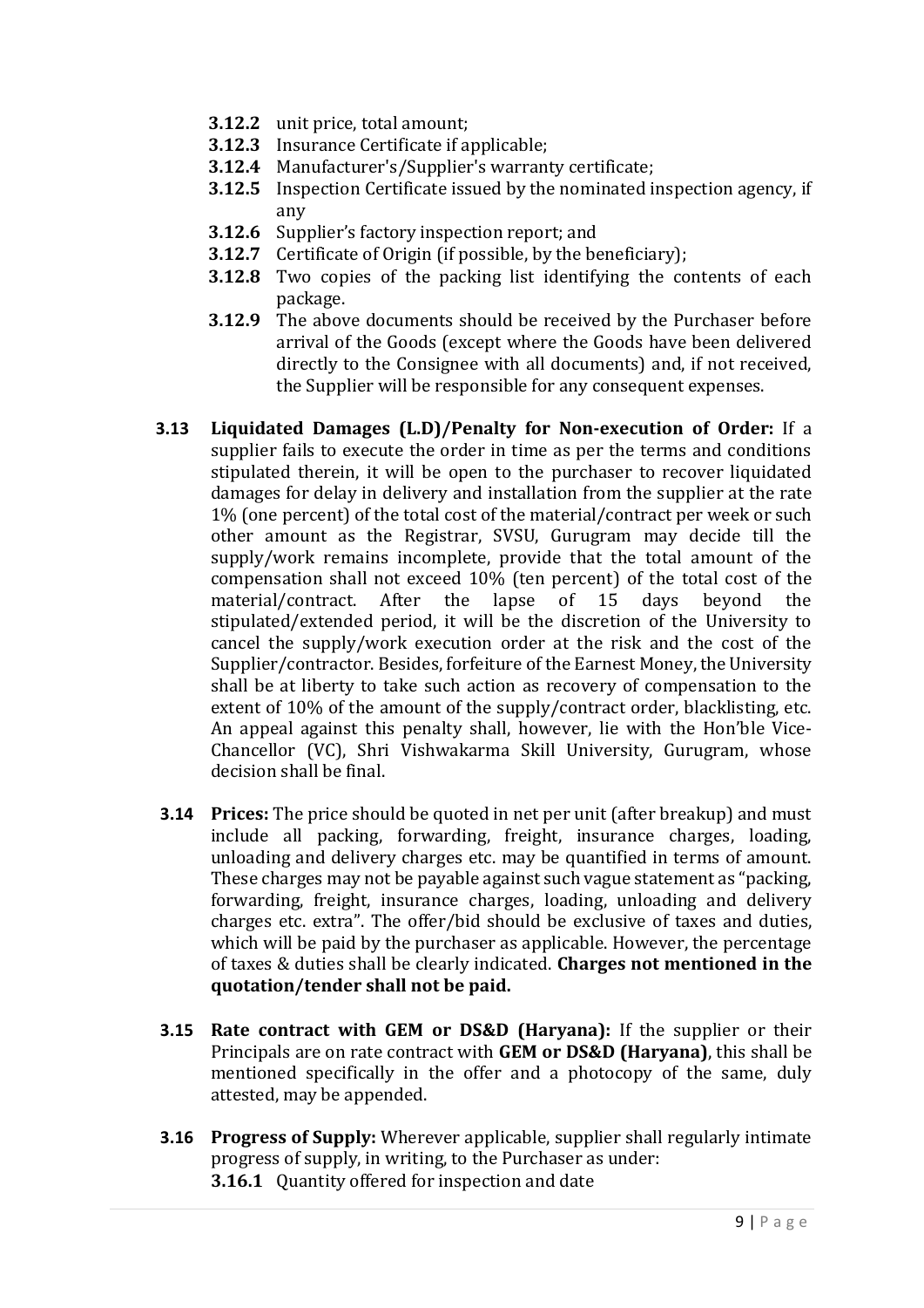- **3.12.2** unit price, total amount;
- **3.12.3** Insurance Certificate if applicable;
- **3.12.4** Manufacturer's/Supplier's warranty certificate;
- **3.12.5** Inspection Certificate issued by the nominated inspection agency, if any
- **3.12.6** Supplier's factory inspection report; and
- **3.12.7** Certificate of Origin (if possible, by the beneficiary);
- **3.12.8** Two copies of the packing list identifying the contents of each package.
- **3.12.9** The above documents should be received by the Purchaser before arrival of the Goods (except where the Goods have been delivered directly to the Consignee with all documents) and, if not received, the Supplier will be responsible for any consequent expenses.

**3.13 Liquidated Damages (L.D)/Penalty for Non-execution of Order:** If a supplier fails to execute the order in time as per the terms and conditions stipulated therein, it will be open to the purchaser to recover liquidated damages for delay in delivery and installation from the supplier at the rate 1% (one percent) of the total cost of the material/contract per week or such other amount as the Registrar, SVSU, Gurugram may decide till the supply/work remains incomplete, provide that the total amount of the compensation shall not exceed 10% (ten percent) of the total cost of the material/contract. After the lapse of 15 days beyond the stipulated/extended period, it will be the discretion of the University to cancel the supply/work execution order at the risk and the cost of the Supplier/contractor. Besides, forfeiture of the Earnest Money, the University shall be at liberty to take such action as recovery of compensation to the extent of 10% of the amount of the supply/contract order, blacklisting, etc. An appeal against this penalty shall, however, lie with the Hon'ble Vice-Chancellor (VC), Shri Vishwakarma Skill University, Gurugram, whose decision shall be final.

**3.14 Prices:** The price should be quoted in net per unit (after breakup) and must include all packing, forwarding, freight, insurance charges, loading, unloading and delivery charges etc. may be quantified in terms of amount. These charges may not be payable against such vague statement as "packing, forwarding, freight, insurance charges, loading, unloading and delivery charges etc. extra". The offer/bid should be exclusive of taxes and duties, which will be paid by the purchaser as applicable. However, the percentage of taxes & duties shall be clearly indicated. **Charges not mentioned in the quotation/tender shall not be paid.**

**3.15 Rate contract with GEM or DS&D (Haryana):** If the supplier or their Principals are on rate contract with **GEM or DS&D (Haryana)**, this shall be mentioned specifically in the offer and a photocopy of the same, duly attested, may be appended.

**3.16 Progress of Supply:** Wherever applicable, supplier shall regularly intimate progress of supply, in writing, to the Purchaser as under:

- **3.16.1** Quantity offered for inspection and date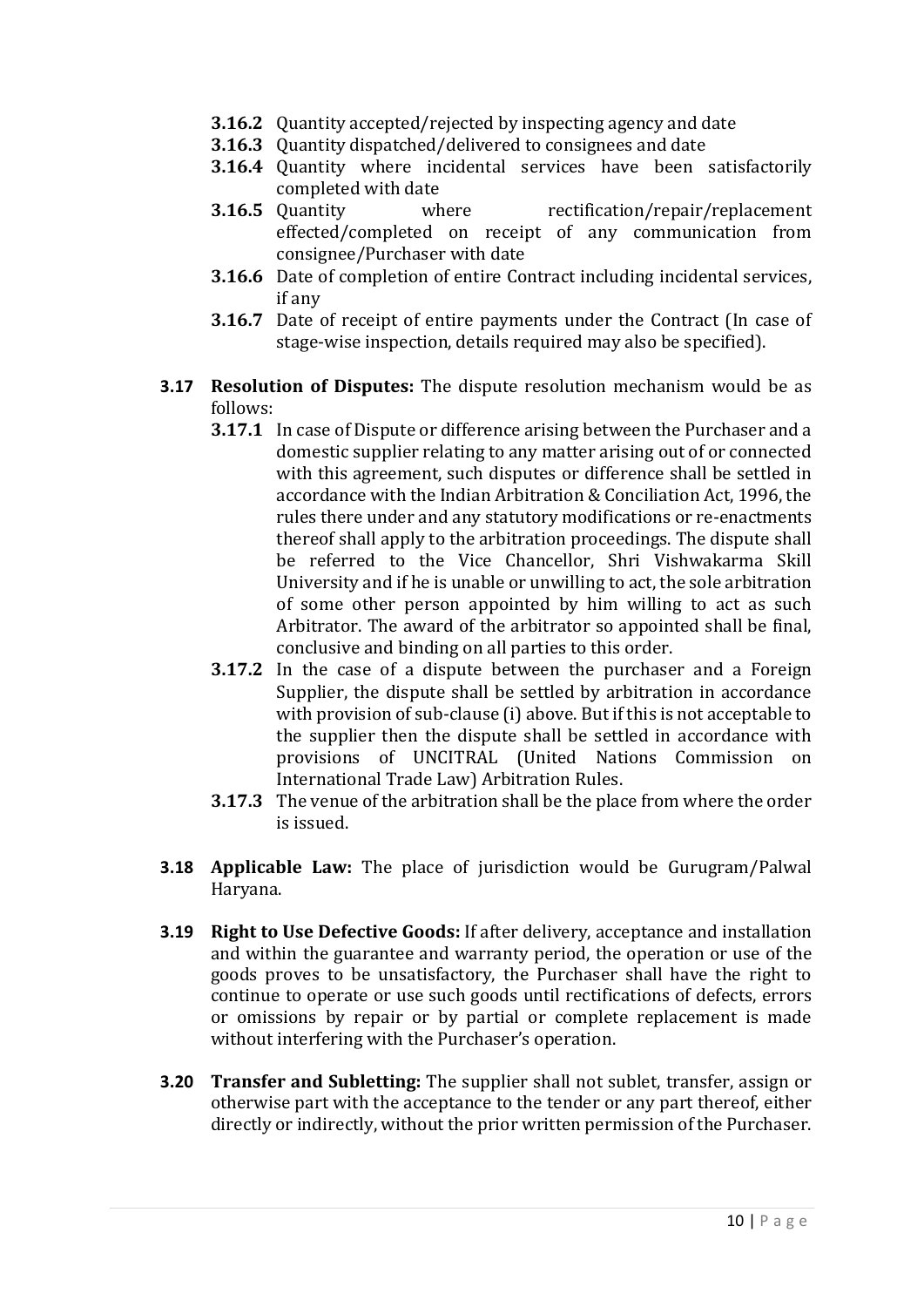- **3.16.2** Quantity accepted/rejected by inspecting agency and date
- **3.16.3** Quantity dispatched/delivered to consignees and date
- **3.16.4** Quantity where incidental services have been satisfactorily completed with date
- **3.16.5** Quantity where rectification/repair/replacement effected/completed on receipt of any communication from consignee/Purchaser with date
- **3.16.6** Date of completion of entire Contract including incidental services, if any
- **3.16.7** Date of receipt of entire payments under the Contract (In case of stage-wise inspection, details required may also be specified).

**3.17 Resolution of Disputes:** The dispute resolution mechanism would be as follows:

- **3.17.1** In case of Dispute or difference arising between the Purchaser and a domestic supplier relating to any matter arising out of or connected with this agreement, such disputes or difference shall be settled in accordance with the Indian Arbitration & Conciliation Act, 1996, the rules there under and any statutory modifications or re-enactments thereof shall apply to the arbitration proceedings. The dispute shall be referred to the Vice Chancellor, Shri Vishwakarma Skill University and if he is unable or unwilling to act, the sole arbitration of some other person appointed by him willing to act as such Arbitrator. The award of the arbitrator so appointed shall be final, conclusive and binding on all parties to this order.
- **3.17.2** In the case of a dispute between the purchaser and a Foreign Supplier, the dispute shall be settled by arbitration in accordance with provision of sub-clause (i) above. But if this is not acceptable to the supplier then the dispute shall be settled in accordance with provisions of UNCITRAL (United Nations Commission on International Trade Law) Arbitration Rules.
- **3.17.3** The venue of the arbitration shall be the place from where the order is issued.

**3.18 Applicable Law:** The place of jurisdiction would be Gurugram/Palwal Haryana.

**3.19 Right to Use Defective Goods:** If after delivery, acceptance and installation and within the guarantee and warranty period, the operation or use of the goods proves to be unsatisfactory, the Purchaser shall have the right to continue to operate or use such goods until rectifications of defects, errors or omissions by repair or by partial or complete replacement is made without interfering with the Purchaser's operation.

**3.20 Transfer and Subletting:** The supplier shall not sublet, transfer, assign or otherwise part with the acceptance to the tender or any part thereof, either directly or indirectly, without the prior written permission of the Purchaser.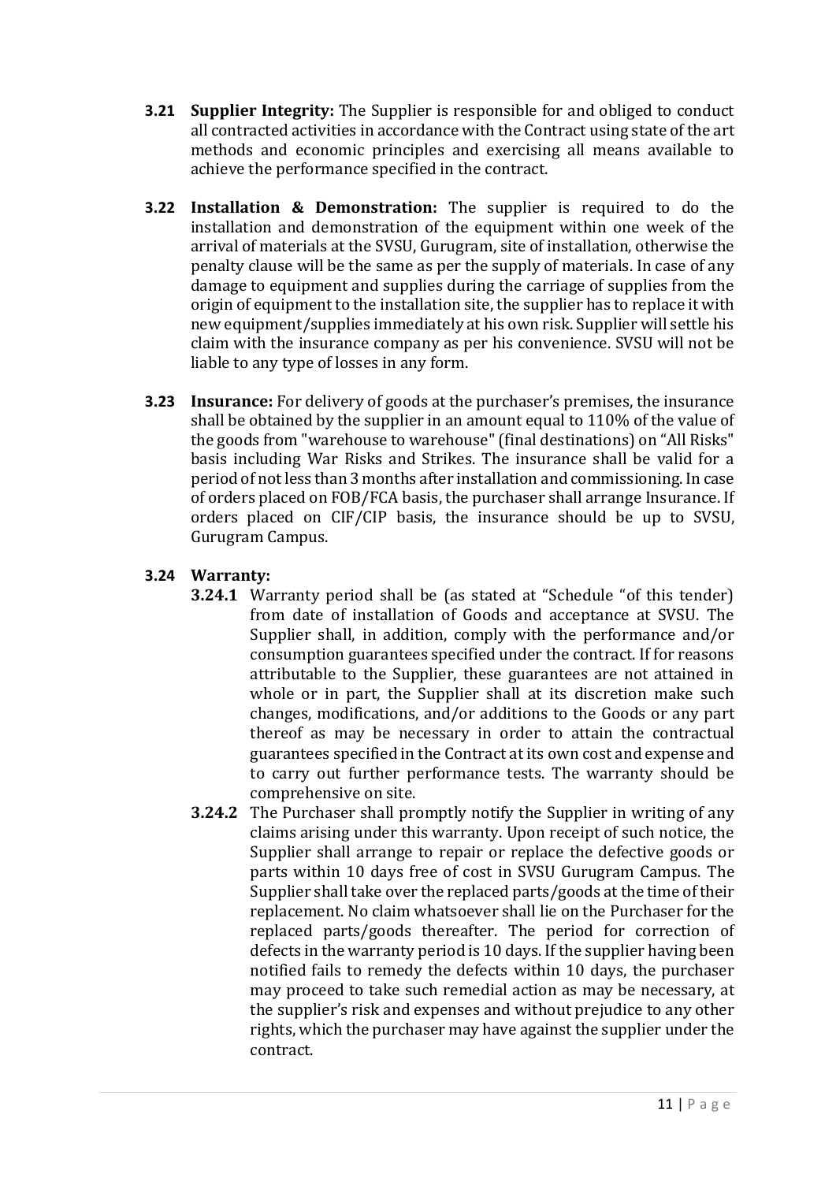**3.21 Supplier Integrity:** The Supplier is responsible for and obliged to conduct all contracted activities in accordance with the Contract using state of the art methods and economic principles and exercising all means available to achieve the performance specified in the contract.

**3.22 Installation & Demonstration:** The supplier is required to do the installation and demonstration of the equipment within one week of the arrival of materials at the SVSU, Gurugram, site of installation, otherwise the penalty clause will be the same as per the supply of materials. In case of any damage to equipment and supplies during the carriage of supplies from the origin of equipment to the installation site, the supplier has to replace it with new equipment/supplies immediately at his own risk. Supplier will settle his claim with the insurance company as per his convenience. SVSU will not be liable to any type of losses in any form.

**3.23 Insurance:** For delivery of goods at the purchaser's premises, the insurance shall be obtained by the supplier in an amount equal to 110% of the value of the goods from "warehouse to warehouse" (final destinations) on "All Risks" basis including War Risks and Strikes. The insurance shall be valid for a period of not less than 3 months after installation and commissioning. In case of orders placed on FOB/FCA basis, the purchaser shall arrange Insurance. If orders placed on CIF/CIP basis, the insurance should be up to SVSU, Gurugram Campus.

**3.24 Warranty:**

**3.24.1** Warranty period shall be (as stated at "Schedule "of this tender) from date of installation of Goods and acceptance at SVSU. The Supplier shall, in addition, comply with the performance and/or consumption guarantees specified under the contract. If for reasons attributable to the Supplier, these guarantees are not attained in whole or in part, the Supplier shall at its discretion make such changes, modifications, and/or additions to the Goods or any part thereof as may be necessary in order to attain the contractual guarantees specified in the Contract at its own cost and expense and to carry out further performance tests. The warranty should be comprehensive on site.

**3.24.2** The Purchaser shall promptly notify the Supplier in writing of any claims arising under this warranty. Upon receipt of such notice, the Supplier shall arrange to repair or replace the defective goods or parts within 10 days free of cost in SVSU Gurugram Campus. The Supplier shall take over the replaced parts/goods at the time of their replacement. No claim whatsoever shall lie on the Purchaser for the replaced parts/goods thereafter. The period for correction of defects in the warranty period is 10 days. If the supplier having been notified fails to remedy the defects within 10 days, the purchaser may proceed to take such remedial action as may be necessary, at the supplier's risk and expenses and without prejudice to any other rights, which the purchaser may have against the supplier under the contract.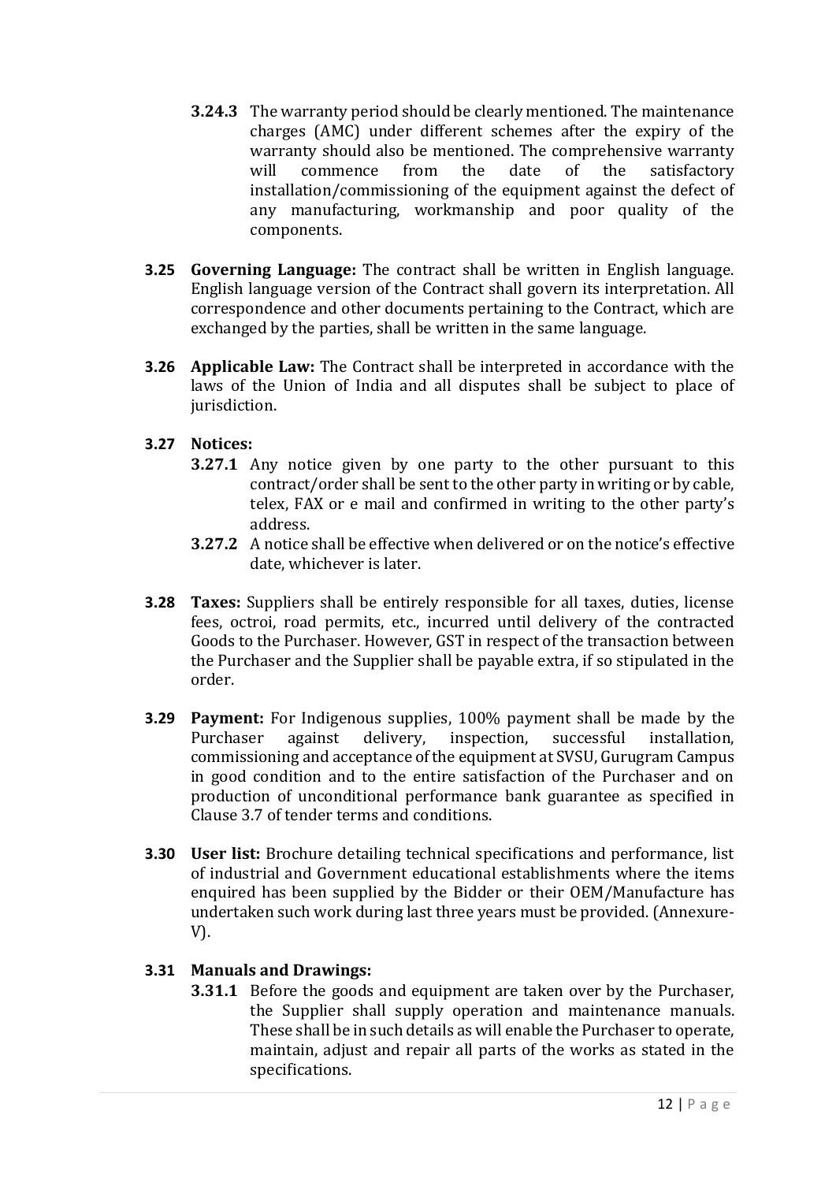**3.24.3** The warranty period should be clearly mentioned. The maintenance charges (AMC) under different schemes after the expiry of the warranty should also be mentioned. The comprehensive warranty will commence from the date of the satisfactory installation/commissioning of the equipment against the defect of any manufacturing, workmanship and poor quality of the components.

**3.25 Governing Language:** The contract shall be written in English language. English language version of the Contract shall govern its interpretation. All correspondence and other documents pertaining to the Contract, which are exchanged by the parties, shall be written in the same language.

**3.26 Applicable Law:** The Contract shall be interpreted in accordance with the laws of the Union of India and all disputes shall be subject to place of jurisdiction.

**3.27 Notices:**

**3.27.1** Any notice given by one party to the other pursuant to this contract/order shall be sent to the other party in writing or by cable, telex, FAX or e mail and confirmed in writing to the other party's address.

**3.27.2** A notice shall be effective when delivered or on the notice's effective date, whichever is later.

**3.28 Taxes:** Suppliers shall be entirely responsible for all taxes, duties, license fees, octroi, road permits, etc., incurred until delivery of the contracted Goods to the Purchaser. However, GST in respect of the transaction between the Purchaser and the Supplier shall be payable extra, if so stipulated in the order.

**3.29 Payment:** For Indigenous supplies, 100% payment shall be made by the Purchaser against delivery, inspection, successful installation, commissioning and acceptance of the equipment at SVSU, Gurugram Campus in good condition and to the entire satisfaction of the Purchaser and on production of unconditional performance bank guarantee as specified in Clause 3.7 of tender terms and conditions.

**3.30 User list:** Brochure detailing technical specifications and performance, list of industrial and Government educational establishments where the items enquired has been supplied by the Bidder or their OEM/Manufacture has undertaken such work during last three years must be provided. (Annexure-V).

**3.31 Manuals and Drawings:**

**3.31.1** Before the goods and equipment are taken over by the Purchaser, the Supplier shall supply operation and maintenance manuals. These shall be in such details as will enable the Purchaser to operate, maintain, adjust and repair all parts of the works as stated in the specifications.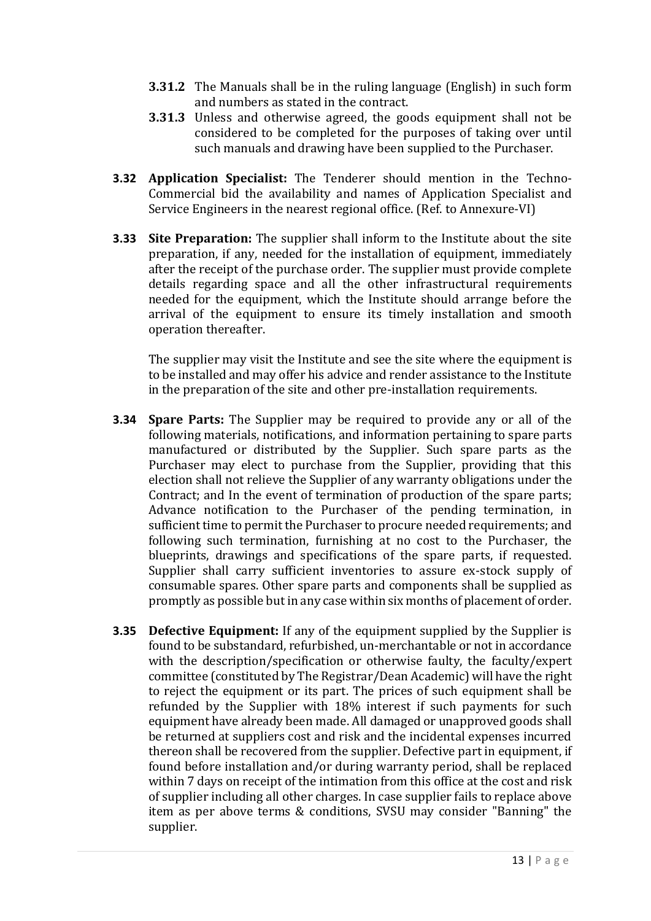**3.31.2** The Manuals shall be in the ruling language (English) in such form and numbers as stated in the contract.

**3.31.3** Unless and otherwise agreed, the goods equipment shall not be considered to be completed for the purposes of taking over until such manuals and drawing have been supplied to the Purchaser.

**3.32 Application Specialist:** The Tenderer should mention in the Techno-Commercial bid the availability and names of Application Specialist and Service Engineers in the nearest regional office. (Ref. to Annexure-VI)

**3.33 Site Preparation:** The supplier shall inform to the Institute about the site preparation, if any, needed for the installation of equipment, immediately after the receipt of the purchase order. The supplier must provide complete details regarding space and all the other infrastructural requirements needed for the equipment, which the Institute should arrange before the arrival of the equipment to ensure its timely installation and smooth operation thereafter.

The supplier may visit the Institute and see the site where the equipment is to be installed and may offer his advice and render assistance to the Institute in the preparation of the site and other pre-installation requirements.

**3.34 Spare Parts:** The Supplier may be required to provide any or all of the following materials, notifications, and information pertaining to spare parts manufactured or distributed by the Supplier. Such spare parts as the Purchaser may elect to purchase from the Supplier, providing that this election shall not relieve the Supplier of any warranty obligations under the Contract; and In the event of termination of production of the spare parts; Advance notification to the Purchaser of the pending termination, in sufficient time to permit the Purchaser to procure needed requirements; and following such termination, furnishing at no cost to the Purchaser, the blueprints, drawings and specifications of the spare parts, if requested. Supplier shall carry sufficient inventories to assure ex-stock supply of consumable spares. Other spare parts and components shall be supplied as promptly as possible but in any case within six months of placement of order.

**3.35 Defective Equipment:** If any of the equipment supplied by the Supplier is found to be substandard, refurbished, un-merchantable or not in accordance with the description/specification or otherwise faulty, the faculty/expert committee (constituted by The Registrar/Dean Academic) will have the right to reject the equipment or its part. The prices of such equipment shall be refunded by the Supplier with 18% interest if such payments for such equipment have already been made. All damaged or unapproved goods shall be returned at suppliers cost and risk and the incidental expenses incurred thereon shall be recovered from the supplier. Defective part in equipment, if found before installation and/or during warranty period, shall be replaced within 7 days on receipt of the intimation from this office at the cost and risk of supplier including all other charges. In case supplier fails to replace above item as per above terms & conditions, SVSU may consider "Banning" the supplier.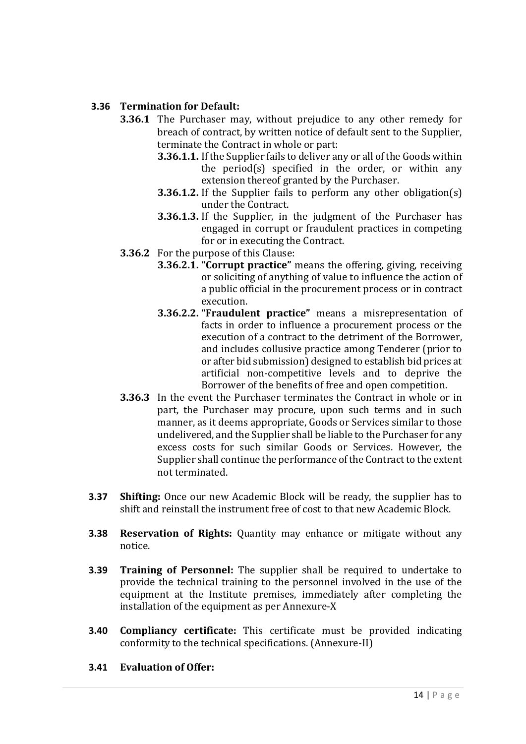**3.36 Termination for Default:**

**3.36.1** The Purchaser may, without prejudice to any other remedy for breach of contract, by written notice of default sent to the Supplier, terminate the Contract in whole or part:

**3.36.1.1.** If the Supplier fails to deliver any or all of the Goods within the period(s) specified in the order, or within any extension thereof granted by the Purchaser.

**3.36.1.2.** If the Supplier fails to perform any other obligation(s) under the Contract.

**3.36.1.3.** If the Supplier, in the judgment of the Purchaser has engaged in corrupt or fraudulent practices in competing for or in executing the Contract.

**3.36.2** For the purpose of this Clause:

**3.36.2.1. "Corrupt practice"** means the offering, giving, receiving or soliciting of anything of value to influence the action of a public official in the procurement process or in contract execution.

**3.36.2.2. "Fraudulent practice"** means a misrepresentation of facts in order to influence a procurement process or the execution of a contract to the detriment of the Borrower, and includes collusive practice among Tenderer (prior to or after bid submission) designed to establish bid prices at artificial non-competitive levels and to deprive the Borrower of the benefits of free and open competition.

**3.36.3** In the event the Purchaser terminates the Contract in whole or in part, the Purchaser may procure, upon such terms and in such manner, as it deems appropriate, Goods or Services similar to those undelivered, and the Supplier shall be liable to the Purchaser for any excess costs for such similar Goods or Services. However, the Supplier shall continue the performance of the Contract to the extent not terminated.

**3.37 Shifting:** Once our new Academic Block will be ready, the supplier has to shift and reinstall the instrument free of cost to that new Academic Block.

**3.38 Reservation of Rights:** Quantity may enhance or mitigate without any notice.

**3.39 Training of Personnel:** The supplier shall be required to undertake to provide the technical training to the personnel involved in the use of the equipment at the Institute premises, immediately after completing the installation of the equipment as per Annexure-X

**3.40 Compliancy certificate:** This certificate must be provided indicating conformity to the technical specifications. (Annexure-II)

**3.41 Evaluation of Offer:**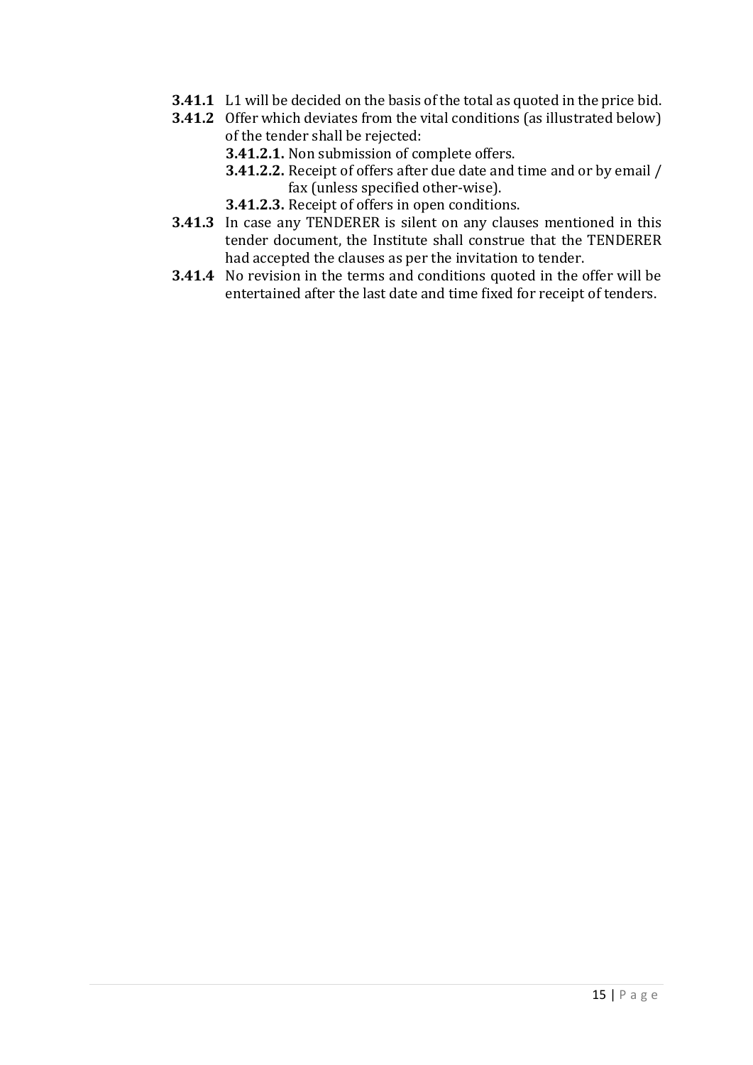**3.41.1** L1 will be decided on the basis of the total as quoted in the price bid.

**3.41.2** Offer which deviates from the vital conditions (as illustrated below) of the tender shall be rejected:

- **3.41.2.1.** Non submission of complete offers.
- **3.41.2.2.** Receipt of offers after due date and time and or by email / fax (unless specified other-wise).
- **3.41.2.3.** Receipt of offers in open conditions.

**3.41.3** In case any TENDERER is silent on any clauses mentioned in this tender document, the Institute shall construe that the TENDERER had accepted the clauses as per the invitation to tender.

**3.41.4** No revision in the terms and conditions quoted in the offer will be entertained after the last date and time fixed for receipt of tenders.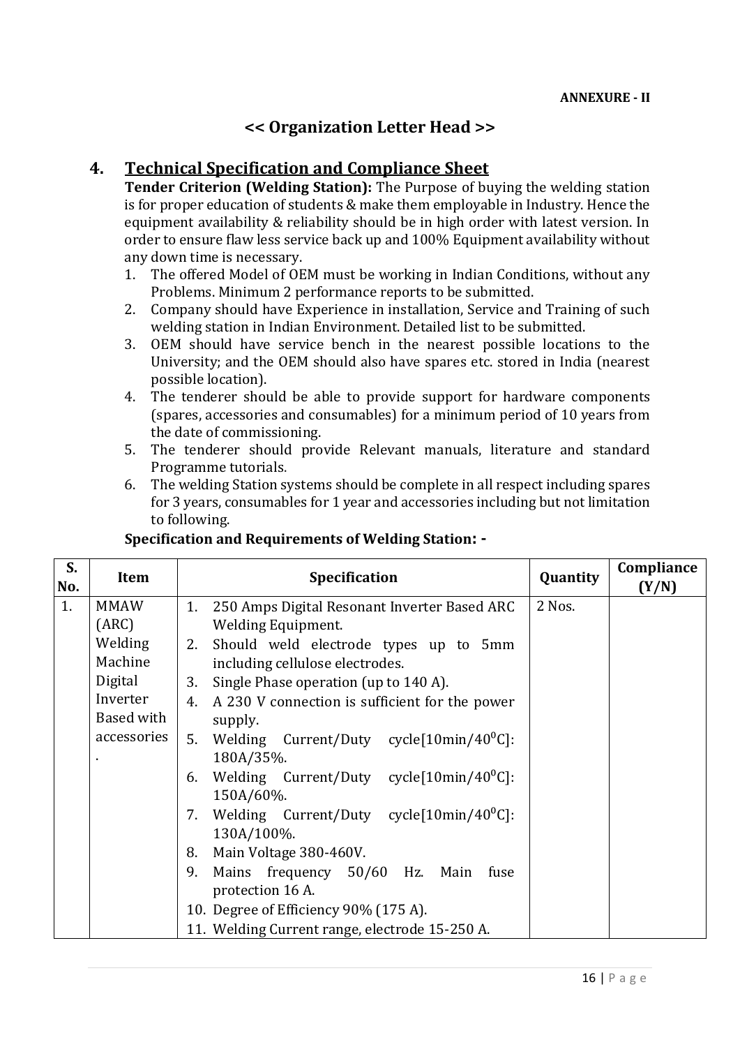**ANNEXURE - II**

## << Organization Letter Head >>

## 4. Technical Specification and Compliance Sheet

**Tender Criterion (Welding Station):** The Purpose of buying the welding station is for proper education of students & make them employable in Industry. Hence the equipment availability & reliability should be in high order with latest version. In order to ensure flaw less service back up and 100% Equipment availability without any down time is necessary.

1. The offered Model of OEM must be working in Indian Conditions, without any Problems. Minimum 2 performance reports to be submitted.
2. Company should have Experience in installation, Service and Training of such welding station in Indian Environment. Detailed list to be submitted.
3. OEM should have service bench in the nearest possible locations to the University; and the OEM should also have spares etc. stored in India (nearest possible location).
4. The tenderer should be able to provide support for hardware components (spares, accessories and consumables) for a minimum period of 10 years from the date of commissioning.
5. The tenderer should provide Relevant manuals, literature and standard Programme tutorials.
6. The welding Station systems should be complete in all respect including spares for 3 years, consumables for 1 year and accessories including but not limitation to following.

**Specification and Requirements of Welding Station: -**

| S. No. | Item | Specification | Quantity | Compliance (Y/N) |
|---|---|---|---|---|
| 1. | MMAW (ARC) Welding Machine Digital Inverter Based with accessories. | 1. 250 Amps Digital Resonant Inverter Based ARC Welding Equipment.<br>2. Should weld electrode types up to 5mm including cellulose electrodes.<br>3. Single Phase operation (up to 140 A).<br>4. A 230 V connection is sufficient for the power supply.<br>5. Welding Current/Duty cycle[10min/$40^0$C]: 180A/35%.<br>6. Welding Current/Duty cycle[10min/$40^0$C]: 150A/60%.<br>7. Welding Current/Duty cycle[10min/$40^0$C]: 130A/100%.<br>8. Main Voltage 380-460V.<br>9. Mains frequency 50/60 Hz. Main fuse protection 16 A.<br>10. Degree of Efficiency 90% (175 A).<br>11. Welding Current range, electrode 15-250 A. | 2 Nos. | |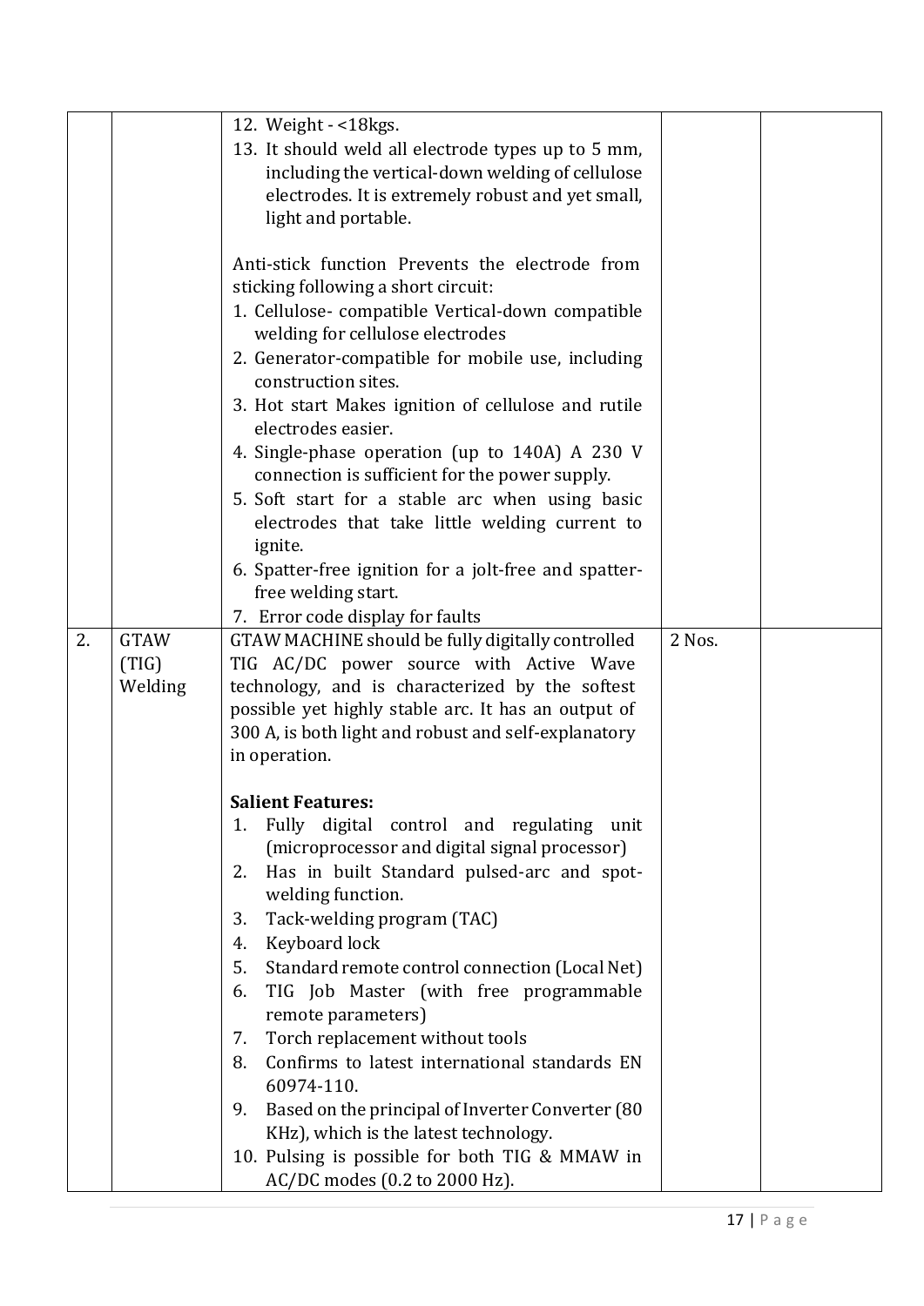|  |  |  |  |  |
|---|---|---|---|---|
|  |  | 12. Weight - <18kgs.<br>13. It should weld all electrode types up to 5 mm, including the vertical-down welding of cellulose electrodes. It is extremely robust and yet small, light and portable.<br><br>Anti-stick function Prevents the electrode from sticking following a short circuit:<br>1. Cellulose- compatible Vertical-down compatible welding for cellulose electrodes<br>2. Generator-compatible for mobile use, including construction sites.<br>3. Hot start Makes ignition of cellulose and rutile electrodes easier.<br>4. Single-phase operation (up to 140A) A 230 V connection is sufficient for the power supply.<br>5. Soft start for a stable arc when using basic electrodes that take little welding current to ignite.<br>6. Spatter-free ignition for a jolt-free and spatter-free welding start.<br>7. Error code display for faults |  |  |
| 2. | GTAW (TIG) Welding | GTAW MACHINE should be fully digitally controlled TIG AC/DC power source with Active Wave technology, and is characterized by the softest possible yet highly stable arc. It has an output of 300 A, is both light and robust and self-explanatory in operation.<br><br>**Salient Features:**<br>1. Fully digital control and regulating unit (microprocessor and digital signal processor)<br>2. Has in built Standard pulsed-arc and spot-welding function.<br>3. Tack-welding program (TAC)<br>4. Keyboard lock<br>5. Standard remote control connection (Local Net)<br>6. TIG Job Master (with free programmable remote parameters)<br>7. Torch replacement without tools<br>8. Confirms to latest international standards EN 60974-110.<br>9. Based on the principal of Inverter Converter (80 KHz), which is the latest technology.<br>10. Pulsing is possible for both TIG & MMAW in AC/DC modes (0.2 to 2000 Hz). | 2 Nos. |  |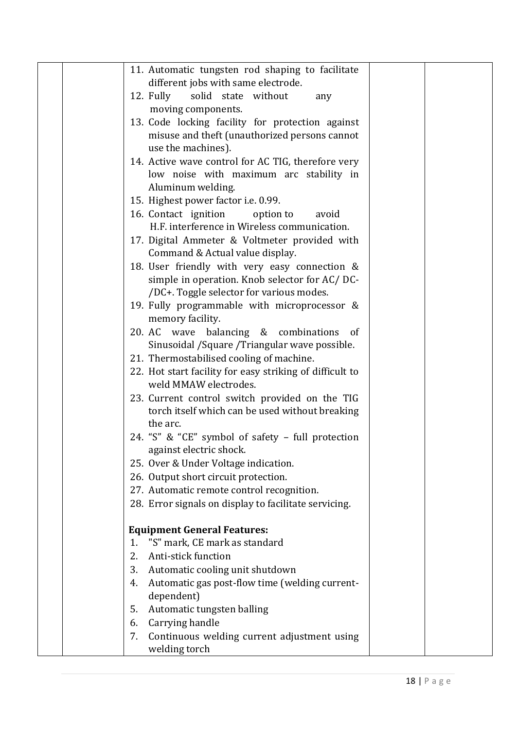| | | 11. Automatic tungsten rod shaping to facilitate different jobs with same electrode.<br>12. Fully solid state without any moving components.<br>13. Code locking facility for protection against misuse and theft (unauthorized persons cannot use the machines).<br>14. Active wave control for AC TIG, therefore very low noise with maximum arc stability in Aluminum welding.<br>15. Highest power factor i.e. 0.99.<br>16. Contact ignition option to avoid H.F. interference in Wireless communication.<br>17. Digital Ammeter & Voltmeter provided with Command & Actual value display.<br>18. User friendly with very easy connection & simple in operation. Knob selector for AC/ DC-/DC+. Toggle selector for various modes.<br>19. Fully programmable with microprocessor & memory facility.<br>20. AC wave balancing & combinations of Sinusoidal /Square /Triangular wave possible.<br>21. Thermostabilised cooling of machine.<br>22. Hot start facility for easy striking of difficult to weld MMAW electrodes.<br>23. Current control switch provided on the TIG torch itself which can be used without breaking the arc.<br>24. "S" & "CE" symbol of safety – full protection against electric shock.<br>25. Over & Under Voltage indication.<br>26. Output short circuit protection.<br>27. Automatic remote control recognition.<br>28. Error signals on display to facilitate servicing.<br><br>**Equipment General Features:**<br>1. "S" mark, CE mark as standard<br>2. Anti-stick function<br>3. Automatic cooling unit shutdown<br>4. Automatic gas post-flow time (welding current-dependent)<br>5. Automatic tungsten balling<br>6. Carrying handle<br>7. Continuous welding current adjustment using welding torch | | |
|---|---|---|---|---|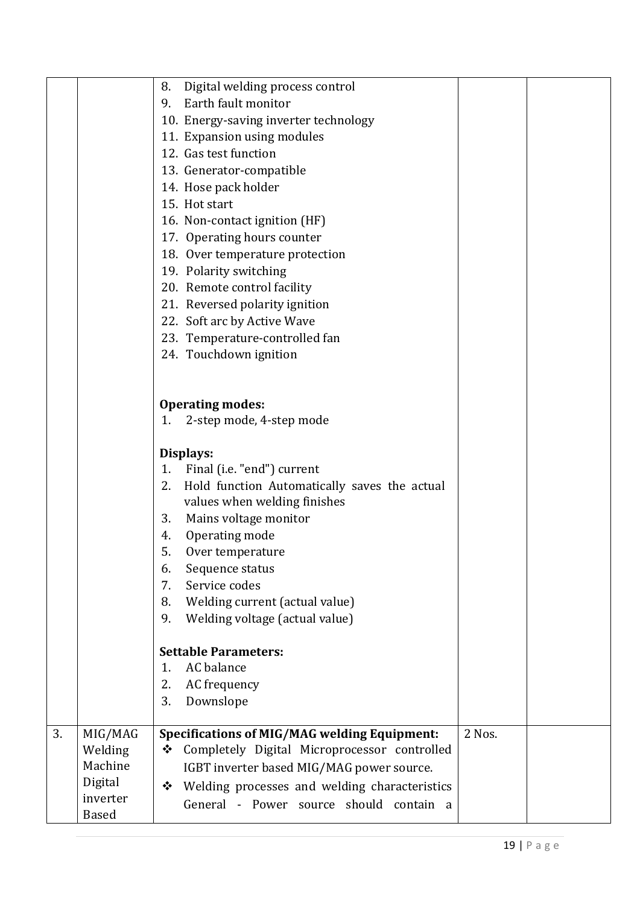| | | | | |
|---|---|---|---|---|
| | | 8. Digital welding process control<br>9. Earth fault monitor<br>10. Energy-saving inverter technology<br>11. Expansion using modules<br>12. Gas test function<br>13. Generator-compatible<br>14. Hose pack holder<br>15. Hot start<br>16. Non-contact ignition (HF)<br>17. Operating hours counter<br>18. Over temperature protection<br>19. Polarity switching<br>20. Remote control facility<br>21. Reversed polarity ignition<br>22. Soft arc by Active Wave<br>23. Temperature-controlled fan<br>24. Touchdown ignition<br><br>**Operating modes:**<br>1. 2-step mode, 4-step mode<br><br>**Displays:**<br>1. Final (i.e. "end") current<br>2. Hold function Automatically saves the actual values when welding finishes<br>3. Mains voltage monitor<br>4. Operating mode<br>5. Over temperature<br>6. Sequence status<br>7. Service codes<br>8. Welding current (actual value)<br>9. Welding voltage (actual value)<br><br>**Settable Parameters:**<br>1. AC balance<br>2. AC frequency<br>3. Downslope | | |
| 3. | MIG/MAG Welding Machine Digital inverter Based | **Specifications of MIG/MAG welding Equipment:**<br>❖ Completely Digital Microprocessor controlled IGBT inverter based MIG/MAG power source.<br>❖ Welding processes and welding characteristics General - Power source should contain a | 2 Nos. | |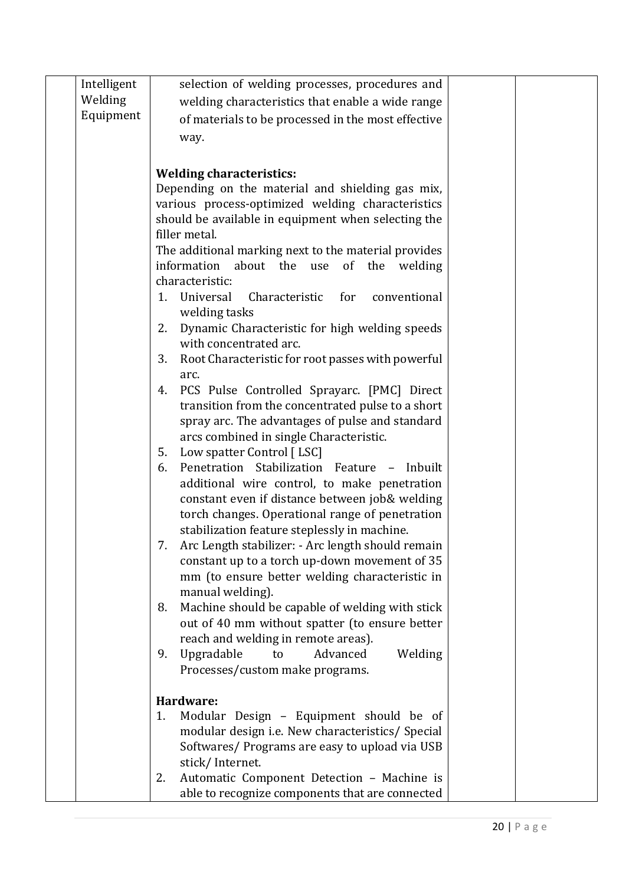| | | | | |
|---|---|---|---|---|
| | Intelligent Welding Equipment | selection of welding processes, procedures and welding characteristics that enable a wide range of materials to be processed in the most effective way.<br><br>**Welding characteristics:**<br>Depending on the material and shielding gas mix, various process-optimized welding characteristics should be available in equipment when selecting the filler metal.<br>The additional marking next to the material provides information about the use of the welding characteristic:<br>1. Universal Characteristic for conventional welding tasks<br>2. Dynamic Characteristic for high welding speeds with concentrated arc.<br>3. Root Characteristic for root passes with powerful arc.<br>4. PCS Pulse Controlled Sprayarc. [PMC] Direct transition from the concentrated pulse to a short spray arc. The advantages of pulse and standard arcs combined in single Characteristic.<br>5. Low spatter Control [ LSC]<br>6. Penetration Stabilization Feature – Inbuilt additional wire control, to make penetration constant even if distance between job& welding torch changes. Operational range of penetration stabilization feature steplessly in machine.<br>7. Arc Length stabilizer: - Arc length should remain constant up to a torch up-down movement of 35 mm (to ensure better welding characteristic in manual welding).<br>8. Machine should be capable of welding with stick out of 40 mm without spatter (to ensure better reach and welding in remote areas).<br>9. Upgradable to Advanced Welding Processes/custom make programs.<br><br>**Hardware:**<br>1. Modular Design – Equipment should be of modular design i.e. New characteristics/ Special Softwares/ Programs are easy to upload via USB stick/ Internet.<br>2. Automatic Component Detection – Machine is able to recognize components that are connected | | |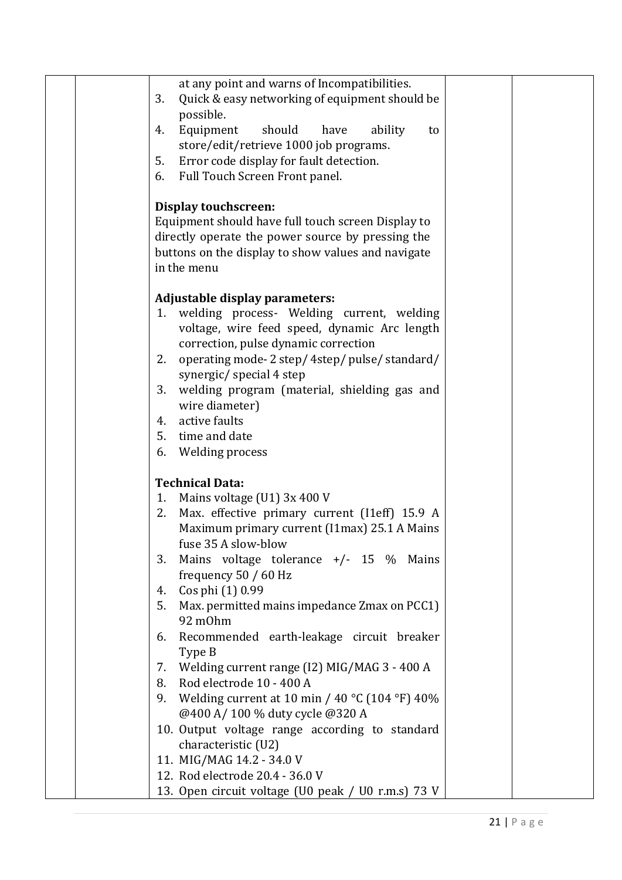| | | at any point and warns of Incompatibilities.<br>3. Quick & easy networking of equipment should be possible.<br>4. Equipment should have ability to store/edit/retrieve 1000 job programs.<br>5. Error code display for fault detection.<br>6. Full Touch Screen Front panel.<br><br>**Display touchscreen:**<br>Equipment should have full touch screen Display to directly operate the power source by pressing the buttons on the display to show values and navigate in the menu<br><br>**Adjustable display parameters:**<br>1. welding process- Welding current, welding voltage, wire feed speed, dynamic Arc length correction, pulse dynamic correction<br>2. operating mode- 2 step/ 4step/ pulse/ standard/ synergic/ special 4 step<br>3. welding program (material, shielding gas and wire diameter)<br>4. active faults<br>5. time and date<br>6. Welding process<br><br>**Technical Data:**<br>1. Mains voltage (U1) 3x 400 V<br>2. Max. effective primary current (I1eff) 15.9 A Maximum primary current (I1max) 25.1 A Mains fuse 35 A slow-blow<br>3. Mains voltage tolerance +/- 15 % Mains frequency 50 / 60 Hz<br>4. Cos phi (1) 0.99<br>5. Max. permitted mains impedance Zmax on PCC1) 92 mOhm<br>6. Recommended earth-leakage circuit breaker Type B<br>7. Welding current range (I2) MIG/MAG 3 - 400 A<br>8. Rod electrode 10 - 400 A<br>9. Welding current at 10 min / 40 °C (104 °F) 40% @400 A/ 100 % duty cycle @320 A<br>10. Output voltage range according to standard characteristic (U2)<br>11. MIG/MAG 14.2 - 34.0 V<br>12. Rod electrode 20.4 - 36.0 V<br>13. Open circuit voltage (U0 peak / U0 r.m.s) 73 V | | |
|---|---|---|---|---|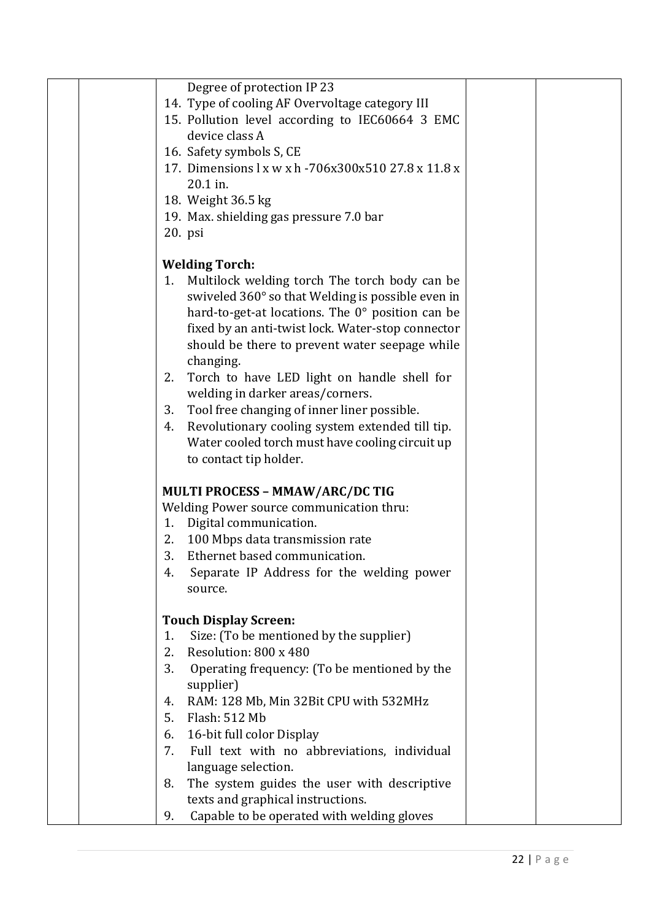| | | Degree of protection IP 23<br>14. Type of cooling AF Overvoltage category III<br>15. Pollution level according to IEC60664 3 EMC device class A<br>16. Safety symbols S, CE<br>17. Dimensions l x w x h -706x300x510 27.8 x 11.8 x 20.1 in.<br>18. Weight 36.5 kg<br>19. Max. shielding gas pressure 7.0 bar<br>20. psi<br><br>**Welding Torch:**<br>1. Multilock welding torch The torch body can be swiveled 360° so that Welding is possible even in hard-to-get-at locations. The 0° position can be fixed by an anti-twist lock. Water-stop connector should be there to prevent water seepage while changing.<br>2. Torch to have LED light on handle shell for welding in darker areas/corners.<br>3. Tool free changing of inner liner possible.<br>4. Revolutionary cooling system extended till tip. Water cooled torch must have cooling circuit up to contact tip holder.<br><br>**MULTI PROCESS – MMAW/ARC/DC TIG**<br>Welding Power source communication thru:<br>1. Digital communication.<br>2. 100 Mbps data transmission rate<br>3. Ethernet based communication.<br>4. Separate IP Address for the welding power source.<br><br>**Touch Display Screen:**<br>1. Size: (To be mentioned by the supplier)<br>2. Resolution: 800 x 480<br>3. Operating frequency: (To be mentioned by the supplier)<br>4. RAM: 128 Mb, Min 32Bit CPU with 532MHz<br>5. Flash: 512 Mb<br>6. 16-bit full color Display<br>7. Full text with no abbreviations, individual language selection.<br>8. The system guides the user with descriptive texts and graphical instructions.<br>9. Capable to be operated with welding gloves | | |
|---|---|---|---|---|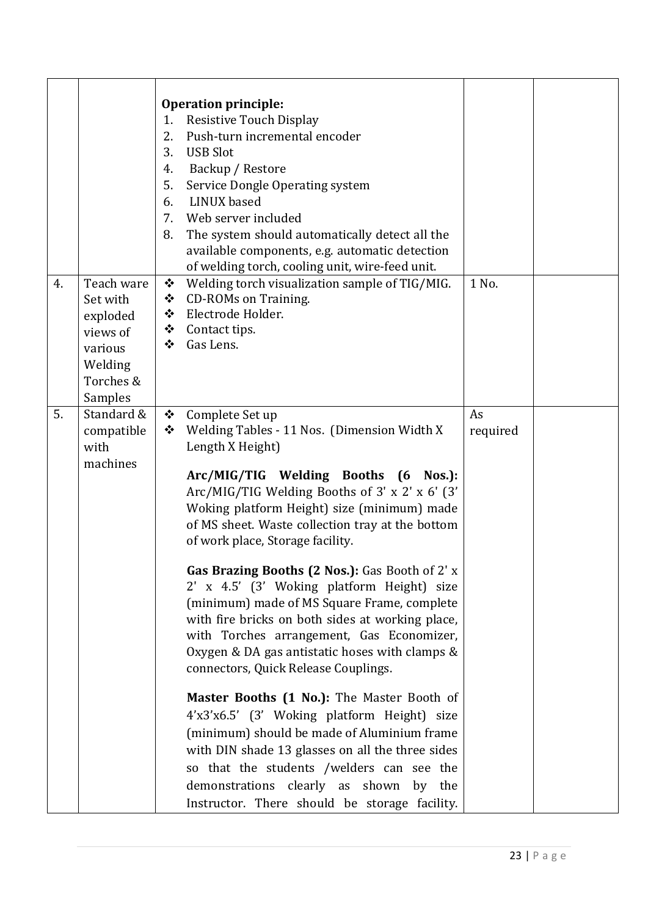| | | | | |
|---|---|---|---|---|
| | | **Operation principle:**<br>1. Resistive Touch Display<br>2. Push-turn incremental encoder<br>3. USB Slot<br>4. Backup / Restore<br>5. Service Dongle Operating system<br>6. LINUX based<br>7. Web server included<br>8. The system should automatically detect all the available components, e.g. automatic detection of welding torch, cooling unit, wire-feed unit. | | |
| 4. | Teach ware Set with exploded views of various Welding Torches & Samples | ❖ Welding torch visualization sample of TIG/MIG.<br>❖ CD-ROMs on Training.<br>❖ Electrode Holder.<br>❖ Contact tips.<br>❖ Gas Lens. | 1 No. | |
| 5. | Standard & compatible with machines | ❖ Complete Set up<br>❖ Welding Tables - 11 Nos. (Dimension Width X Length X Height)<br><br>**Arc/MIG/TIG Welding Booths (6 Nos.):** Arc/MIG/TIG Welding Booths of 3' x 2' x 6' (3' Woking platform Height) size (minimum) made of MS sheet. Waste collection tray at the bottom of work place, Storage facility.<br><br>**Gas Brazing Booths (2 Nos.):** Gas Booth of 2' x 2' x 4.5' (3' Woking platform Height) size (minimum) made of MS Square Frame, complete with fire bricks on both sides at working place, with Torches arrangement, Gas Economizer, Oxygen & DA gas antistatic hoses with clamps & connectors, Quick Release Couplings.<br><br>**Master Booths (1 No.):** The Master Booth of 4'x3'x6.5' (3' Woking platform Height) size (minimum) should be made of Aluminium frame with DIN shade 13 glasses on all the three sides so that the students /welders can see the demonstrations clearly as shown by the Instructor. There should be storage facility. | As required | |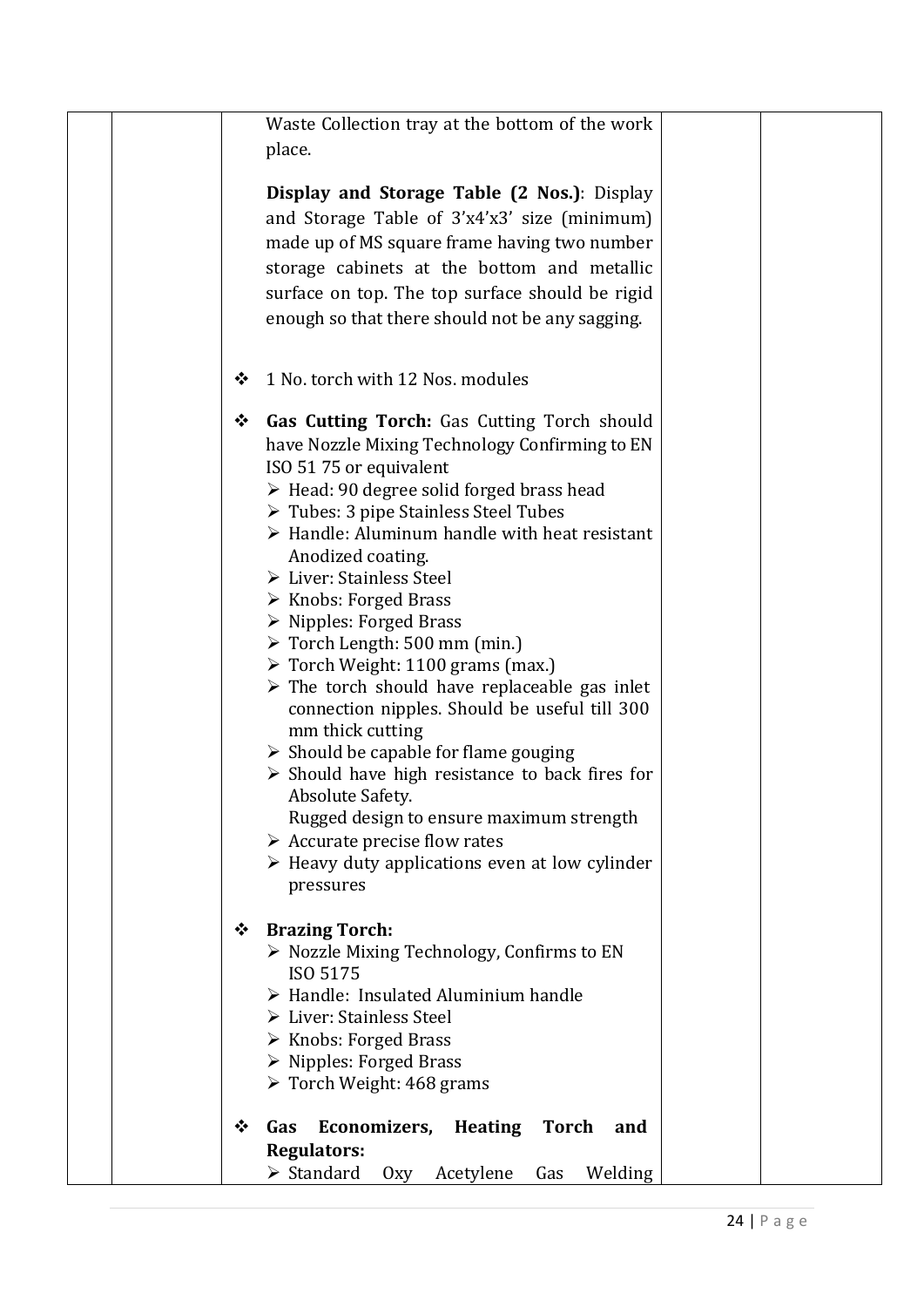| | | | | |
|---|---|---|---|---|
| | | Waste Collection tray at the bottom of the work place.<br><br>**Display and Storage Table (2 Nos.)**: Display and Storage Table of 3'x4'x3' size (minimum) made up of MS square frame having two number storage cabinets at the bottom and metallic surface on top. The top surface should be rigid enough so that there should not be any sagging.<br><br>❖ 1 No. torch with 12 Nos. modules<br><br>❖ **Gas Cutting Torch:** Gas Cutting Torch should have Nozzle Mixing Technology Confirming to EN ISO 51 75 or equivalent<br>➢ Head: 90 degree solid forged brass head<br>➢ Tubes: 3 pipe Stainless Steel Tubes<br>➢ Handle: Aluminum handle with heat resistant Anodized coating.<br>➢ Liver: Stainless Steel<br>➢ Knobs: Forged Brass<br>➢ Nipples: Forged Brass<br>➢ Torch Length: 500 mm (min.)<br>➢ Torch Weight: 1100 grams (max.)<br>➢ The torch should have replaceable gas inlet connection nipples. Should be useful till 300 mm thick cutting<br>➢ Should be capable for flame gouging<br>➢ Should have high resistance to back fires for Absolute Safety.<br>Rugged design to ensure maximum strength<br>➢ Accurate precise flow rates<br>➢ Heavy duty applications even at low cylinder pressures<br><br>❖ **Brazing Torch:**<br>➢ Nozzle Mixing Technology, Confirms to EN ISO 5175<br>➢ Handle: Insulated Aluminium handle<br>➢ Liver: Stainless Steel<br>➢ Knobs: Forged Brass<br>➢ Nipples: Forged Brass<br>➢ Torch Weight: 468 grams<br><br>❖ **Gas Economizers, Heating Torch and Regulators:**<br>➢ Standard Oxy Acetylene Gas Welding | | |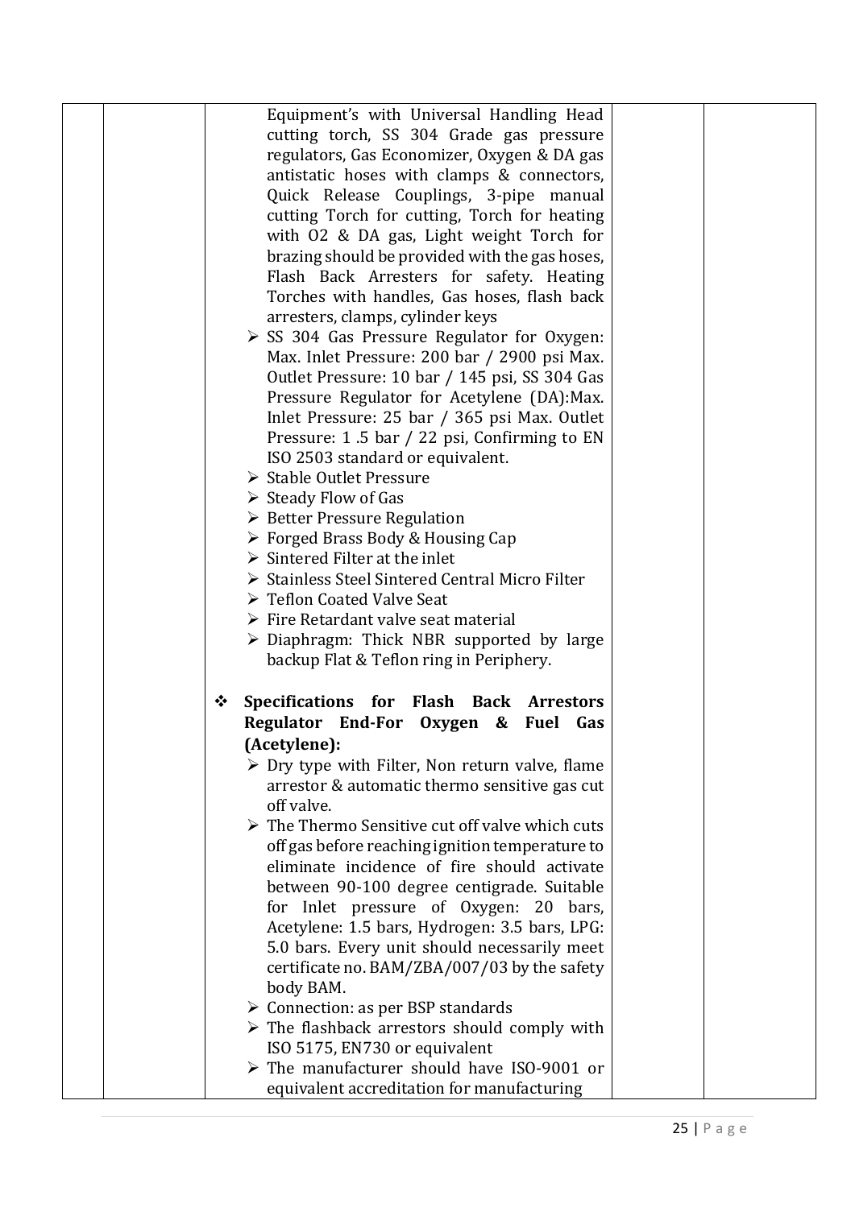| | | Equipment's with Universal Handling Head cutting torch, SS 304 Grade gas pressure regulators, Gas Economizer, Oxygen & DA gas antistatic hoses with clamps & connectors, Quick Release Couplings, 3-pipe manual cutting Torch for cutting, Torch for heating with O2 & DA gas, Light weight Torch for brazing should be provided with the gas hoses, Flash Back Arresters for safety. Heating Torches with handles, Gas hoses, flash back arresters, clamps, cylinder keys<br>➢ SS 304 Gas Pressure Regulator for Oxygen: Max. Inlet Pressure: 200 bar / 2900 psi Max. Outlet Pressure: 10 bar / 145 psi, SS 304 Gas Pressure Regulator for Acetylene (DA):Max. Inlet Pressure: 25 bar / 365 psi Max. Outlet Pressure: 1 .5 bar / 22 psi, Confirming to EN ISO 2503 standard or equivalent.<br>➢ Stable Outlet Pressure<br>➢ Steady Flow of Gas<br>➢ Better Pressure Regulation<br>➢ Forged Brass Body & Housing Cap<br>➢ Sintered Filter at the inlet<br>➢ Stainless Steel Sintered Central Micro Filter<br>➢ Teflon Coated Valve Seat<br>➢ Fire Retardant valve seat material<br>➢ Diaphragm: Thick NBR supported by large backup Flat & Teflon ring in Periphery.<br><br>❖ **Specifications for Flash Back Arrestors Regulator End-For Oxygen & Fuel Gas (Acetylene):**<br>➢ Dry type with Filter, Non return valve, flame arrestor & automatic thermo sensitive gas cut off valve.<br>➢ The Thermo Sensitive cut off valve which cuts off gas before reaching ignition temperature to eliminate incidence of fire should activate between 90-100 degree centigrade. Suitable for Inlet pressure of Oxygen: 20 bars, Acetylene: 1.5 bars, Hydrogen: 3.5 bars, LPG: 5.0 bars. Every unit should necessarily meet certificate no. BAM/ZBA/007/03 by the safety body BAM.<br>➢ Connection: as per BSP standards<br>➢ The flashback arrestors should comply with ISO 5175, EN730 or equivalent<br>➢ The manufacturer should have ISO-9001 or equivalent accreditation for manufacturing | | |
|---|---|---|---|---|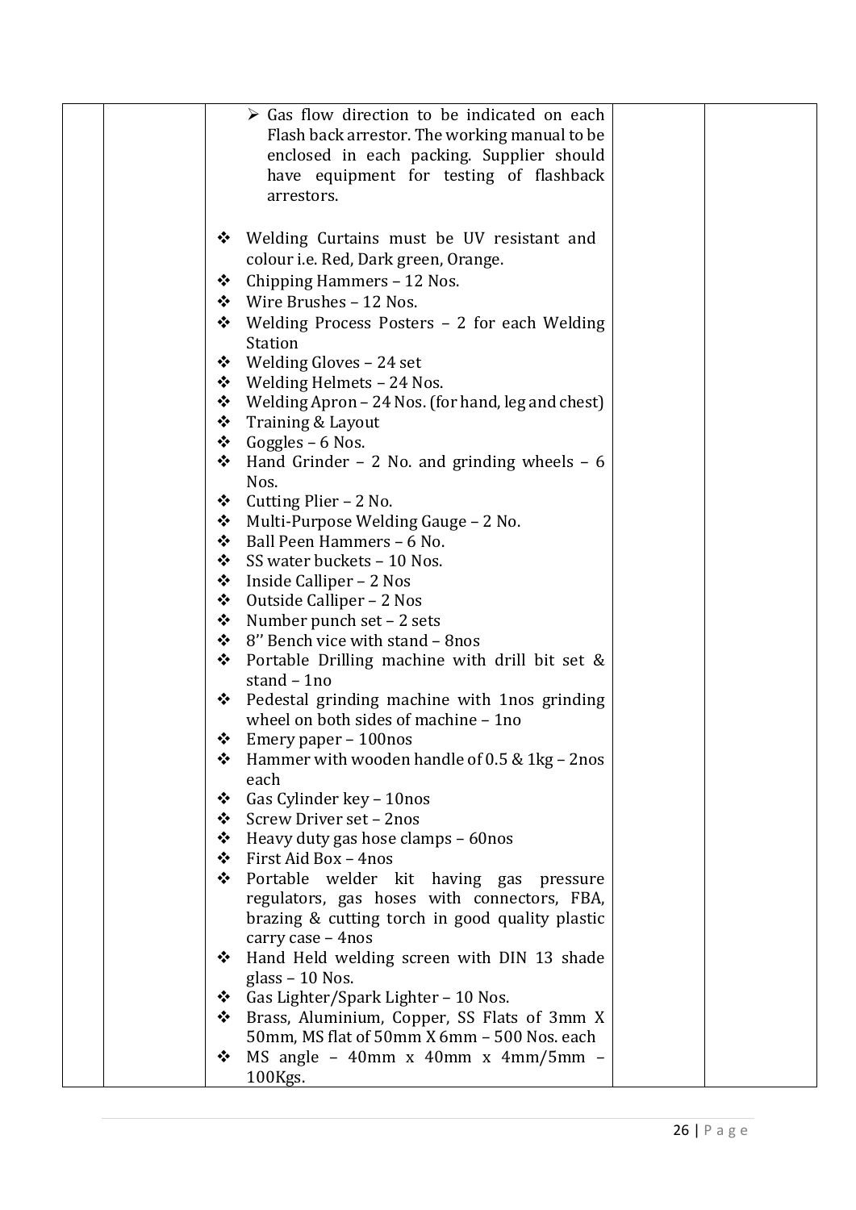| | | | | |
|---|---|---|---|---|
| | | ➢ Gas flow direction to be indicated on each Flash back arrestor. The working manual to be enclosed in each packing. Supplier should have equipment for testing of flashback arrestors.<br><br>❖ Welding Curtains must be UV resistant and colour i.e. Red, Dark green, Orange.<br>❖ Chipping Hammers – 12 Nos.<br>❖ Wire Brushes – 12 Nos.<br>❖ Welding Process Posters – 2 for each Welding Station<br>❖ Welding Gloves – 24 set<br>❖ Welding Helmets – 24 Nos.<br>❖ Welding Apron – 24 Nos. (for hand, leg and chest)<br>❖ Training & Layout<br>❖ Goggles – 6 Nos.<br>❖ Hand Grinder – 2 No. and grinding wheels – 6 Nos.<br>❖ Cutting Plier – 2 No.<br>❖ Multi-Purpose Welding Gauge – 2 No.<br>❖ Ball Peen Hammers – 6 No.<br>❖ SS water buckets – 10 Nos.<br>❖ Inside Calliper – 2 Nos<br>❖ Outside Calliper – 2 Nos<br>❖ Number punch set – 2 sets<br>❖ 8'' Bench vice with stand – 8nos<br>❖ Portable Drilling machine with drill bit set & stand – 1no<br>❖ Pedestal grinding machine with 1nos grinding wheel on both sides of machine – 1no<br>❖ Emery paper – 100nos<br>❖ Hammer with wooden handle of 0.5 & 1kg – 2nos each<br>❖ Gas Cylinder key – 10nos<br>❖ Screw Driver set – 2nos<br>❖ Heavy duty gas hose clamps – 60nos<br>❖ First Aid Box – 4nos<br>❖ Portable welder kit having gas pressure regulators, gas hoses with connectors, FBA, brazing & cutting torch in good quality plastic carry case – 4nos<br>❖ Hand Held welding screen with DIN 13 shade glass – 10 Nos.<br>❖ Gas Lighter/Spark Lighter – 10 Nos.<br>❖ Brass, Aluminium, Copper, SS Flats of 3mm X 50mm, MS flat of 50mm X 6mm – 500 Nos. each<br>❖ MS angle – 40mm x 40mm x 4mm/5mm – 100Kgs. | | |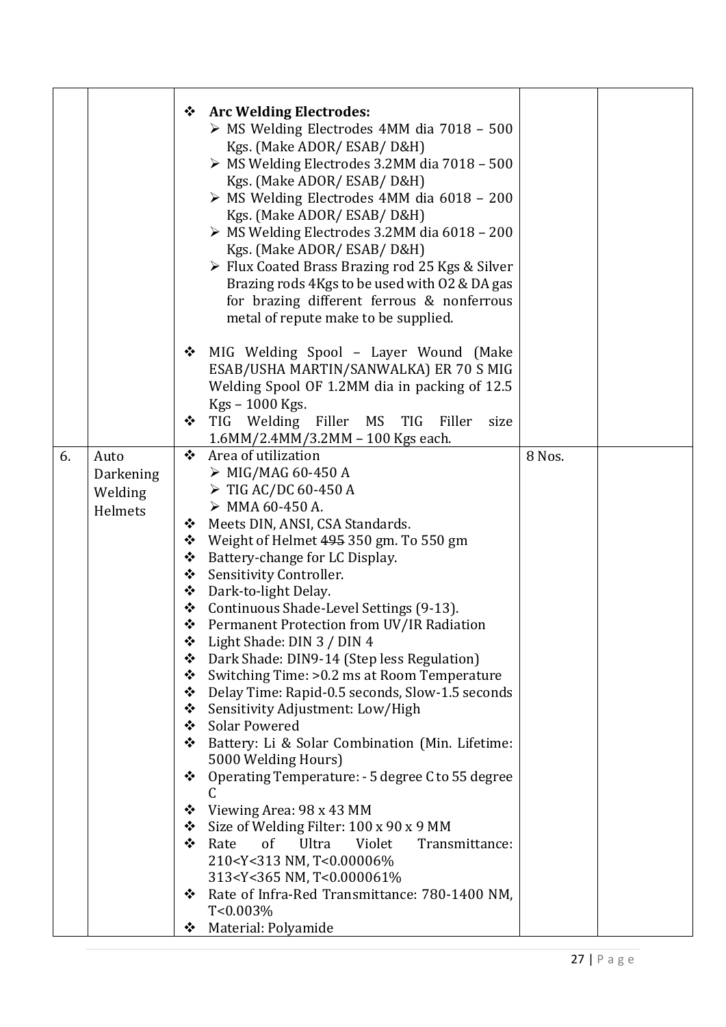| | | | | |
|---|---|---|---|---|
| | | ❖ **Arc Welding Electrodes:**<br>➢ MS Welding Electrodes 4MM dia 7018 – 500 Kgs. (Make ADOR/ ESAB/ D&H)<br>➢ MS Welding Electrodes 3.2MM dia 7018 – 500 Kgs. (Make ADOR/ ESAB/ D&H)<br>➢ MS Welding Electrodes 4MM dia 6018 – 200 Kgs. (Make ADOR/ ESAB/ D&H)<br>➢ MS Welding Electrodes 3.2MM dia 6018 – 200 Kgs. (Make ADOR/ ESAB/ D&H)<br>➢ Flux Coated Brass Brazing rod 25 Kgs & Silver Brazing rods 4Kgs to be used with O2 & DA gas for brazing different ferrous & nonferrous metal of repute make to be supplied.<br><br>❖ MIG Welding Spool – Layer Wound (Make ESAB/USHA MARTIN/SANWALKA) ER 70 S MIG Welding Spool OF 1.2MM dia in packing of 12.5 Kgs – 1000 Kgs.<br>❖ TIG Welding Filler MS TIG Filler size 1.6MM/2.4MM/3.2MM – 100 Kgs each. | | |
| 6. | Auto Darkening Welding Helmets | ❖ Area of utilization<br>➢ MIG/MAG 60-450 A<br>➢ TIG AC/DC 60-450 A<br>➢ MMA 60-450 A.<br>❖ Meets DIN, ANSI, CSA Standards.<br>❖ Weight of Helmet ~~495~~ 350 gm. To 550 gm<br>❖ Battery-change for LC Display.<br>❖ Sensitivity Controller.<br>❖ Dark-to-light Delay.<br>❖ Continuous Shade-Level Settings (9-13).<br>❖ Permanent Protection from UV/IR Radiation<br>❖ Light Shade: DIN 3 / DIN 4<br>❖ Dark Shade: DIN9-14 (Step less Regulation)<br>❖ Switching Time: >0.2 ms at Room Temperature<br>❖ Delay Time: Rapid-0.5 seconds, Slow-1.5 seconds<br>❖ Sensitivity Adjustment: Low/High<br>❖ Solar Powered<br>❖ Battery: Li & Solar Combination (Min. Lifetime: 5000 Welding Hours)<br>❖ Operating Temperature: - 5 degree C to 55 degree C<br>❖ Viewing Area: 98 x 43 MM<br>❖ Size of Welding Filter: 100 x 90 x 9 MM<br>❖ Rate of Ultra Violet Transmittance: 210<Y<313 NM, T<0.00006%<br>313<Y<365 NM, T<0.000061%<br>❖ Rate of Infra-Red Transmittance: 780-1400 NM, T<0.003%<br>❖ Material: Polyamide | 8 Nos. | |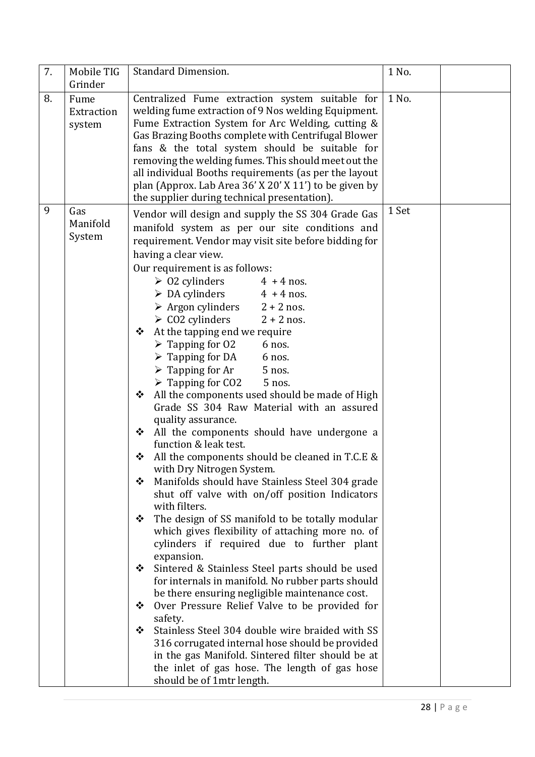| 7. | Mobile TIG Grinder | Standard Dimension. | 1 No. | |
|---|---|---|---|---|
| 8. | Fume Extraction system | Centralized Fume extraction system suitable for welding fume extraction of 9 Nos welding Equipment. Fume Extraction System for Arc Welding, cutting & Gas Brazing Booths complete with Centrifugal Blower fans & the total system should be suitable for removing the welding fumes. This should meet out the all individual Booths requirements (as per the layout plan (Approx. Lab Area 36' X 20' X 11') to be given by the supplier during technical presentation). | 1 No. | |
| 9 | Gas Manifold System | Vendor will design and supply the SS 304 Grade Gas manifold system as per our site conditions and requirement. Vendor may visit site before bidding for having a clear view.<br>Our requirement is as follows:<br>➢ O2 cylinders 4 + 4 nos.<br>➢ DA cylinders 4 + 4 nos.<br>➢ Argon cylinders 2 + 2 nos.<br>➢ CO2 cylinders 2 + 2 nos.<br>❖ At the tapping end we require<br>➢ Tapping for O2 6 nos.<br>➢ Tapping for DA 6 nos.<br>➢ Tapping for Ar 5 nos.<br>➢ Tapping for CO2 5 nos.<br>❖ All the components used should be made of High Grade SS 304 Raw Material with an assured quality assurance.<br>❖ All the components should have undergone a function & leak test.<br>❖ All the components should be cleaned in T.C.E & with Dry Nitrogen System.<br>❖ Manifolds should have Stainless Steel 304 grade shut off valve with on/off position Indicators with filters.<br>❖ The design of SS manifold to be totally modular which gives flexibility of attaching more no. of cylinders if required due to further plant expansion.<br>❖ Sintered & Stainless Steel parts should be used for internals in manifold. No rubber parts should be there ensuring negligible maintenance cost.<br>❖ Over Pressure Relief Valve to be provided for safety.<br>❖ Stainless Steel 304 double wire braided with SS 316 corrugated internal hose should be provided in the gas Manifold. Sintered filter should be at the inlet of gas hose. The length of gas hose should be of 1mtr length. | 1 Set | |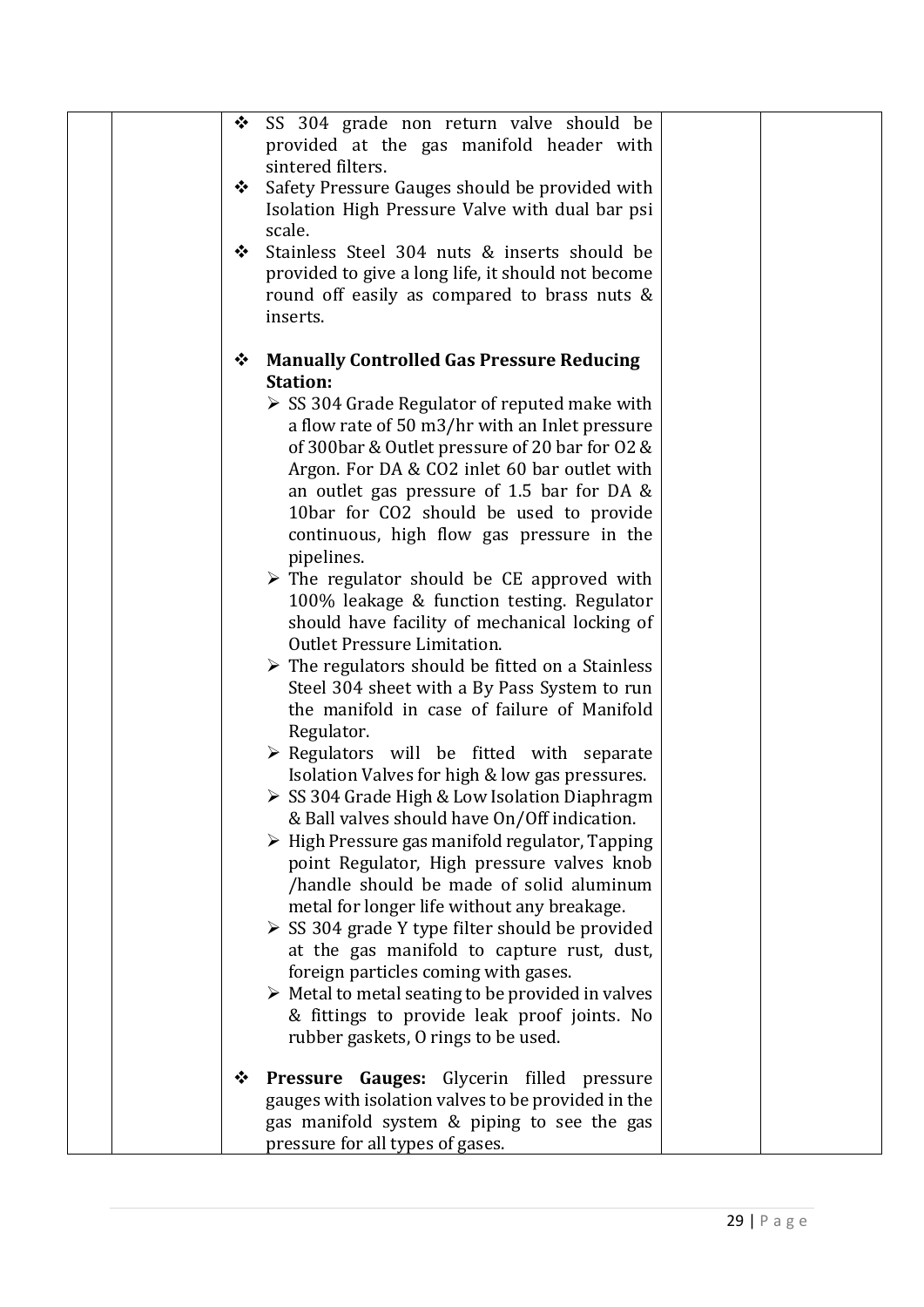| | | | | |
|---|---|---|---|---|
| | | ❖ SS 304 grade non return valve should be provided at the gas manifold header with sintered filters.<br>❖ Safety Pressure Gauges should be provided with Isolation High Pressure Valve with dual bar psi scale.<br>❖ Stainless Steel 304 nuts & inserts should be provided to give a long life, it should not become round off easily as compared to brass nuts & inserts.<br><br>❖ **Manually Controlled Gas Pressure Reducing Station:**<br>➢ SS 304 Grade Regulator of reputed make with a flow rate of 50 m3/hr with an Inlet pressure of 300bar & Outlet pressure of 20 bar for O2 & Argon. For DA & CO2 inlet 60 bar outlet with an outlet gas pressure of 1.5 bar for DA & 10bar for CO2 should be used to provide continuous, high flow gas pressure in the pipelines.<br>➢ The regulator should be CE approved with 100% leakage & function testing. Regulator should have facility of mechanical locking of Outlet Pressure Limitation.<br>➢ The regulators should be fitted on a Stainless Steel 304 sheet with a By Pass System to run the manifold in case of failure of Manifold Regulator.<br>➢ Regulators will be fitted with separate Isolation Valves for high & low gas pressures.<br>➢ SS 304 Grade High & Low Isolation Diaphragm & Ball valves should have On/Off indication.<br>➢ High Pressure gas manifold regulator, Tapping point Regulator, High pressure valves knob /handle should be made of solid aluminum metal for longer life without any breakage.<br>➢ SS 304 grade Y type filter should be provided at the gas manifold to capture rust, dust, foreign particles coming with gases.<br>➢ Metal to metal seating to be provided in valves & fittings to provide leak proof joints. No rubber gaskets, O rings to be used.<br><br>❖ **Pressure Gauges:** Glycerin filled pressure gauges with isolation valves to be provided in the gas manifold system & piping to see the gas pressure for all types of gases. | | |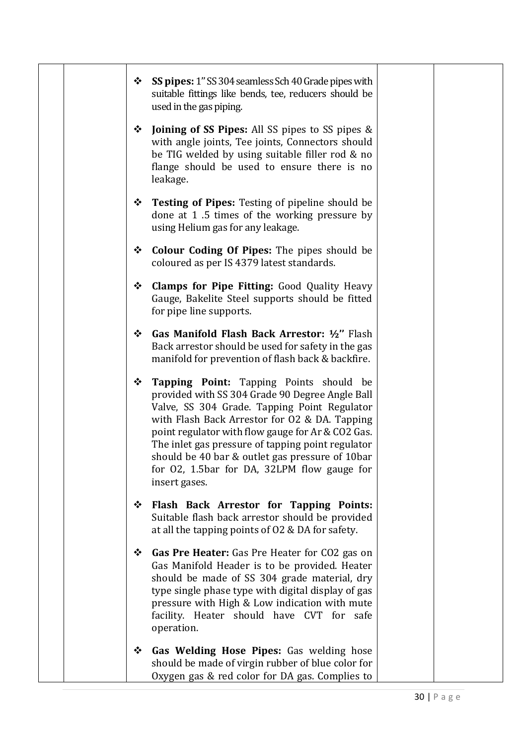| | | | | |
|---|---|---|---|---|
| | | ❖ **SS pipes:** 1" SS 304 seamless Sch 40 Grade pipes with suitable fittings like bends, tee, reducers should be used in the gas piping.<br><br>❖ **Joining of SS Pipes:** All SS pipes to SS pipes & with angle joints, Tee joints, Connectors should be TIG welded by using suitable filler rod & no flange should be used to ensure there is no leakage.<br><br>❖ **Testing of Pipes:** Testing of pipeline should be done at 1 .5 times of the working pressure by using Helium gas for any leakage.<br><br>❖ **Colour Coding Of Pipes:** The pipes should be coloured as per IS 4379 latest standards.<br><br>❖ **Clamps for Pipe Fitting:** Good Quality Heavy Gauge, Bakelite Steel supports should be fitted for pipe line supports.<br><br>❖ **Gas Manifold Flash Back Arrestor: ½"** Flash Back arrestor should be used for safety in the gas manifold for prevention of flash back & backfire.<br><br>❖ **Tapping Point:** Tapping Points should be provided with SS 304 Grade 90 Degree Angle Ball Valve, SS 304 Grade. Tapping Point Regulator with Flash Back Arrestor for O2 & DA. Tapping point regulator with flow gauge for Ar & CO2 Gas. The inlet gas pressure of tapping point regulator should be 40 bar & outlet gas pressure of 10bar for O2, 1.5bar for DA, 32LPM flow gauge for insert gases.<br><br>❖ **Flash Back Arrestor for Tapping Points:** Suitable flash back arrestor should be provided at all the tapping points of O2 & DA for safety.<br><br>❖ **Gas Pre Heater:** Gas Pre Heater for CO2 gas on Gas Manifold Header is to be provided. Heater should be made of SS 304 grade material, dry type single phase type with digital display of gas pressure with High & Low indication with mute facility. Heater should have CVT for safe operation.<br><br>❖ **Gas Welding Hose Pipes:** Gas welding hose should be made of virgin rubber of blue color for Oxygen gas & red color for DA gas. Complies to | | |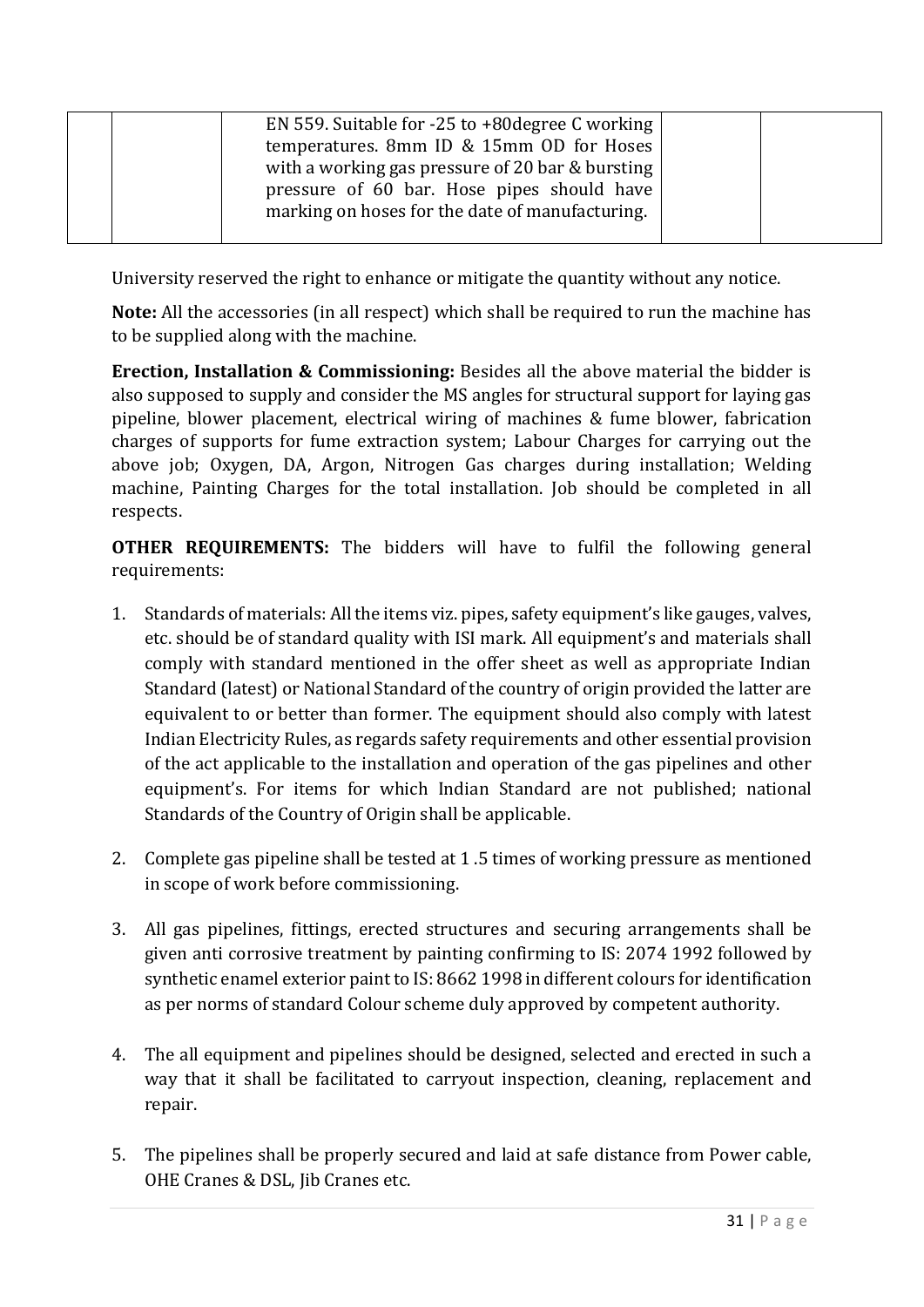|  |  | EN 559. Suitable for -25 to +80degree C working temperatures. 8mm ID & 15mm OD for Hoses with a working gas pressure of 20 bar & bursting pressure of 60 bar. Hose pipes should have marking on hoses for the date of manufacturing. |  |  |
|---|---|---|---|---|

University reserved the right to enhance or mitigate the quantity without any notice.

**Note:** All the accessories (in all respect) which shall be required to run the machine has to be supplied along with the machine.

**Erection, Installation & Commissioning:** Besides all the above material the bidder is also supposed to supply and consider the MS angles for structural support for laying gas pipeline, blower placement, electrical wiring of machines & fume blower, fabrication charges of supports for fume extraction system; Labour Charges for carrying out the above job; Oxygen, DA, Argon, Nitrogen Gas charges during installation; Welding machine, Painting Charges for the total installation. Job should be completed in all respects.

**OTHER REQUIREMENTS:** The bidders will have to fulfil the following general requirements:

1. Standards of materials: All the items viz. pipes, safety equipment's like gauges, valves, etc. should be of standard quality with ISI mark. All equipment's and materials shall comply with standard mentioned in the offer sheet as well as appropriate Indian Standard (latest) or National Standard of the country of origin provided the latter are equivalent to or better than former. The equipment should also comply with latest Indian Electricity Rules, as regards safety requirements and other essential provision of the act applicable to the installation and operation of the gas pipelines and other equipment's. For items for which Indian Standard are not published; national Standards of the Country of Origin shall be applicable.

2. Complete gas pipeline shall be tested at 1 .5 times of working pressure as mentioned in scope of work before commissioning.

3. All gas pipelines, fittings, erected structures and securing arrangements shall be given anti corrosive treatment by painting confirming to IS: 2074 1992 followed by synthetic enamel exterior paint to IS: 8662 1998 in different colours for identification as per norms of standard Colour scheme duly approved by competent authority.

4. The all equipment and pipelines should be designed, selected and erected in such a way that it shall be facilitated to carryout inspection, cleaning, replacement and repair.

5. The pipelines shall be properly secured and laid at safe distance from Power cable, OHE Cranes & DSL, Jib Cranes etc.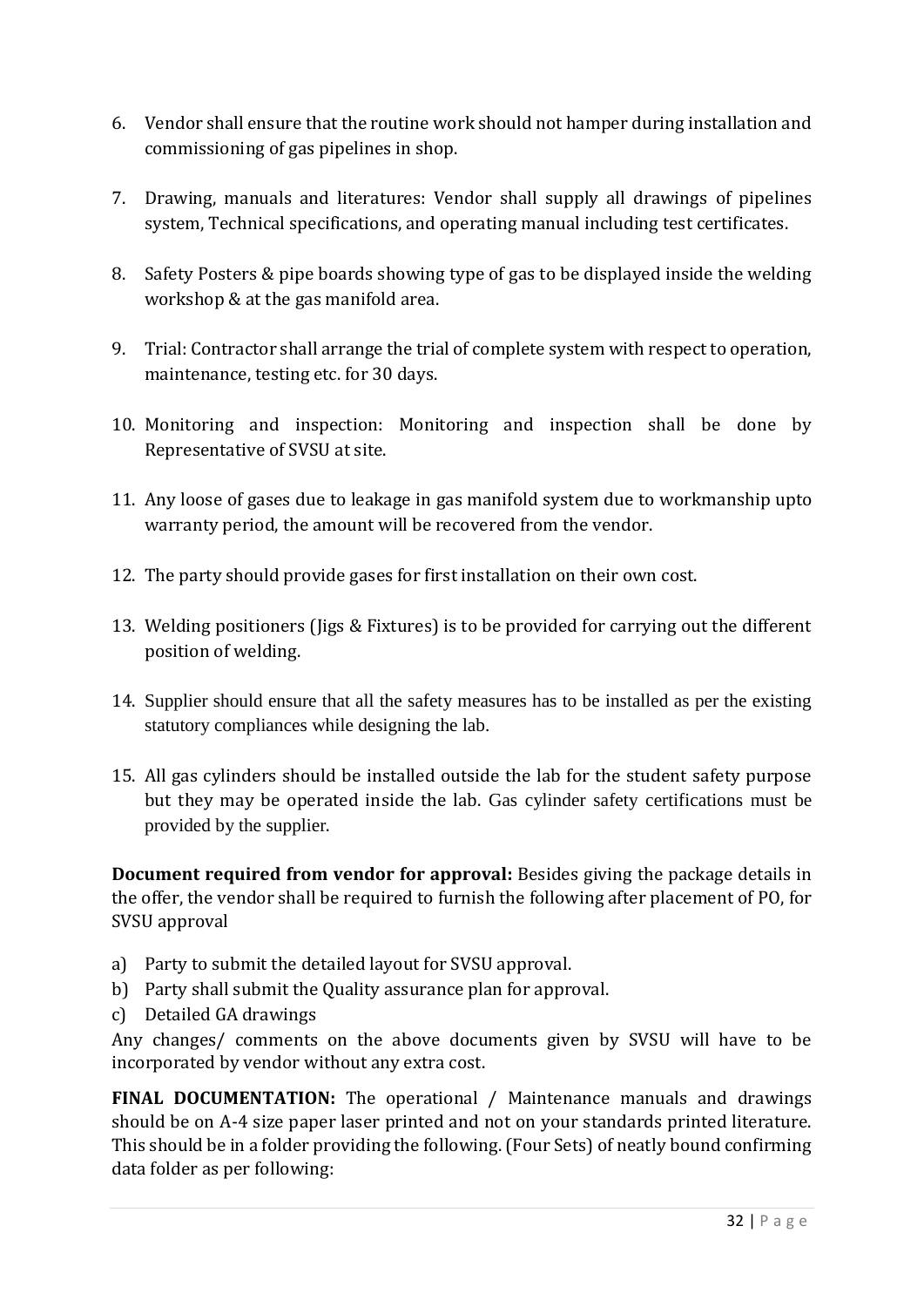6. Vendor shall ensure that the routine work should not hamper during installation and commissioning of gas pipelines in shop.

7. Drawing, manuals and literatures: Vendor shall supply all drawings of pipelines system, Technical specifications, and operating manual including test certificates.

8. Safety Posters & pipe boards showing type of gas to be displayed inside the welding workshop & at the gas manifold area.

9. Trial: Contractor shall arrange the trial of complete system with respect to operation, maintenance, testing etc. for 30 days.

10. Monitoring and inspection: Monitoring and inspection shall be done by Representative of SVSU at site.

11. Any loose of gases due to leakage in gas manifold system due to workmanship upto warranty period, the amount will be recovered from the vendor.

12. The party should provide gases for first installation on their own cost.

13. Welding positioners (Jigs & Fixtures) is to be provided for carrying out the different position of welding.

14. Supplier should ensure that all the safety measures has to be installed as per the existing statutory compliances while designing the lab.

15. All gas cylinders should be installed outside the lab for the student safety purpose but they may be operated inside the lab. Gas cylinder safety certifications must be provided by the supplier.

**Document required from vendor for approval:** Besides giving the package details in the offer, the vendor shall be required to furnish the following after placement of PO, for SVSU approval

a) Party to submit the detailed layout for SVSU approval.
b) Party shall submit the Quality assurance plan for approval.
c) Detailed GA drawings

Any changes/ comments on the above documents given by SVSU will have to be incorporated by vendor without any extra cost.

**FINAL DOCUMENTATION:** The operational / Maintenance manuals and drawings should be on A-4 size paper laser printed and not on your standards printed literature. This should be in a folder providing the following. (Four Sets) of neatly bound confirming data folder as per following: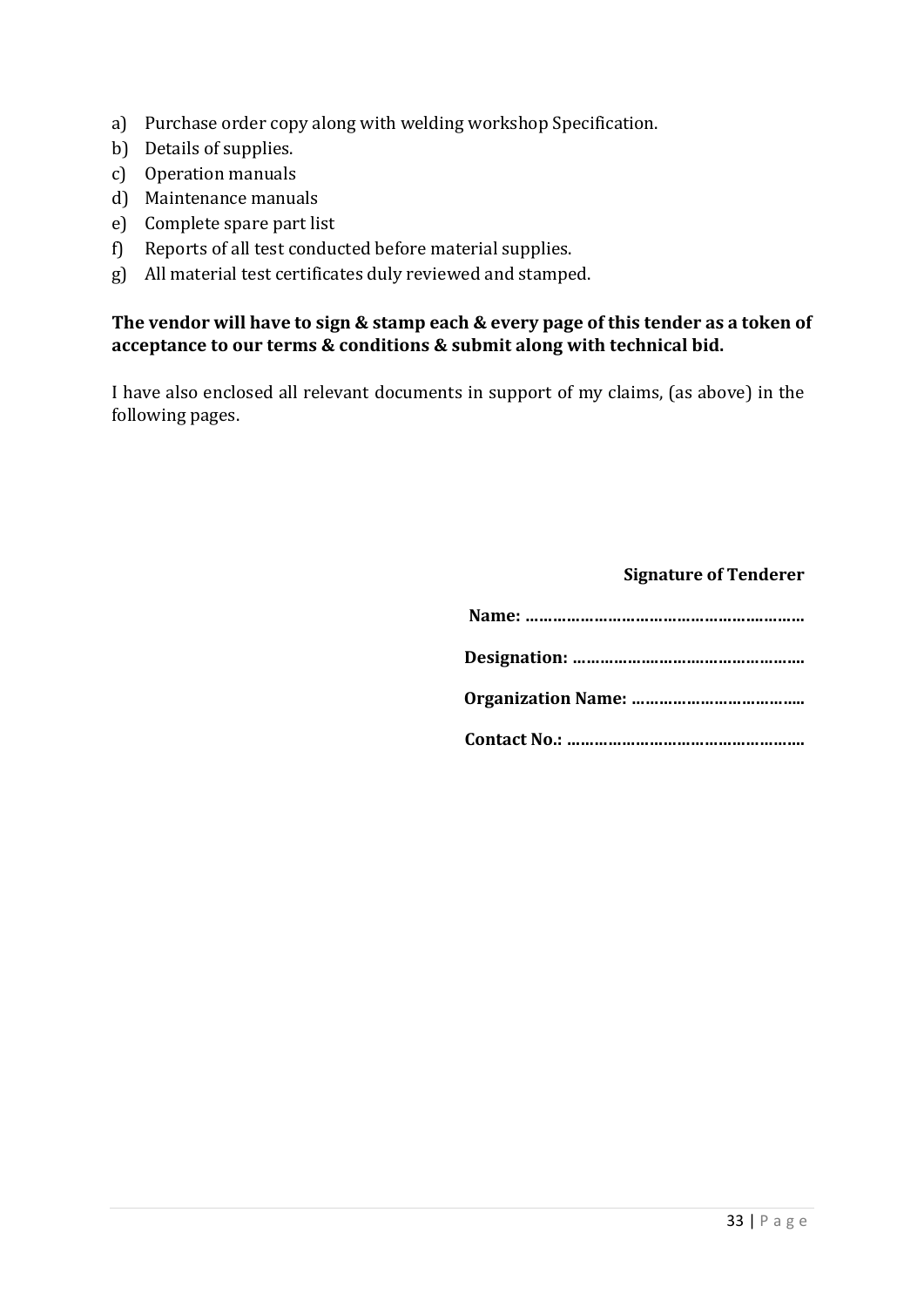a) Purchase order copy along with welding workshop Specification.
b) Details of supplies.
c) Operation manuals
d) Maintenance manuals
e) Complete spare part list
f) Reports of all test conducted before material supplies.
g) All material test certificates duly reviewed and stamped.

**The vendor will have to sign & stamp each & every page of this tender as a token of acceptance to our terms & conditions & submit along with technical bid.**

I have also enclosed all relevant documents in support of my claims, (as above) in the following pages.

**Signature of Tenderer**

**Name: ……………………………………………………**

**Designation: ……………………………………………**

**Organization Name: ………………………………..**

**Contact No.: ……………………………………………**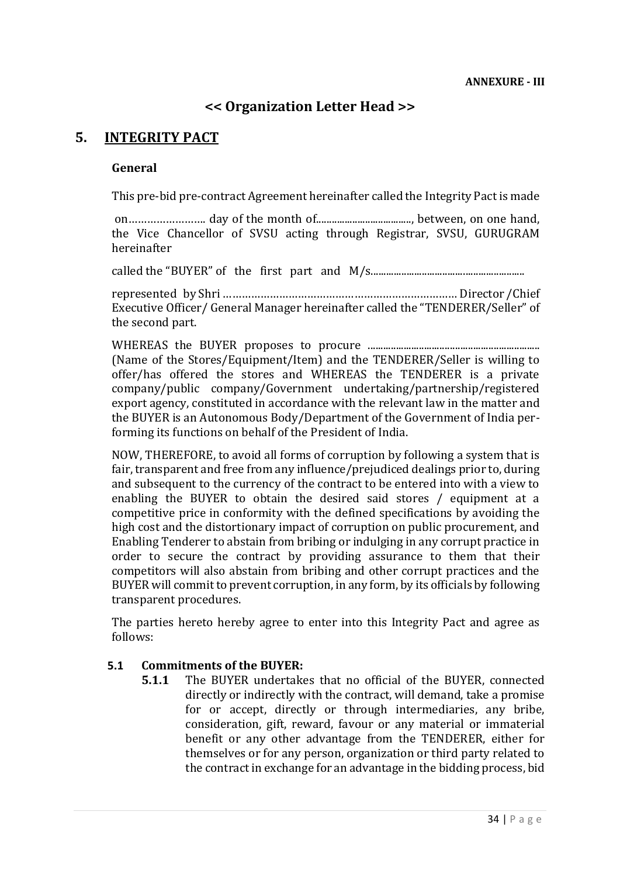**ANNEXURE - III**

## << Organization Letter Head >>

# 5. INTEGRITY PACT

**General**

This pre-bid pre-contract Agreement hereinafter called the Integrity Pact is made

on…………………….. day of the month of...................................., between, on one hand, the Vice Chancellor of SVSU acting through Registrar, SVSU, GURUGRAM hereinafter

called the "BUYER" of the first part and M/s...........................................................

represented by Shri ………………………………………………………………… Director /Chief Executive Officer/ General Manager hereinafter called the "TENDERER/Seller" of the second part.

WHEREAS the BUYER proposes to procure .................................................................. (Name of the Stores/Equipment/Item) and the TENDERER/Seller is willing to offer/has offered the stores and WHEREAS the TENDERER is a private company/public company/Government undertaking/partnership/registered export agency, constituted in accordance with the relevant law in the matter and the BUYER is an Autonomous Body/Department of the Government of India performing its functions on behalf of the President of India.

NOW, THEREFORE, to avoid all forms of corruption by following a system that is fair, transparent and free from any influence/prejudiced dealings prior to, during and subsequent to the currency of the contract to be entered into with a view to enabling the BUYER to obtain the desired said stores / equipment at a competitive price in conformity with the defined specifications by avoiding the high cost and the distortionary impact of corruption on public procurement, and Enabling Tenderer to abstain from bribing or indulging in any corrupt practice in order to secure the contract by providing assurance to them that their competitors will also abstain from bribing and other corrupt practices and the BUYER will commit to prevent corruption, in any form, by its officials by following transparent procedures.

The parties hereto hereby agree to enter into this Integrity Pact and agree as follows:

**5.1 Commitments of the BUYER:**

**5.1.1** The BUYER undertakes that no official of the BUYER, connected directly or indirectly with the contract, will demand, take a promise for or accept, directly or through intermediaries, any bribe, consideration, gift, reward, favour or any material or immaterial benefit or any other advantage from the TENDERER, either for themselves or for any person, organization or third party related to the contract in exchange for an advantage in the bidding process, bid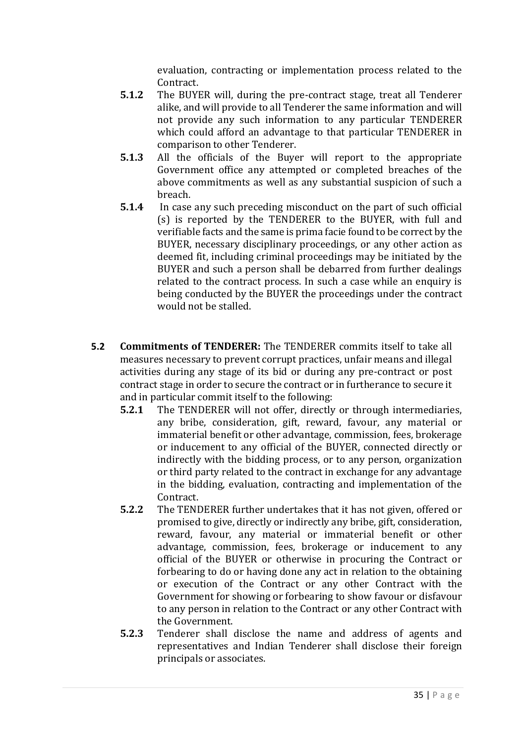evaluation, contracting or implementation process related to the Contract.

**5.1.2** The BUYER will, during the pre-contract stage, treat all Tenderer alike, and will provide to all Tenderer the same information and will not provide any such information to any particular TENDERER which could afford an advantage to that particular TENDERER in comparison to other Tenderer.

**5.1.3** All the officials of the Buyer will report to the appropriate Government office any attempted or completed breaches of the above commitments as well as any substantial suspicion of such a breach.

**5.1.4** In case any such preceding misconduct on the part of such official (s) is reported by the TENDERER to the BUYER, with full and verifiable facts and the same is prima facie found to be correct by the BUYER, necessary disciplinary proceedings, or any other action as deemed fit, including criminal proceedings may be initiated by the BUYER and such a person shall be debarred from further dealings related to the contract process. In such a case while an enquiry is being conducted by the BUYER the proceedings under the contract would not be stalled.

**5.2 Commitments of TENDERER:** The TENDERER commits itself to take all measures necessary to prevent corrupt practices, unfair means and illegal activities during any stage of its bid or during any pre-contract or post contract stage in order to secure the contract or in furtherance to secure it and in particular commit itself to the following:

**5.2.1** The TENDERER will not offer, directly or through intermediaries, any bribe, consideration, gift, reward, favour, any material or immaterial benefit or other advantage, commission, fees, brokerage or inducement to any official of the BUYER, connected directly or indirectly with the bidding process, or to any person, organization or third party related to the contract in exchange for any advantage in the bidding, evaluation, contracting and implementation of the Contract.

**5.2.2** The TENDERER further undertakes that it has not given, offered or promised to give, directly or indirectly any bribe, gift, consideration, reward, favour, any material or immaterial benefit or other advantage, commission, fees, brokerage or inducement to any official of the BUYER or otherwise in procuring the Contract or forbearing to do or having done any act in relation to the obtaining or execution of the Contract or any other Contract with the Government for showing or forbearing to show favour or disfavour to any person in relation to the Contract or any other Contract with the Government.

**5.2.3** Tenderer shall disclose the name and address of agents and representatives and Indian Tenderer shall disclose their foreign principals or associates.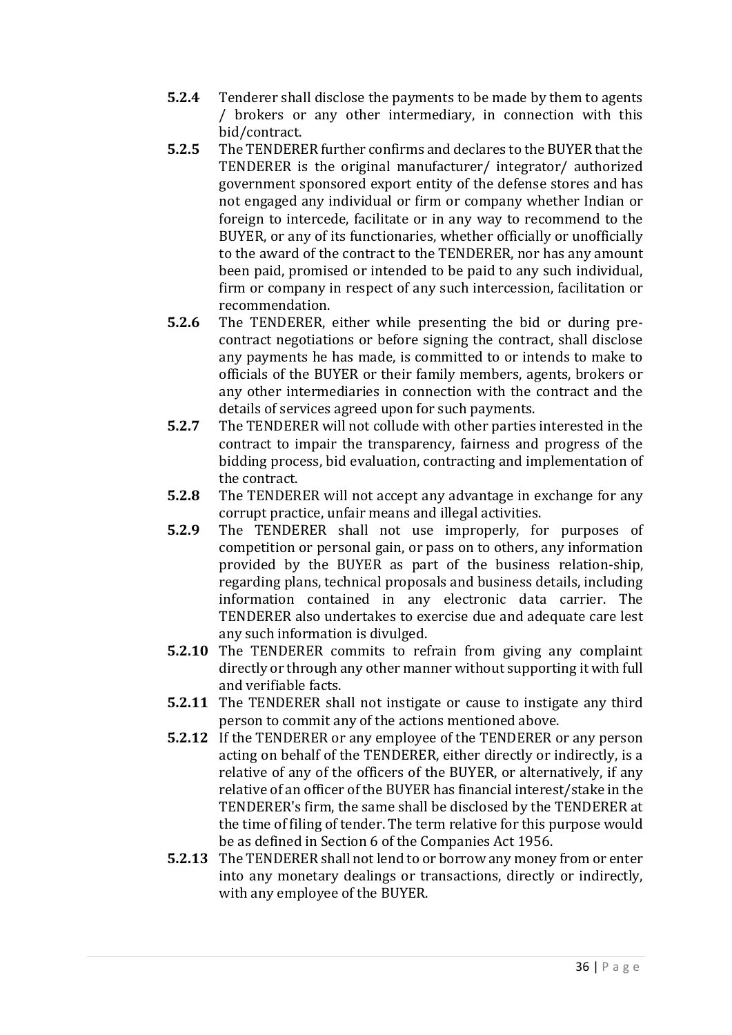**5.2.4** Tenderer shall disclose the payments to be made by them to agents / brokers or any other intermediary, in connection with this bid/contract.

**5.2.5** The TENDERER further confirms and declares to the BUYER that the TENDERER is the original manufacturer/ integrator/ authorized government sponsored export entity of the defense stores and has not engaged any individual or firm or company whether Indian or foreign to intercede, facilitate or in any way to recommend to the BUYER, or any of its functionaries, whether officially or unofficially to the award of the contract to the TENDERER, nor has any amount been paid, promised or intended to be paid to any such individual, firm or company in respect of any such intercession, facilitation or recommendation.

**5.2.6** The TENDERER, either while presenting the bid or during pre-contract negotiations or before signing the contract, shall disclose any payments he has made, is committed to or intends to make to officials of the BUYER or their family members, agents, brokers or any other intermediaries in connection with the contract and the details of services agreed upon for such payments.

**5.2.7** The TENDERER will not collude with other parties interested in the contract to impair the transparency, fairness and progress of the bidding process, bid evaluation, contracting and implementation of the contract.

**5.2.8** The TENDERER will not accept any advantage in exchange for any corrupt practice, unfair means and illegal activities.

**5.2.9** The TENDERER shall not use improperly, for purposes of competition or personal gain, or pass on to others, any information provided by the BUYER as part of the business relation-ship, regarding plans, technical proposals and business details, including information contained in any electronic data carrier. The TENDERER also undertakes to exercise due and adequate care lest any such information is divulged.

**5.2.10** The TENDERER commits to refrain from giving any complaint directly or through any other manner without supporting it with full and verifiable facts.

**5.2.11** The TENDERER shall not instigate or cause to instigate any third person to commit any of the actions mentioned above.

**5.2.12** If the TENDERER or any employee of the TENDERER or any person acting on behalf of the TENDERER, either directly or indirectly, is a relative of any of the officers of the BUYER, or alternatively, if any relative of an officer of the BUYER has financial interest/stake in the TENDERER's firm, the same shall be disclosed by the TENDERER at the time of filing of tender. The term relative for this purpose would be as defined in Section 6 of the Companies Act 1956.

**5.2.13** The TENDERER shall not lend to or borrow any money from or enter into any monetary dealings or transactions, directly or indirectly, with any employee of the BUYER.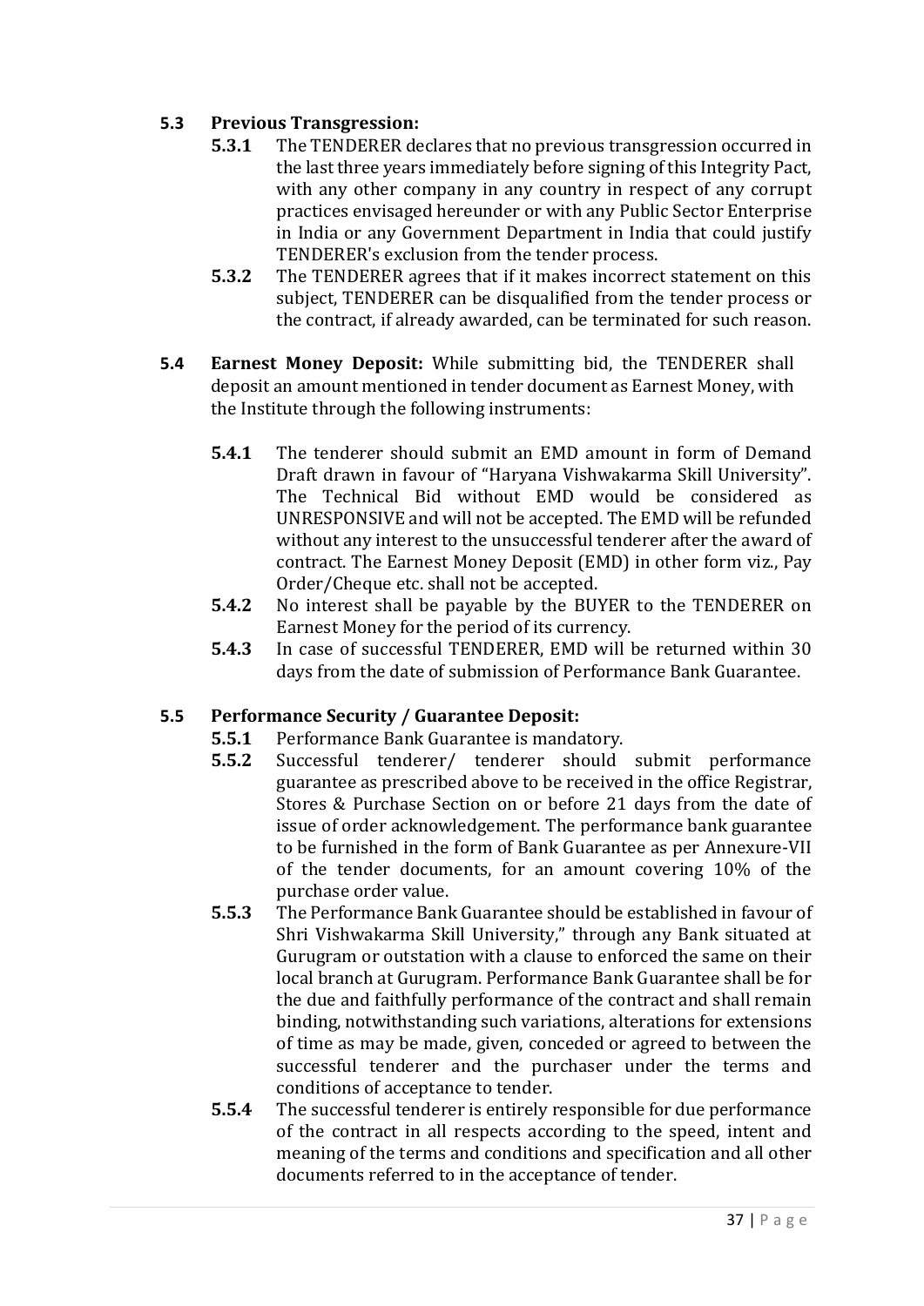**5.3 Previous Transgression:**

**5.3.1** The TENDERER declares that no previous transgression occurred in the last three years immediately before signing of this Integrity Pact, with any other company in any country in respect of any corrupt practices envisaged hereunder or with any Public Sector Enterprise in India or any Government Department in India that could justify TENDERER's exclusion from the tender process.

**5.3.2** The TENDERER agrees that if it makes incorrect statement on this subject, TENDERER can be disqualified from the tender process or the contract, if already awarded, can be terminated for such reason.

**5.4 Earnest Money Deposit:** While submitting bid, the TENDERER shall deposit an amount mentioned in tender document as Earnest Money, with the Institute through the following instruments:

**5.4.1** The tenderer should submit an EMD amount in form of Demand Draft drawn in favour of "Haryana Vishwakarma Skill University". The Technical Bid without EMD would be considered as UNRESPONSIVE and will not be accepted. The EMD will be refunded without any interest to the unsuccessful tenderer after the award of contract. The Earnest Money Deposit (EMD) in other form viz., Pay Order/Cheque etc. shall not be accepted.

**5.4.2** No interest shall be payable by the BUYER to the TENDERER on Earnest Money for the period of its currency.

**5.4.3** In case of successful TENDERER, EMD will be returned within 30 days from the date of submission of Performance Bank Guarantee.

**5.5 Performance Security / Guarantee Deposit:**

**5.5.1** Performance Bank Guarantee is mandatory.

**5.5.2** Successful tenderer/ tenderer should submit performance guarantee as prescribed above to be received in the office Registrar, Stores & Purchase Section on or before 21 days from the date of issue of order acknowledgement. The performance bank guarantee to be furnished in the form of Bank Guarantee as per Annexure-VII of the tender documents, for an amount covering 10% of the purchase order value.

**5.5.3** The Performance Bank Guarantee should be established in favour of Shri Vishwakarma Skill University," through any Bank situated at Gurugram or outstation with a clause to enforced the same on their local branch at Gurugram. Performance Bank Guarantee shall be for the due and faithfully performance of the contract and shall remain binding, notwithstanding such variations, alterations for extensions of time as may be made, given, conceded or agreed to between the successful tenderer and the purchaser under the terms and conditions of acceptance to tender.

**5.5.4** The successful tenderer is entirely responsible for due performance of the contract in all respects according to the speed, intent and meaning of the terms and conditions and specification and all other documents referred to in the acceptance of tender.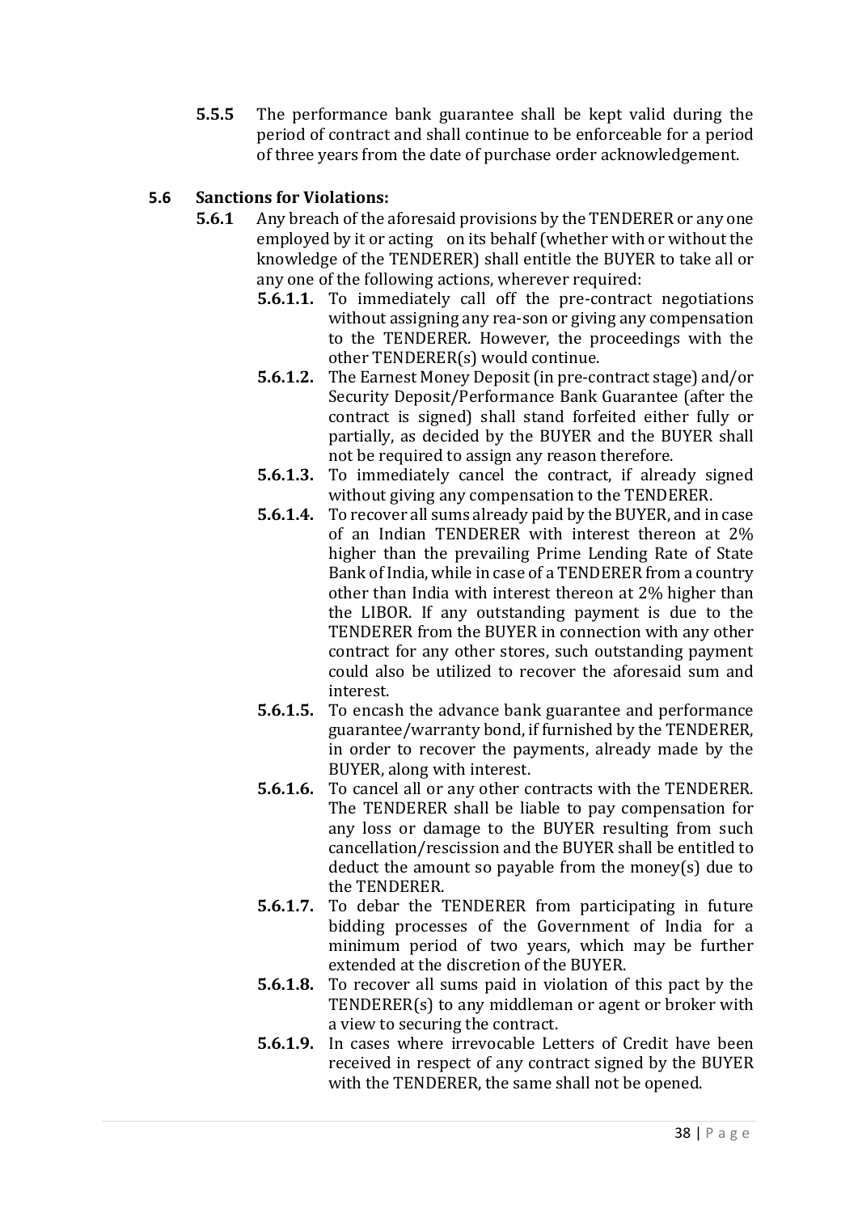**5.5.5** The performance bank guarantee shall be kept valid during the period of contract and shall continue to be enforceable for a period of three years from the date of purchase order acknowledgement.

### 5.6 Sanctions for Violations:

**5.6.1** Any breach of the aforesaid provisions by the TENDERER or any one employed by it or acting on its behalf (whether with or without the knowledge of the TENDERER) shall entitle the BUYER to take all or any one of the following actions, wherever required:

**5.6.1.1.** To immediately call off the pre-contract negotiations without assigning any rea-son or giving any compensation to the TENDERER. However, the proceedings with the other TENDERER(s) would continue.

**5.6.1.2.** The Earnest Money Deposit (in pre-contract stage) and/or Security Deposit/Performance Bank Guarantee (after the contract is signed) shall stand forfeited either fully or partially, as decided by the BUYER and the BUYER shall not be required to assign any reason therefore.

**5.6.1.3.** To immediately cancel the contract, if already signed without giving any compensation to the TENDERER.

**5.6.1.4.** To recover all sums already paid by the BUYER, and in case of an Indian TENDERER with interest thereon at 2% higher than the prevailing Prime Lending Rate of State Bank of India, while in case of a TENDERER from a country other than India with interest thereon at 2% higher than the LIBOR. If any outstanding payment is due to the TENDERER from the BUYER in connection with any other contract for any other stores, such outstanding payment could also be utilized to recover the aforesaid sum and interest.

**5.6.1.5.** To encash the advance bank guarantee and performance guarantee/warranty bond, if furnished by the TENDERER, in order to recover the payments, already made by the BUYER, along with interest.

**5.6.1.6.** To cancel all or any other contracts with the TENDERER. The TENDERER shall be liable to pay compensation for any loss or damage to the BUYER resulting from such cancellation/rescission and the BUYER shall be entitled to deduct the amount so payable from the money(s) due to the TENDERER.

**5.6.1.7.** To debar the TENDERER from participating in future bidding processes of the Government of India for a minimum period of two years, which may be further extended at the discretion of the BUYER.

**5.6.1.8.** To recover all sums paid in violation of this pact by the TENDERER(s) to any middleman or agent or broker with a view to securing the contract.

**5.6.1.9.** In cases where irrevocable Letters of Credit have been received in respect of any contract signed by the BUYER with the TENDERER, the same shall not be opened.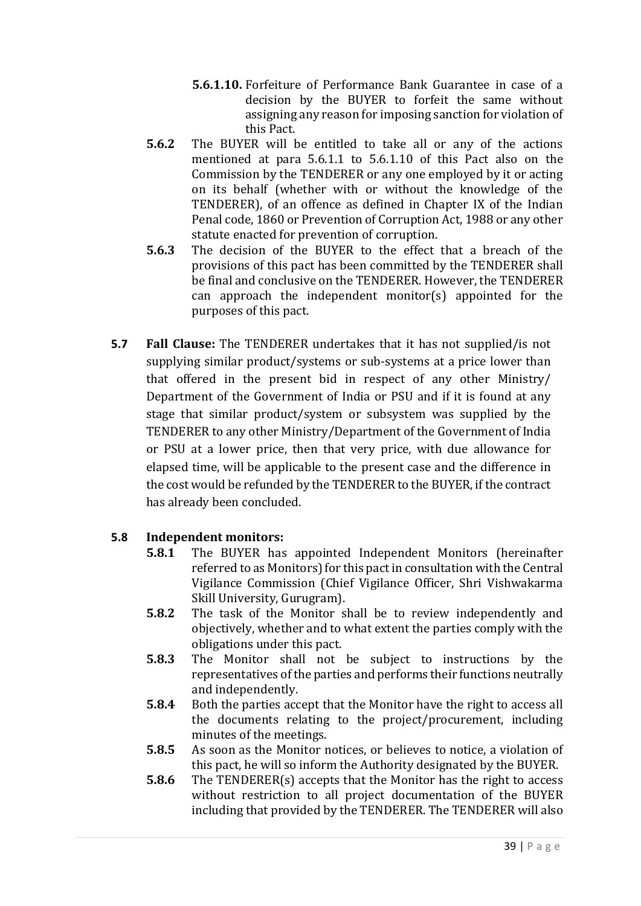**5.6.1.10.** Forfeiture of Performance Bank Guarantee in case of a decision by the BUYER to forfeit the same without assigning any reason for imposing sanction for violation of this Pact.

**5.6.2** The BUYER will be entitled to take all or any of the actions mentioned at para 5.6.1.1 to 5.6.1.10 of this Pact also on the Commission by the TENDERER or any one employed by it or acting on its behalf (whether with or without the knowledge of the TENDERER), of an offence as defined in Chapter IX of the Indian Penal code, 1860 or Prevention of Corruption Act, 1988 or any other statute enacted for prevention of corruption.

**5.6.3** The decision of the BUYER to the effect that a breach of the provisions of this pact has been committed by the TENDERER shall be final and conclusive on the TENDERER. However, the TENDERER can approach the independent monitor(s) appointed for the purposes of this pact.

**5.7 Fall Clause:** The TENDERER undertakes that it has not supplied/is not supplying similar product/systems or sub-systems at a price lower than that offered in the present bid in respect of any other Ministry/ Department of the Government of India or PSU and if it is found at any stage that similar product/system or subsystem was supplied by the TENDERER to any other Ministry/Department of the Government of India or PSU at a lower price, then that very price, with due allowance for elapsed time, will be applicable to the present case and the difference in the cost would be refunded by the TENDERER to the BUYER, if the contract has already been concluded.

**5.8 Independent monitors:**

**5.8.1** The BUYER has appointed Independent Monitors (hereinafter referred to as Monitors) for this pact in consultation with the Central Vigilance Commission (Chief Vigilance Officer, Shri Vishwakarma Skill University, Gurugram).

**5.8.2** The task of the Monitor shall be to review independently and objectively, whether and to what extent the parties comply with the obligations under this pact.

**5.8.3** The Monitor shall not be subject to instructions by the representatives of the parties and performs their functions neutrally and independently.

**5.8.4** Both the parties accept that the Monitor have the right to access all the documents relating to the project/procurement, including minutes of the meetings.

**5.8.5** As soon as the Monitor notices, or believes to notice, a violation of this pact, he will so inform the Authority designated by the BUYER.

**5.8.6** The TENDERER(s) accepts that the Monitor has the right to access without restriction to all project documentation of the BUYER including that provided by the TENDERER. The TENDERER will also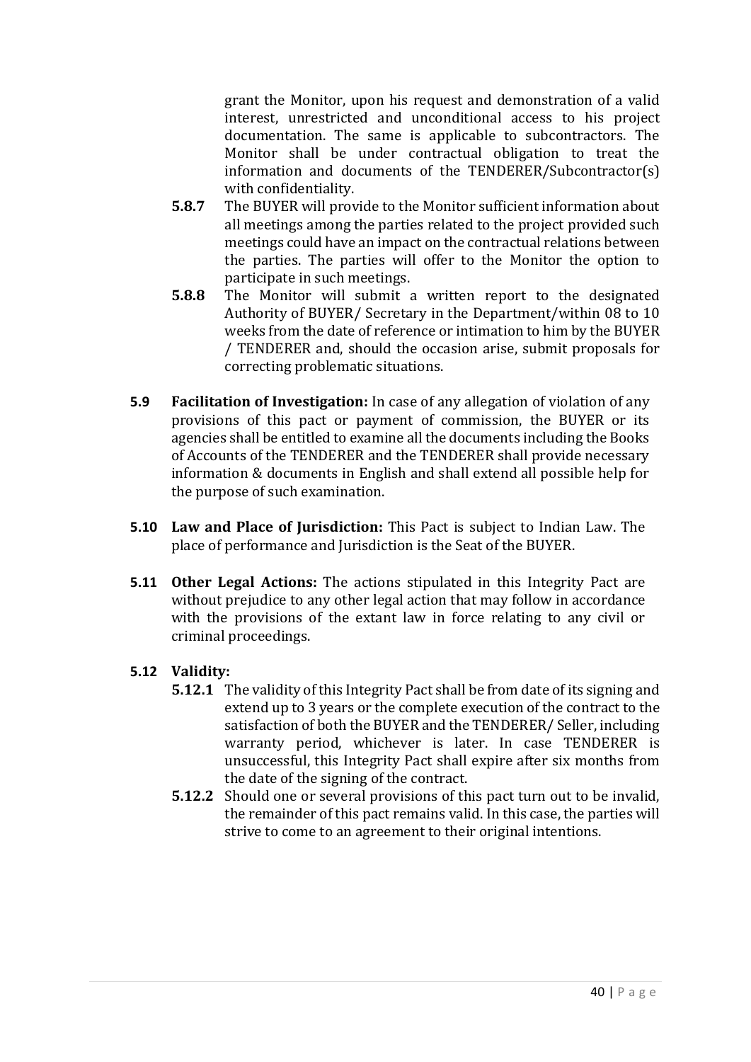grant the Monitor, upon his request and demonstration of a valid interest, unrestricted and unconditional access to his project documentation. The same is applicable to subcontractors. The Monitor shall be under contractual obligation to treat the information and documents of the TENDERER/Subcontractor(s) with confidentiality.

**5.8.7** The BUYER will provide to the Monitor sufficient information about all meetings among the parties related to the project provided such meetings could have an impact on the contractual relations between the parties. The parties will offer to the Monitor the option to participate in such meetings.

**5.8.8** The Monitor will submit a written report to the designated Authority of BUYER/ Secretary in the Department/within 08 to 10 weeks from the date of reference or intimation to him by the BUYER / TENDERER and, should the occasion arise, submit proposals for correcting problematic situations.

**5.9 Facilitation of Investigation:** In case of any allegation of violation of any provisions of this pact or payment of commission, the BUYER or its agencies shall be entitled to examine all the documents including the Books of Accounts of the TENDERER and the TENDERER shall provide necessary information & documents in English and shall extend all possible help for the purpose of such examination.

**5.10 Law and Place of Jurisdiction:** This Pact is subject to Indian Law. The place of performance and Jurisdiction is the Seat of the BUYER.

**5.11 Other Legal Actions:** The actions stipulated in this Integrity Pact are without prejudice to any other legal action that may follow in accordance with the provisions of the extant law in force relating to any civil or criminal proceedings.

**5.12 Validity:**

**5.12.1** The validity of this Integrity Pact shall be from date of its signing and extend up to 3 years or the complete execution of the contract to the satisfaction of both the BUYER and the TENDERER/ Seller, including warranty period, whichever is later. In case TENDERER is unsuccessful, this Integrity Pact shall expire after six months from the date of the signing of the contract.

**5.12.2** Should one or several provisions of this pact turn out to be invalid, the remainder of this pact remains valid. In this case, the parties will strive to come to an agreement to their original intentions.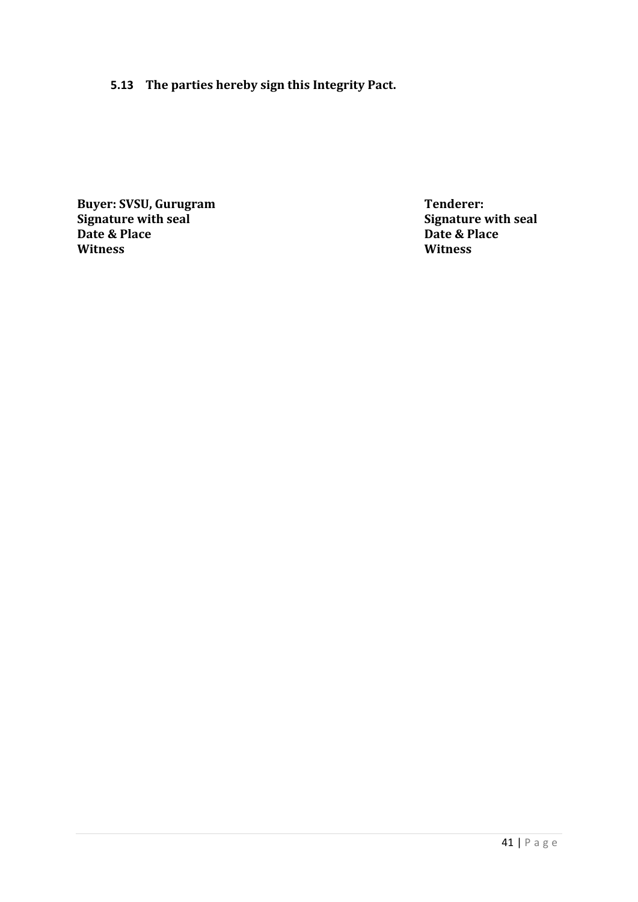**5.13 The parties hereby sign this Integrity Pact.**

| **Buyer: SVSU, Gurugram** | **Tenderer:** |
|---|---|
| **Signature with seal** | **Signature with seal** |
| **Date & Place** | **Date & Place** |
| **Witness** | **Witness** |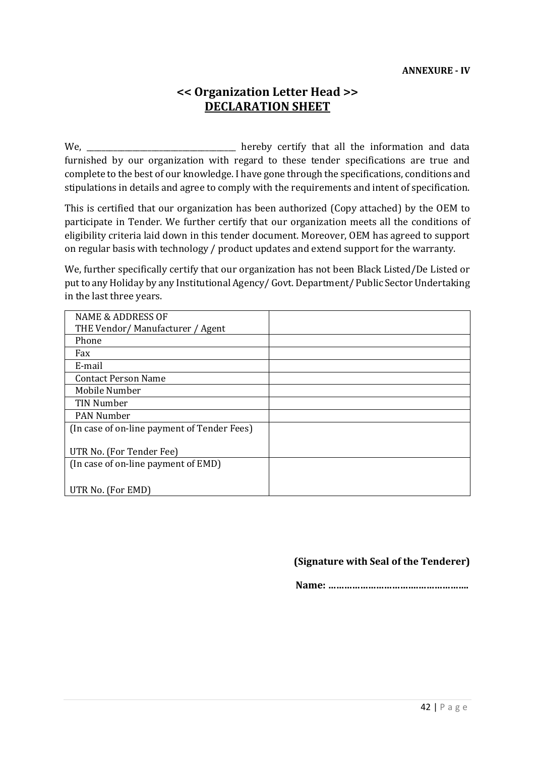**ANNEXURE - IV**

## << Organization Letter Head >>
## DECLARATION SHEET

We, ______________________________________ hereby certify that all the information and data furnished by our organization with regard to these tender specifications are true and complete to the best of our knowledge. I have gone through the specifications, conditions and stipulations in details and agree to comply with the requirements and intent of specification.

This is certified that our organization has been authorized (Copy attached) by the OEM to participate in Tender. We further certify that our organization meets all the conditions of eligibility criteria laid down in this tender document. Moreover, OEM has agreed to support on regular basis with technology / product updates and extend support for the warranty.

We, further specifically certify that our organization has not been Black Listed/De Listed or put to any Holiday by any Institutional Agency/ Govt. Department/ Public Sector Undertaking in the last three years.

| NAME & ADDRESS OF THE Vendor/ Manufacturer / Agent | |
|---|---|
| Phone | |
| Fax | |
| E-mail | |
| Contact Person Name | |
| Mobile Number | |
| TIN Number | |
| PAN Number | |
| (In case of on-line payment of Tender Fees)<br><br>UTR No. (For Tender Fee) | |
| (In case of on-line payment of EMD)<br><br>UTR No. (For EMD) | |

**(Signature with Seal of the Tenderer)**

**Name: ……………………………………………**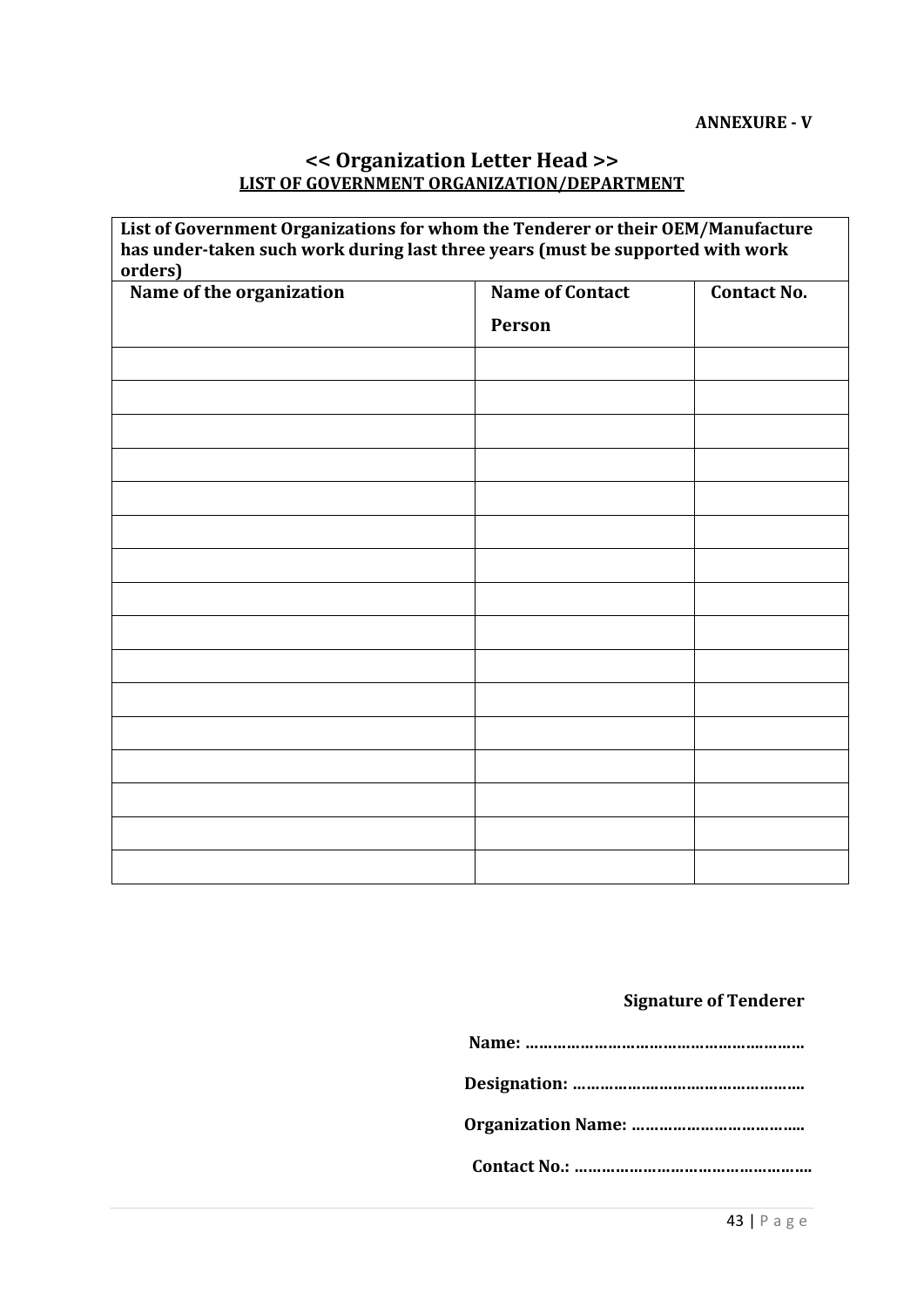**ANNEXURE - V**

## << Organization Letter Head >>

**LIST OF GOVERNMENT ORGANIZATION/DEPARTMENT**

| List of Government Organizations for whom the Tenderer or their OEM/Manufacture has under-taken such work during last three years (must be supported with work orders) | | |
|---|---|---|
| **Name of the organization** | **Name of Contact Person** | **Contact No.** |
| | | |
| | | |
| | | |
| | | |
| | | |
| | | |
| | | |
| | | |
| | | |
| | | |
| | | |
| | | |
| | | |
| | | |
| | | |
| | | |

**Signature of Tenderer**

**Name: ……………………………………………………**

**Designation: ……………………………………………**

**Organization Name: ………………………………..**

**Contact No.: ……………………………………………..**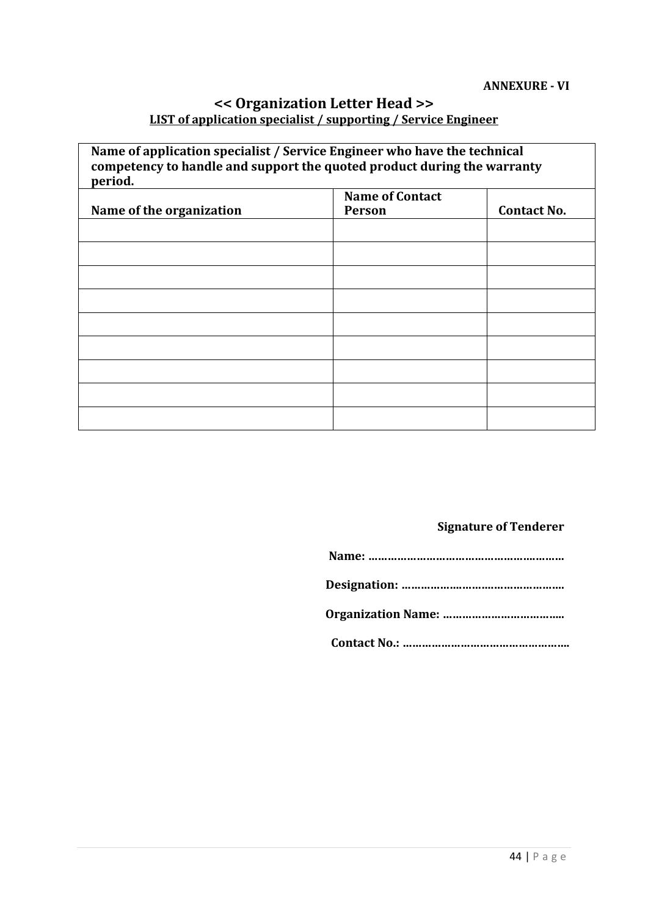**ANNEXURE - VI**

## << Organization Letter Head >>

**LIST of application specialist / supporting / Service Engineer**

| Name of application specialist / Service Engineer who have the technical competency to handle and support the quoted product during the warranty period. | | |
|---|---|---|
| **Name of the organization** | **Name of Contact Person** | **Contact No.** |
| | | |
| | | |
| | | |
| | | |
| | | |
| | | |
| | | |
| | | |
| | | |

**Signature of Tenderer**

**Name: ……………………………………………………**

**Designation: ……………………………………………**

**Organization Name: ………………………………..**

**Contact No.: …………………………………………….**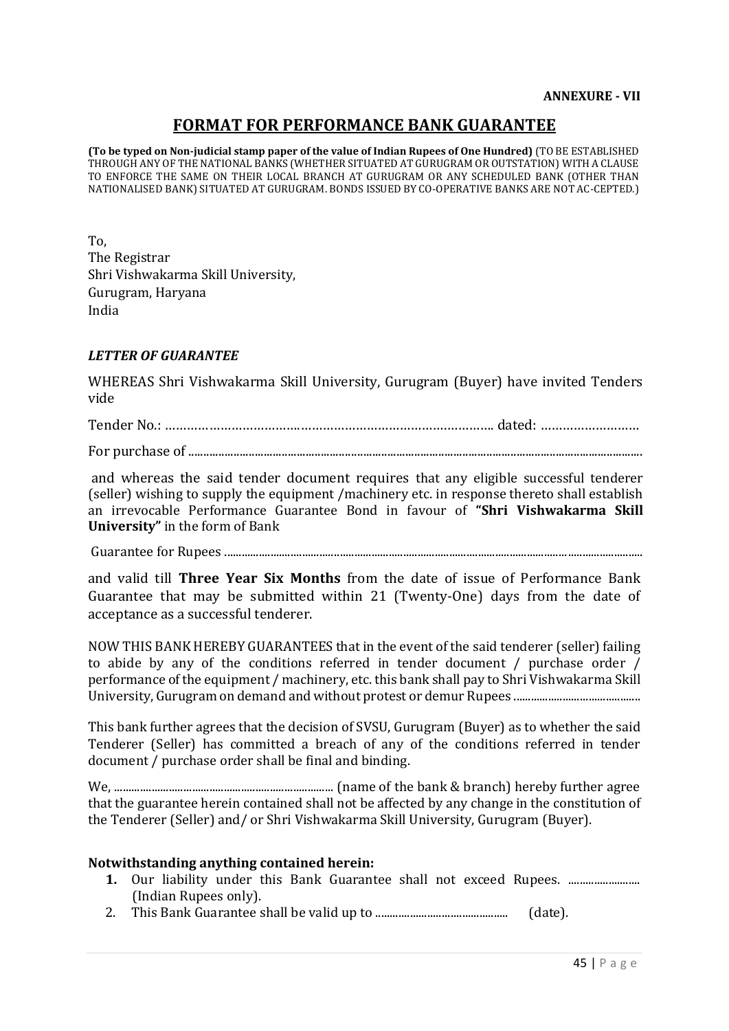**ANNEXURE - VII**

## FORMAT FOR PERFORMANCE BANK GUARANTEE

**(To be typed on Non-judicial stamp paper of the value of Indian Rupees of One Hundred)** (TO BE ESTABLISHED THROUGH ANY OF THE NATIONAL BANKS (WHETHER SITUATED AT GURUGRAM OR OUTSTATION) WITH A CLAUSE TO ENFORCE THE SAME ON THEIR LOCAL BRANCH AT GURUGRAM OR ANY SCHEDULED BANK (OTHER THAN NATIONALISED BANK) SITUATED AT GURUGRAM. BONDS ISSUED BY CO-OPERATIVE BANKS ARE NOT AC-CEPTED.)

To,
The Registrar
Shri Vishwakarma Skill University,
Gurugram, Haryana
India

***LETTER OF GUARANTEE***

WHEREAS Shri Vishwakarma Skill University, Gurugram (Buyer) have invited Tenders vide

Tender No.: ……………………………………………………………………………. dated: ………………………

For purchase of ...........................................................................................................................................

and whereas the said tender document requires that any eligible successful tenderer (seller) wishing to supply the equipment /machinery etc. in response thereto shall establish an irrevocable Performance Guarantee Bond in favour of **"Shri Vishwakarma Skill University"** in the form of Bank

Guarantee for Rupees ...........................................................................................................................

and valid till **Three Year Six Months** from the date of issue of Performance Bank Guarantee that may be submitted within 21 (Twenty-One) days from the date of acceptance as a successful tenderer.

NOW THIS BANK HEREBY GUARANTEES that in the event of the said tenderer (seller) failing to abide by any of the conditions referred in tender document / purchase order / performance of the equipment / machinery, etc. this bank shall pay to Shri Vishwakarma Skill University, Gurugram on demand and without protest or demur Rupees ...........................................

This bank further agrees that the decision of SVSU, Gurugram (Buyer) as to whether the said Tenderer (Seller) has committed a breach of any of the conditions referred in tender document / purchase order shall be final and binding.

We, ........................................................................... (name of the bank & branch) hereby further agree that the guarantee herein contained shall not be affected by any change in the constitution of the Tenderer (Seller) and/ or Shri Vishwakarma Skill University, Gurugram (Buyer).

**Notwithstanding anything contained herein:**

1. Our liability under this Bank Guarantee shall not exceed Rupees. ......................... (Indian Rupees only).
2. This Bank Guarantee shall be valid up to .............................................. (date).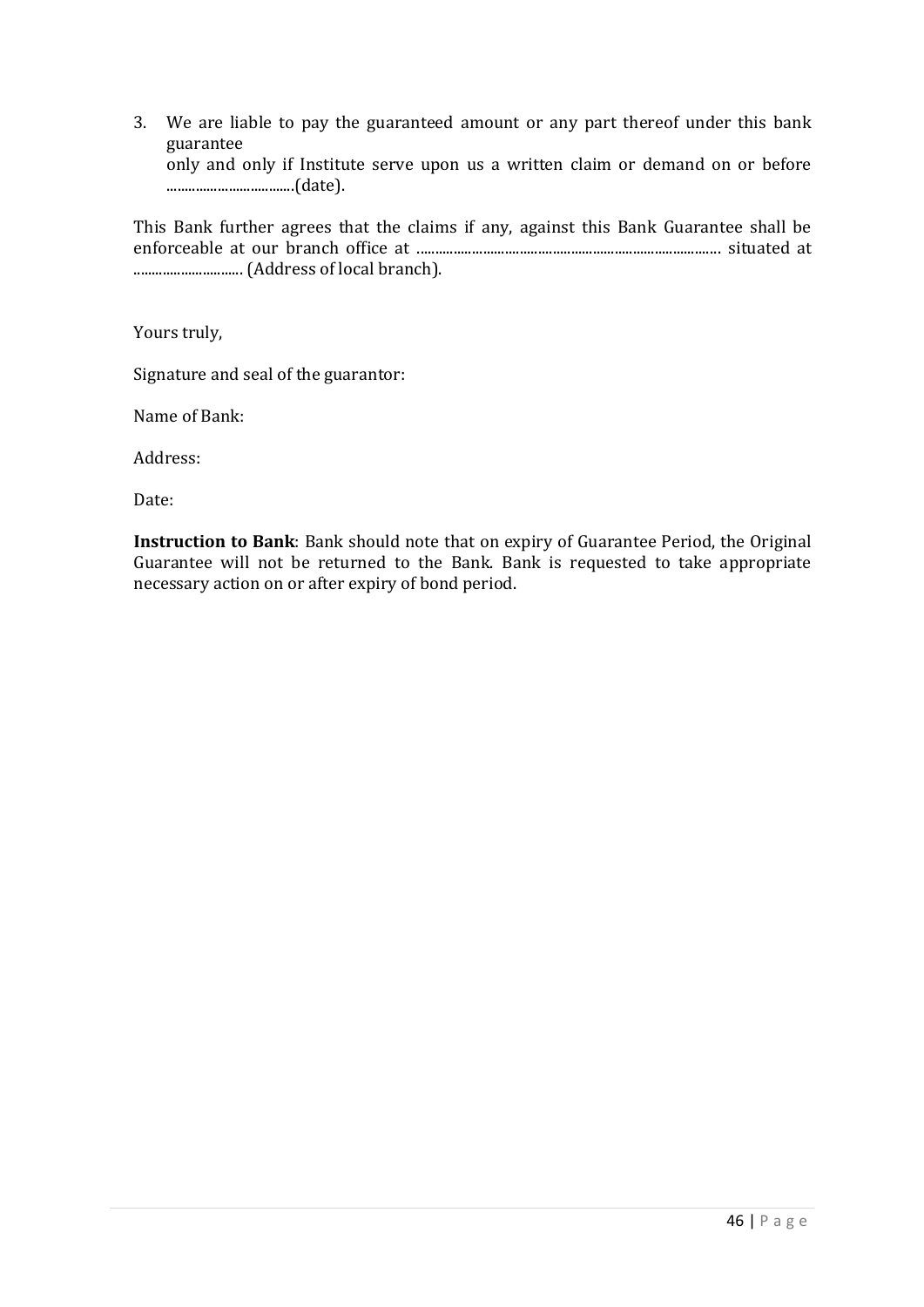3. We are liable to pay the guaranteed amount or any part thereof under this bank guarantee
   only and only if Institute serve upon us a written claim or demand on or before ..................................(date).

This Bank further agrees that the claims if any, against this Bank Guarantee shall be enforceable at our branch office at .................................................................................... situated at ............................ (Address of local branch).

Yours truly,

Signature and seal of the guarantor:

Name of Bank:

Address:

Date:

**Instruction to Bank**: Bank should note that on expiry of Guarantee Period, the Original Guarantee will not be returned to the Bank. Bank is requested to take appropriate necessary action on or after expiry of bond period.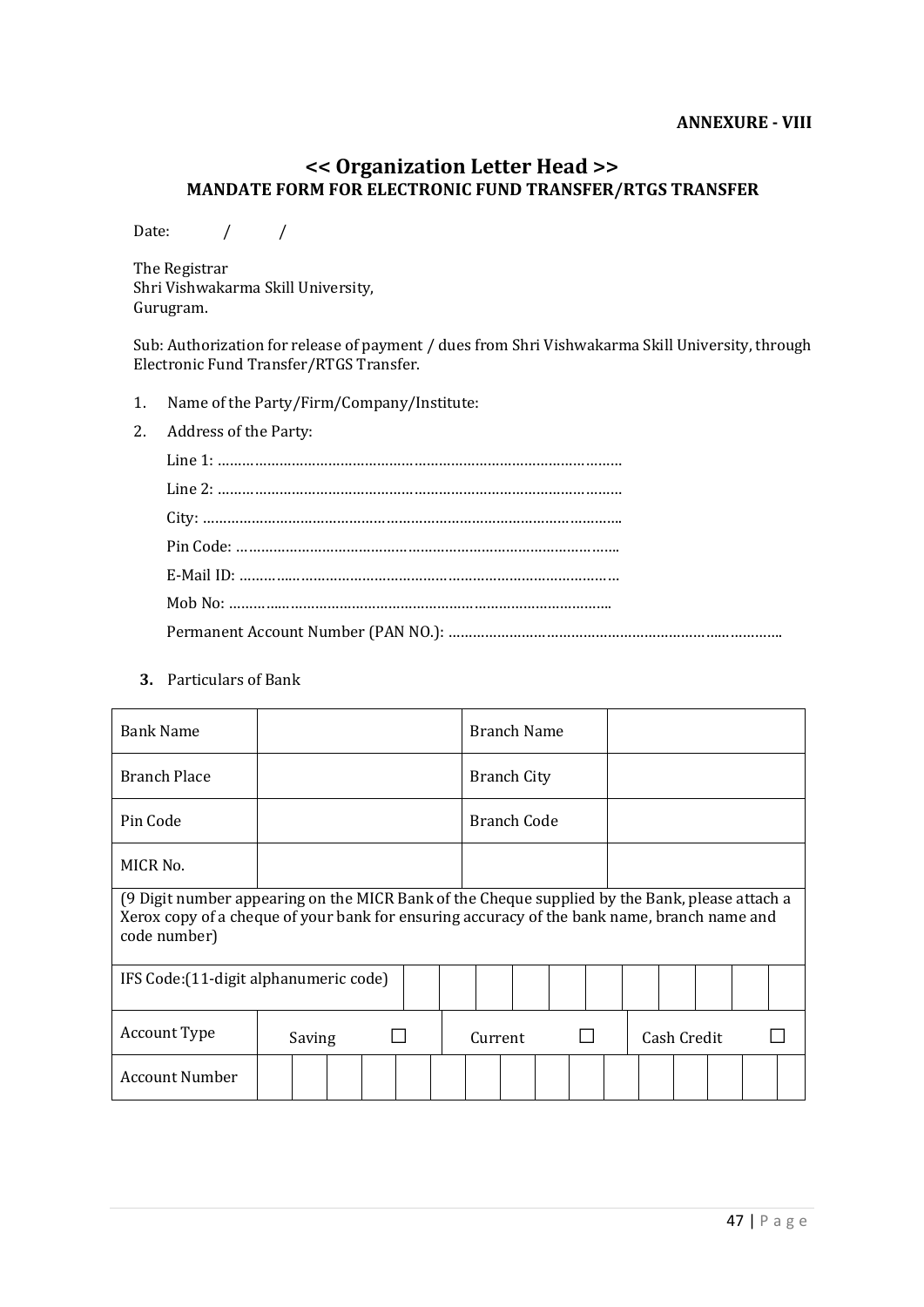**ANNEXURE - VIII**

## << Organization Letter Head >>
### MANDATE FORM FOR ELECTRONIC FUND TRANSFER/RTGS TRANSFER

Date: / /

The Registrar
Shri Vishwakarma Skill University,
Gurugram.

Sub: Authorization for release of payment / dues from Shri Vishwakarma Skill University, through Electronic Fund Transfer/RTGS Transfer.

1. Name of the Party/Firm/Company/Institute:
2. Address of the Party:

   Line 1: ……………………………………………………………………………………
   
   Line 2: ……………………………………………………………………………………
   
   City: ……………………………………………………………………………………..
   
   Pin Code: …………………………………………………………………………………..
   
   E-Mail ID: …………..…………………………………………………………………
   
   Mob No: …………..…………………………………………………………………..
   
   Permanent Account Number (PAN NO.): ………………………………………………………..…………..

3. **Particulars of Bank**

| Bank Name | | Branch Name | |
|---|---|---|---|
| Branch Place | | Branch City | |
| Pin Code | | Branch Code | |
| MICR No. | | | |
| (9 Digit number appearing on the MICR Bank of the Cheque supplied by the Bank, please attach a Xerox copy of a cheque of your bank for ensuring accuracy of the bank name, branch name and code number) | | | |
| IFS Code:(11-digit alphanumeric code) | | | |
| Account Type | Saving ☐ | Current ☐ | Cash Credit ☐ |
| Account Number | | | |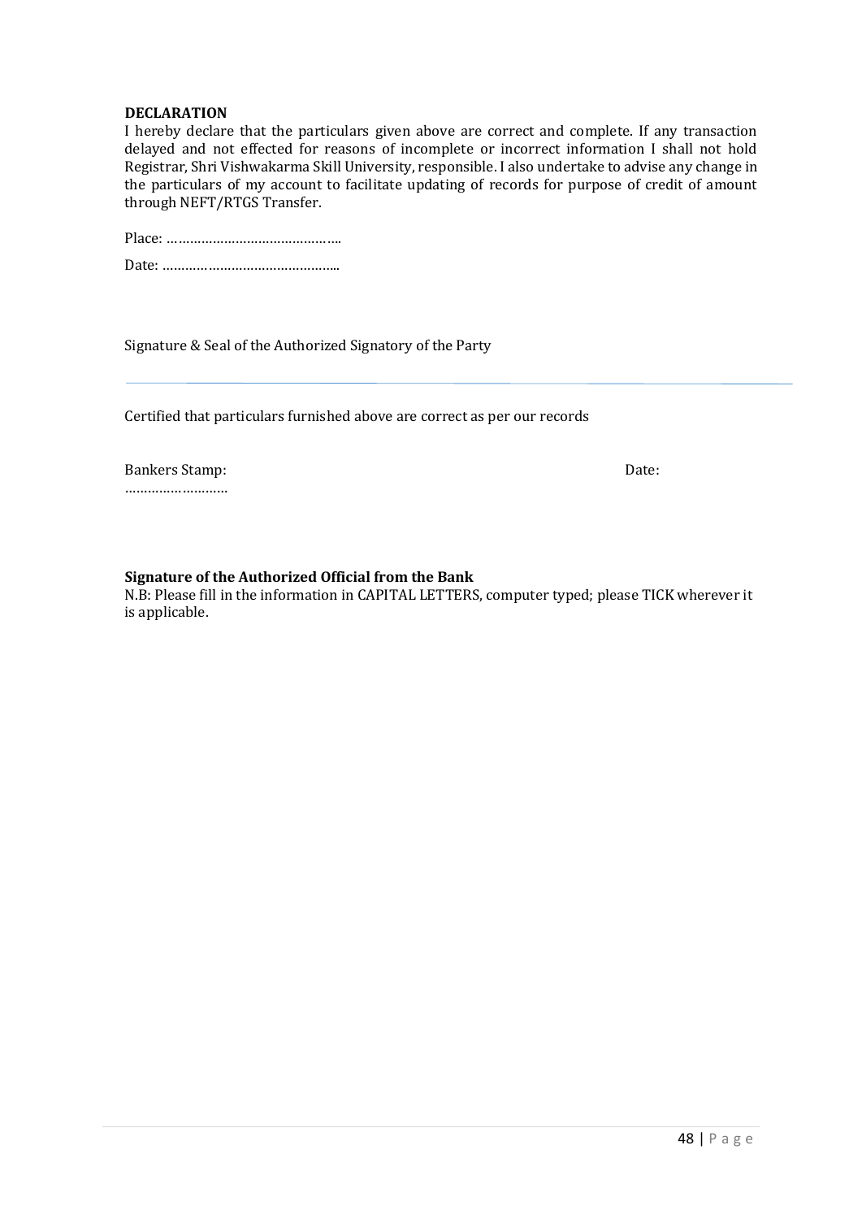**DECLARATION**

I hereby declare that the particulars given above are correct and complete. If any transaction delayed and not effected for reasons of incomplete or incorrect information I shall not hold Registrar, Shri Vishwakarma Skill University, responsible. I also undertake to advise any change in the particulars of my account to facilitate updating of records for purpose of credit of amount through NEFT/RTGS Transfer.

Place: ……………………………………..

Date: ………………………………………..

Signature & Seal of the Authorized Signatory of the Party

---

Certified that particulars furnished above are correct as per our records

Bankers Stamp: ……………………… Date:

**Signature of the Authorized Official from the Bank**

N.B: Please fill in the information in CAPITAL LETTERS, computer typed; please TICK wherever it is applicable.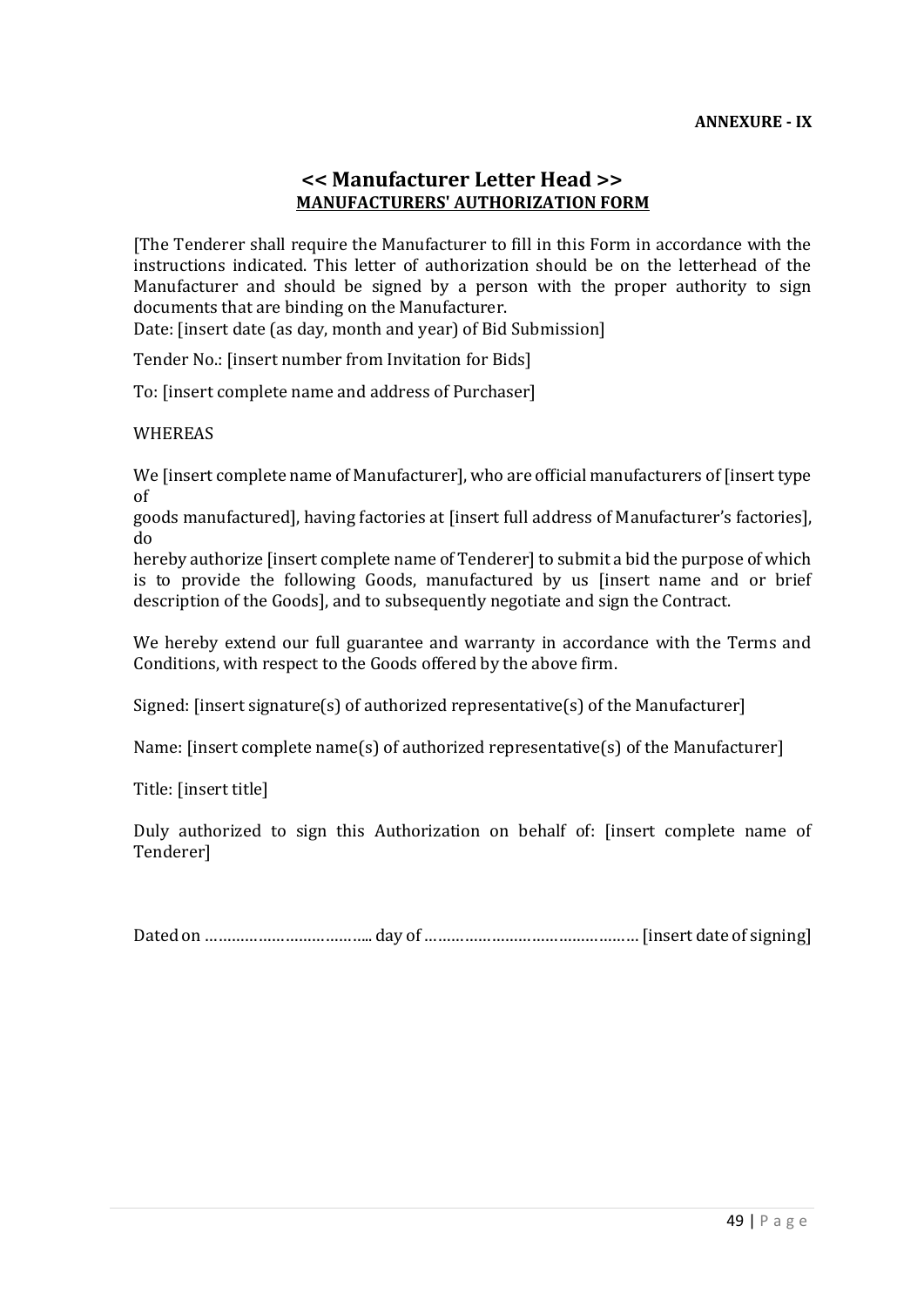**ANNEXURE - IX**

## << Manufacturer Letter Head >>

**MANUFACTURERS' AUTHORIZATION FORM**

[The Tenderer shall require the Manufacturer to fill in this Form in accordance with the instructions indicated. This letter of authorization should be on the letterhead of the Manufacturer and should be signed by a person with the proper authority to sign documents that are binding on the Manufacturer.

Date: [insert date (as day, month and year) of Bid Submission]

Tender No.: [insert number from Invitation for Bids]

To: [insert complete name and address of Purchaser]

WHEREAS

We [insert complete name of Manufacturer], who are official manufacturers of [insert type of goods manufactured], having factories at [insert full address of Manufacturer's factories], do hereby authorize [insert complete name of Tenderer] to submit a bid the purpose of which is to provide the following Goods, manufactured by us [insert name and or brief description of the Goods], and to subsequently negotiate and sign the Contract.

We hereby extend our full guarantee and warranty in accordance with the Terms and Conditions, with respect to the Goods offered by the above firm.

Signed: [insert signature(s) of authorized representative(s) of the Manufacturer]

Name: [insert complete name(s) of authorized representative(s) of the Manufacturer]

Title: [insert title]

Duly authorized to sign this Authorization on behalf of: [insert complete name of Tenderer]

Dated on ……………………………... day of ………………………………………… [insert date of signing]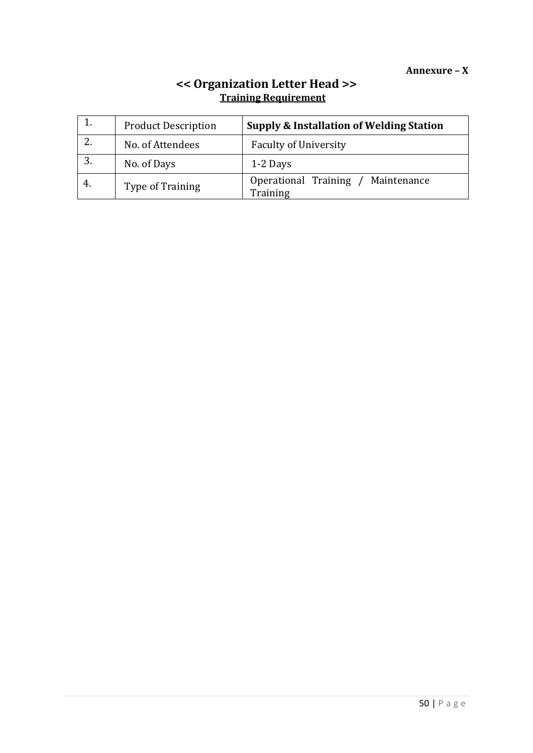**Annexure – X**

## << Organization Letter Head >>

**Training Requirement**

| | | |
|---|---|---|
| 1. | Product Description | **Supply & Installation of Welding Station** |
| 2. | No. of Attendees | Faculty of University |
| 3. | No. of Days | 1-2 Days |
| 4. | Type of Training | Operational Training / Maintenance Training |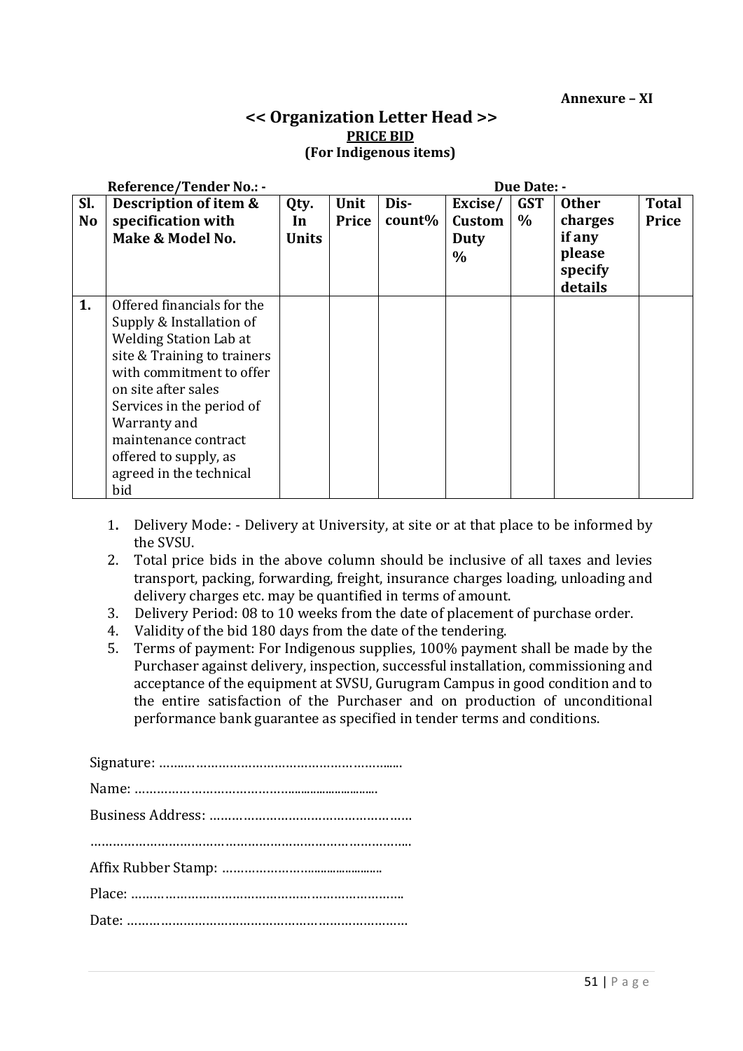**Annexure – XI**

## << Organization Letter Head >>

**PRICE BID**

**(For Indigenous items)**

**Reference/Tender No.: -** **Due Date: -**

| Sl. No | Description of item & specification with Make & Model No. | Qty. In Units | Unit Price | Dis-count% | Excise/ Custom Duty % | GST % | Other charges if any please specify details | Total Price |
|---|---|---|---|---|---|---|---|---|
| 1. | Offered financials for the Supply & Installation of Welding Station Lab at site & Training to trainers with commitment to offer on site after sales Services in the period of Warranty and maintenance contract offered to supply, as agreed in the technical bid | | | | | | | |

1. Delivery Mode: - Delivery at University, at site or at that place to be informed by the SVSU.
2. Total price bids in the above column should be inclusive of all taxes and levies transport, packing, forwarding, freight, insurance charges loading, unloading and delivery charges etc. may be quantified in terms of amount.
3. Delivery Period: 08 to 10 weeks from the date of placement of purchase order.
4. Validity of the bid 180 days from the date of the tendering.
5. Terms of payment: For Indigenous supplies, 100% payment shall be made by the Purchaser against delivery, inspection, successful installation, commissioning and acceptance of the equipment at SVSU, Gurugram Campus in good condition and to the entire satisfaction of the Purchaser and on production of unconditional performance bank guarantee as specified in tender terms and conditions.

Signature: ……………………………………………………......

Name: …………………………………….........................

Business Address: ………………………………………………

…………………………………………………………………………..

Affix Rubber Stamp: ………………….......................

Place: ……………………………………………………………..

Date: ………………………………………………………………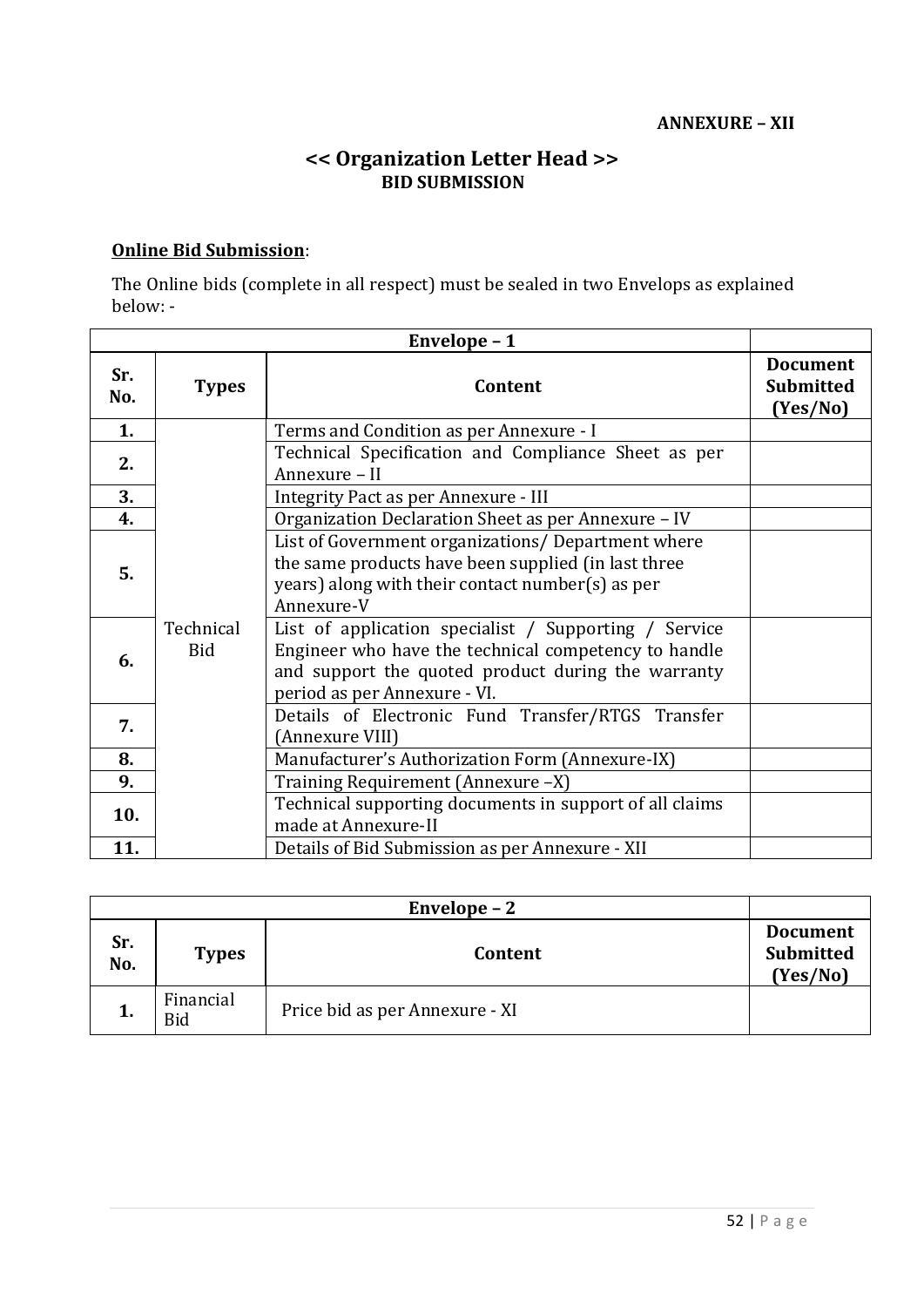**ANNEXURE – XII**

## << Organization Letter Head >>

**BID SUBMISSION**

**Online Bid Submission**:

The Online bids (complete in all respect) must be sealed in two Envelops as explained below: -

| Envelope – 1 | | | |
|---|---|---|---|
| **Sr. No.** | **Types** | **Content** | **Document Submitted (Yes/No)** |
| **1.** | Technical Bid | Terms and Condition as per Annexure - I | |
| **2.** | | Technical Specification and Compliance Sheet as per Annexure – II | |
| **3.** | | Integrity Pact as per Annexure - III | |
| **4.** | | Organization Declaration Sheet as per Annexure – IV | |
| **5.** | | List of Government organizations/ Department where the same products have been supplied (in last three years) along with their contact number(s) as per Annexure-V | |
| **6.** | | List of application specialist / Supporting / Service Engineer who have the technical competency to handle and support the quoted product during the warranty period as per Annexure - VI. | |
| **7.** | | Details of Electronic Fund Transfer/RTGS Transfer (Annexure VIII) | |
| **8.** | | Manufacturer's Authorization Form (Annexure-IX) | |
| **9.** | | Training Requirement (Annexure –X) | |
| **10.** | | Technical supporting documents in support of all claims made at Annexure-II | |
| **11.** | | Details of Bid Submission as per Annexure - XII | |

| Envelope – 2 | | | |
|---|---|---|---|
| **Sr. No.** | **Types** | **Content** | **Document Submitted (Yes/No)** |
| **1.** | Financial Bid | Price bid as per Annexure - XI | |